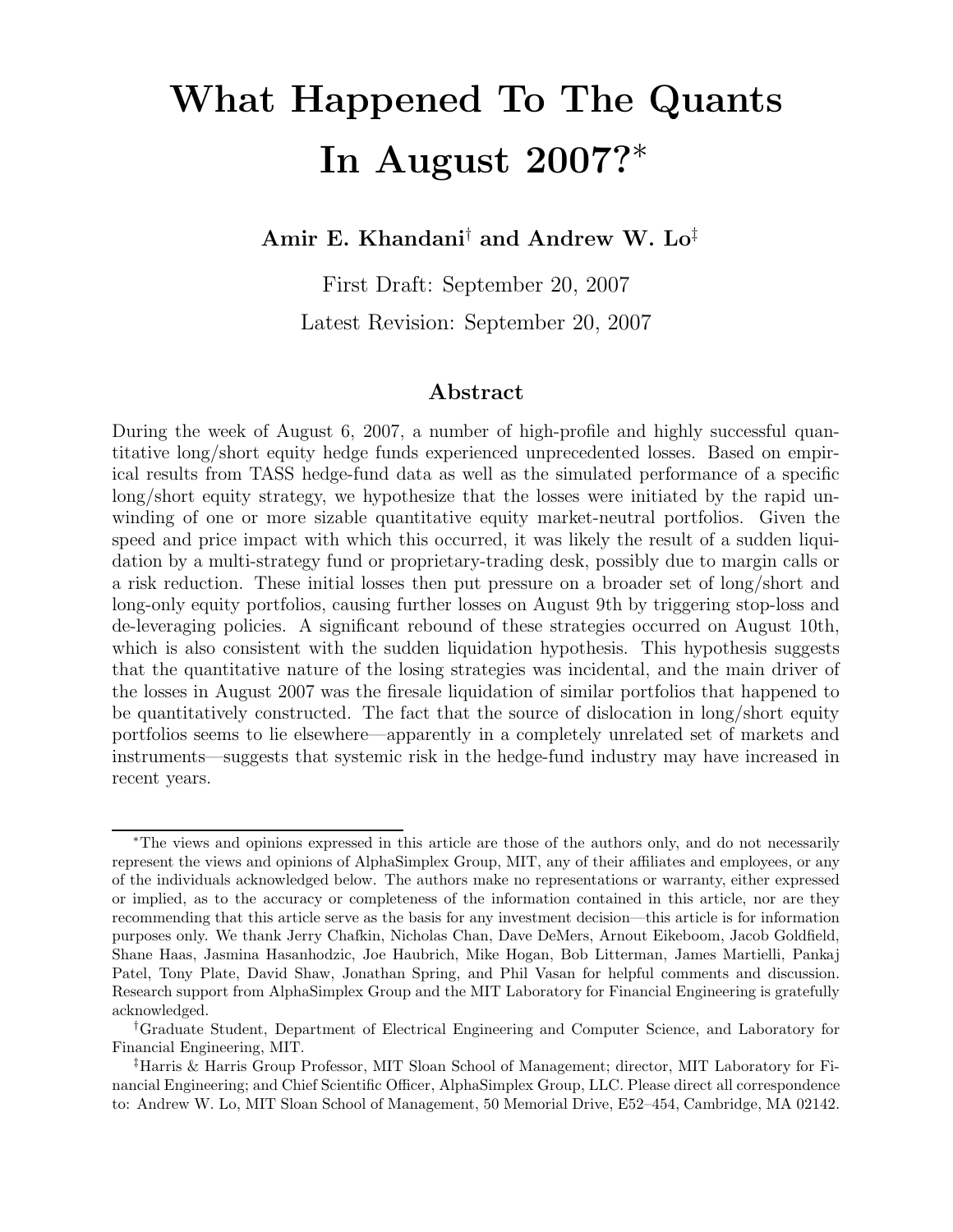# What Happened To The Quants In August 2007?*

**Amir E. Khandani† and Andrew W. Lo‡**

First Draft: September 20, 2007

Latest Revision: September 20, 2007

## Abstract

During the week of August 6, 2007, a number of high-profile and highly successful quantitative long/short equity hedge funds experienced unprecedented losses. Based on empirical results from TASS hedge-fund data as well as the simulated performance of a specific long/short equity strategy, we hypothesize that the losses were initiated by the rapid unwinding of one or more sizable quantitative equity market-neutral portfolios. Given the speed and price impact with which this occurred, it was likely the result of a sudden liquidation by a multi-strategy fund or proprietary-trading desk, possibly due to margin calls or a risk reduction. These initial losses then put pressure on a broader set of long/short and long-only equity portfolios, causing further losses on August 9th by triggering stop-loss and de-leveraging policies. A significant rebound of these strategies occurred on August 10th, which is also consistent with the sudden liquidation hypothesis. This hypothesis suggests that the quantitative nature of the losing strategies was incidental, and the main driver of the losses in August 2007 was the firesale liquidation of similar portfolios that happened to be quantitatively constructed. The fact that the source of dislocation in long/short equity portfolios seems to lie elsewhere—apparently in a completely unrelated set of markets and instruments—suggests that systemic risk in the hedge-fund industry may have increased in recent years.

---

*The views and opinions expressed in this article are those of the authors only, and do not necessarily represent the views and opinions of AlphaSimplex Group, MIT, any of their affiliates and employees, or any of the individuals acknowledged below. The authors make no representations or warranty, either expressed or implied, as to the accuracy or completeness of the information contained in this article, nor are they recommending that this article serve as the basis for any investment decision—this article is for information purposes only. We thank Jerry Chafkin, Nicholas Chan, Dave DeMers, Arnout Eikeboom, Jacob Goldfield, Shane Haas, Jasmina Hasanhodzic, Joe Haubrich, Mike Hogan, Bob Litterman, James Martielli, Pankaj Patel, Tony Plate, David Shaw, Jonathan Spring, and Phil Vasan for helpful comments and discussion. Research support from AlphaSimplex Group and the MIT Laboratory for Financial Engineering is gratefully acknowledged.

†Graduate Student, Department of Electrical Engineering and Computer Science, and Laboratory for Financial Engineering, MIT.

‡Harris & Harris Group Professor, MIT Sloan School of Management; director, MIT Laboratory for Financial Engineering; and Chief Scientific Officer, AlphaSimplex Group, LLC. Please direct all correspondence to: Andrew W. Lo, MIT Sloan School of Management, 50 Memorial Drive, E52–454, Cambridge, MA 02142.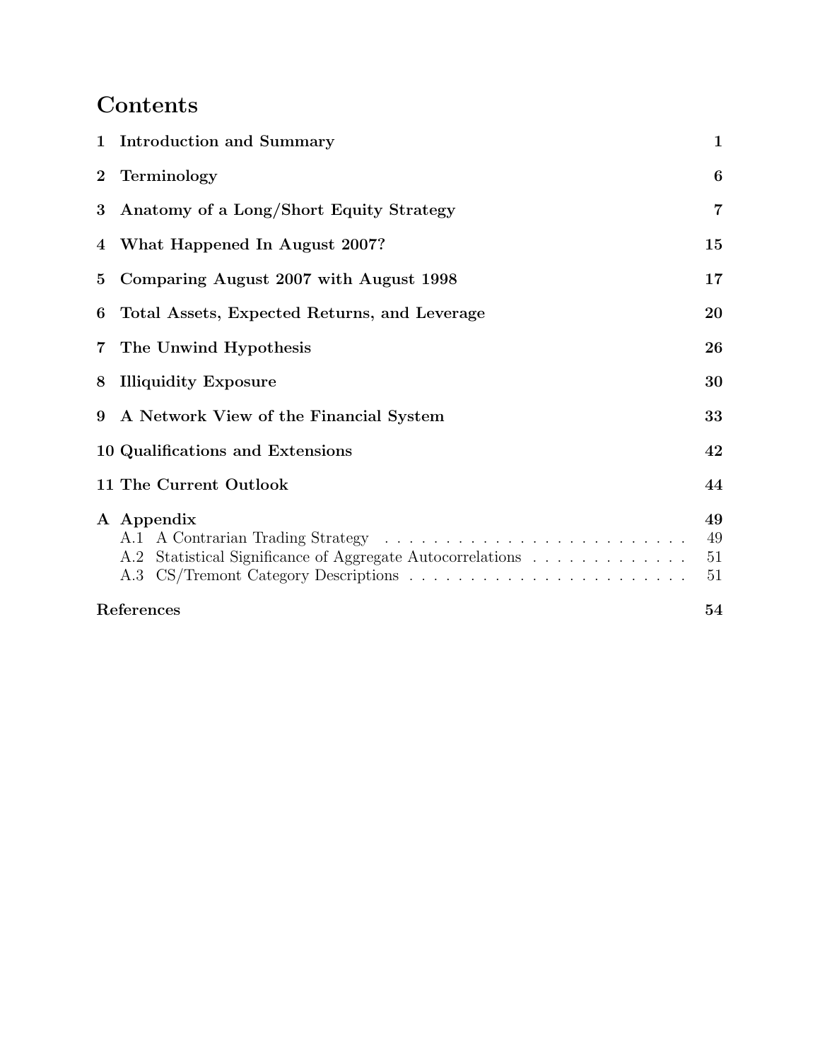# Contents

1 Introduction and Summary 1

2 Terminology 6

3 Anatomy of a Long/Short Equity Strategy 7

4 What Happened In August 2007? 15

5 Comparing August 2007 with August 1998 17

6 Total Assets, Expected Returns, and Leverage 20

7 The Unwind Hypothesis 26

8 Illiquidity Exposure 30

9 A Network View of the Financial System 33

10 Qualifications and Extensions 42

11 The Current Outlook 44

A Appendix 49
- A.1 A Contrarian Trading Strategy 49
- A.2 Statistical Significance of Aggregate Autocorrelations 51
- A.3 CS/Tremont Category Descriptions 51

References 54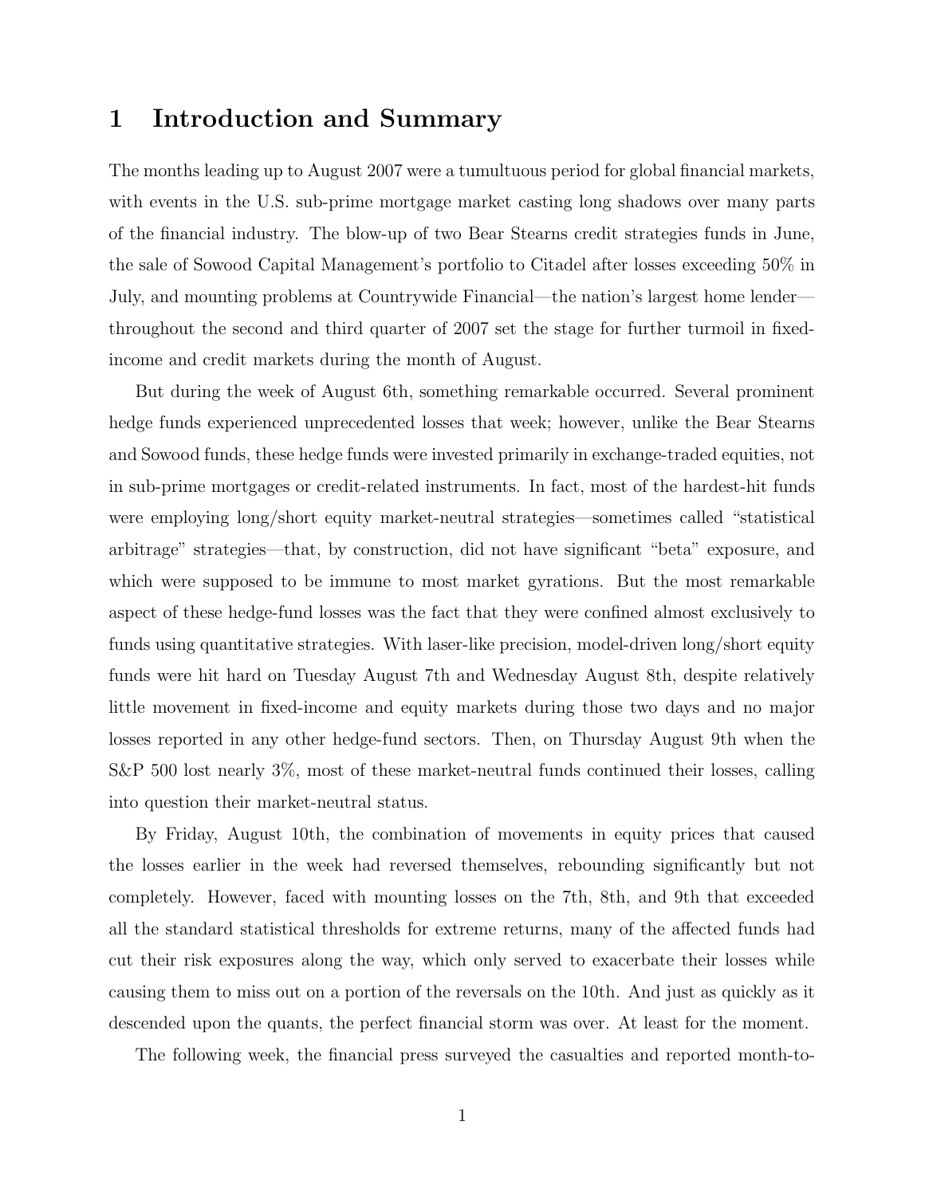# 1 Introduction and Summary

The months leading up to August 2007 were a tumultuous period for global financial markets, with events in the U.S. sub-prime mortgage market casting long shadows over many parts of the financial industry. The blow-up of two Bear Stearns credit strategies funds in June, the sale of Sowood Capital Management's portfolio to Citadel after losses exceeding 50% in July, and mounting problems at Countrywide Financial—the nation's largest home lender—throughout the second and third quarter of 2007 set the stage for further turmoil in fixed-income and credit markets during the month of August.

But during the week of August 6th, something remarkable occurred. Several prominent hedge funds experienced unprecedented losses that week; however, unlike the Bear Stearns and Sowood funds, these hedge funds were invested primarily in exchange-traded equities, not in sub-prime mortgages or credit-related instruments. In fact, most of the hardest-hit funds were employing long/short equity market-neutral strategies—sometimes called "statistical arbitrage" strategies—that, by construction, did not have significant "beta" exposure, and which were supposed to be immune to most market gyrations. But the most remarkable aspect of these hedge-fund losses was the fact that they were confined almost exclusively to funds using quantitative strategies. With laser-like precision, model-driven long/short equity funds were hit hard on Tuesday August 7th and Wednesday August 8th, despite relatively little movement in fixed-income and equity markets during those two days and no major losses reported in any other hedge-fund sectors. Then, on Thursday August 9th when the S&P 500 lost nearly 3%, most of these market-neutral funds continued their losses, calling into question their market-neutral status.

By Friday, August 10th, the combination of movements in equity prices that caused the losses earlier in the week had reversed themselves, rebounding significantly but not completely. However, faced with mounting losses on the 7th, 8th, and 9th that exceeded all the standard statistical thresholds for extreme returns, many of the affected funds had cut their risk exposures along the way, which only served to exacerbate their losses while causing them to miss out on a portion of the reversals on the 10th. And just as quickly as it descended upon the quants, the perfect financial storm was over. At least for the moment.

The following week, the financial press surveyed the casualties and reported month-to-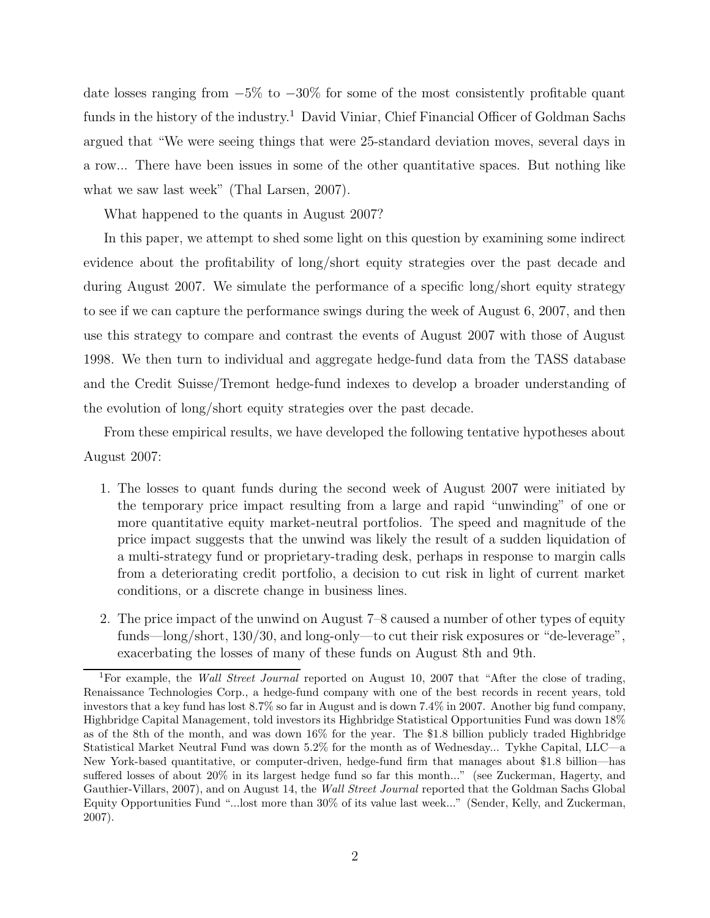date losses ranging from −5% to −30% for some of the most consistently profitable quant funds in the history of the industry.[1] David Viniar, Chief Financial Officer of Goldman Sachs argued that "We were seeing things that were 25-standard deviation moves, several days in a row... There have been issues in some of the other quantitative spaces. But nothing like what we saw last week" (Thal Larsen, 2007).

What happened to the quants in August 2007?

In this paper, we attempt to shed some light on this question by examining some indirect evidence about the profitability of long/short equity strategies over the past decade and during August 2007. We simulate the performance of a specific long/short equity strategy to see if we can capture the performance swings during the week of August 6, 2007, and then use this strategy to compare and contrast the events of August 2007 with those of August 1998. We then turn to individual and aggregate hedge-fund data from the TASS database and the Credit Suisse/Tremont hedge-fund indexes to develop a broader understanding of the evolution of long/short equity strategies over the past decade.

From these empirical results, we have developed the following tentative hypotheses about August 2007:

1. The losses to quant funds during the second week of August 2007 were initiated by the temporary price impact resulting from a large and rapid "unwinding" of one or more quantitative equity market-neutral portfolios. The speed and magnitude of the price impact suggests that the unwind was likely the result of a sudden liquidation of a multi-strategy fund or proprietary-trading desk, perhaps in response to margin calls from a deteriorating credit portfolio, a decision to cut risk in light of current market conditions, or a discrete change in business lines.

2. The price impact of the unwind on August 7–8 caused a number of other types of equity funds—long/short, 130/30, and long-only—to cut their risk exposures or "de-leverage", exacerbating the losses of many of these funds on August 8th and 9th.

[1] For example, the *Wall Street Journal* reported on August 10, 2007 that "After the close of trading, Renaissance Technologies Corp., a hedge-fund company with one of the best records in recent years, told investors that a key fund has lost 8.7% so far in August and is down 7.4% in 2007. Another big fund company, Highbridge Capital Management, told investors its Highbridge Statistical Opportunities Fund was down 18% as of the 8th of the month, and was down 16% for the year. The $1.8 billion publicly traded Highbridge Statistical Market Neutral Fund was down 5.2% for the month as of Wednesday... Tykhe Capital, LLC—a New York-based quantitative, or computer-driven, hedge-fund firm that manages about $1.8 billion—has suffered losses of about 20% in its largest hedge fund so far this month..." (see Zuckerman, Hagerty, and Gauthier-Villars, 2007), and on August 14, the *Wall Street Journal* reported that the Goldman Sachs Global Equity Opportunities Fund "...lost more than 30% of its value last week..." (Sender, Kelly, and Zuckerman, 2007).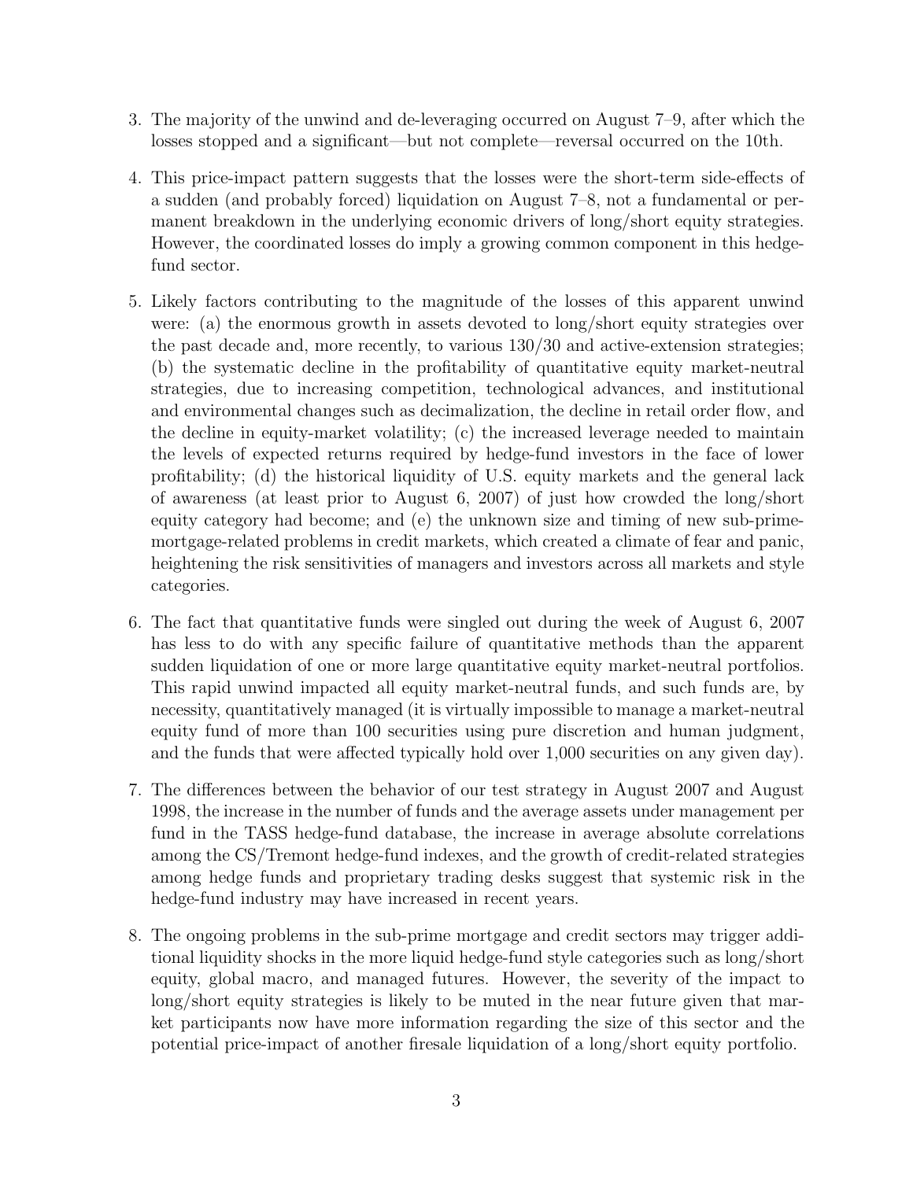3. The majority of the unwind and de-leveraging occurred on August 7–9, after which the losses stopped and a significant—but not complete—reversal occurred on the 10th.

4. This price-impact pattern suggests that the losses were the short-term side-effects of a sudden (and probably forced) liquidation on August 7–8, not a fundamental or permanent breakdown in the underlying economic drivers of long/short equity strategies. However, the coordinated losses do imply a growing common component in this hedge-fund sector.

5. Likely factors contributing to the magnitude of the losses of this apparent unwind were: (a) the enormous growth in assets devoted to long/short equity strategies over the past decade and, more recently, to various 130/30 and active-extension strategies; (b) the systematic decline in the profitability of quantitative equity market-neutral strategies, due to increasing competition, technological advances, and institutional and environmental changes such as decimalization, the decline in retail order flow, and the decline in equity-market volatility; (c) the increased leverage needed to maintain the levels of expected returns required by hedge-fund investors in the face of lower profitability; (d) the historical liquidity of U.S. equity markets and the general lack of awareness (at least prior to August 6, 2007) of just how crowded the long/short equity category had become; and (e) the unknown size and timing of new sub-prime-mortgage-related problems in credit markets, which created a climate of fear and panic, heightening the risk sensitivities of managers and investors across all markets and style categories.

6. The fact that quantitative funds were singled out during the week of August 6, 2007 has less to do with any specific failure of quantitative methods than the apparent sudden liquidation of one or more large quantitative equity market-neutral portfolios. This rapid unwind impacted all equity market-neutral funds, and such funds are, by necessity, quantitatively managed (it is virtually impossible to manage a market-neutral equity fund of more than 100 securities using pure discretion and human judgment, and the funds that were affected typically hold over 1,000 securities on any given day).

7. The differences between the behavior of our test strategy in August 2007 and August 1998, the increase in the number of funds and the average assets under management per fund in the TASS hedge-fund database, the increase in average absolute correlations among the CS/Tremont hedge-fund indexes, and the growth of credit-related strategies among hedge funds and proprietary trading desks suggest that systemic risk in the hedge-fund industry may have increased in recent years.

8. The ongoing problems in the sub-prime mortgage and credit sectors may trigger additional liquidity shocks in the more liquid hedge-fund style categories such as long/short equity, global macro, and managed futures. However, the severity of the impact to long/short equity strategies is likely to be muted in the near future given that market participants now have more information regarding the size of this sector and the potential price-impact of another firesale liquidation of a long/short equity portfolio.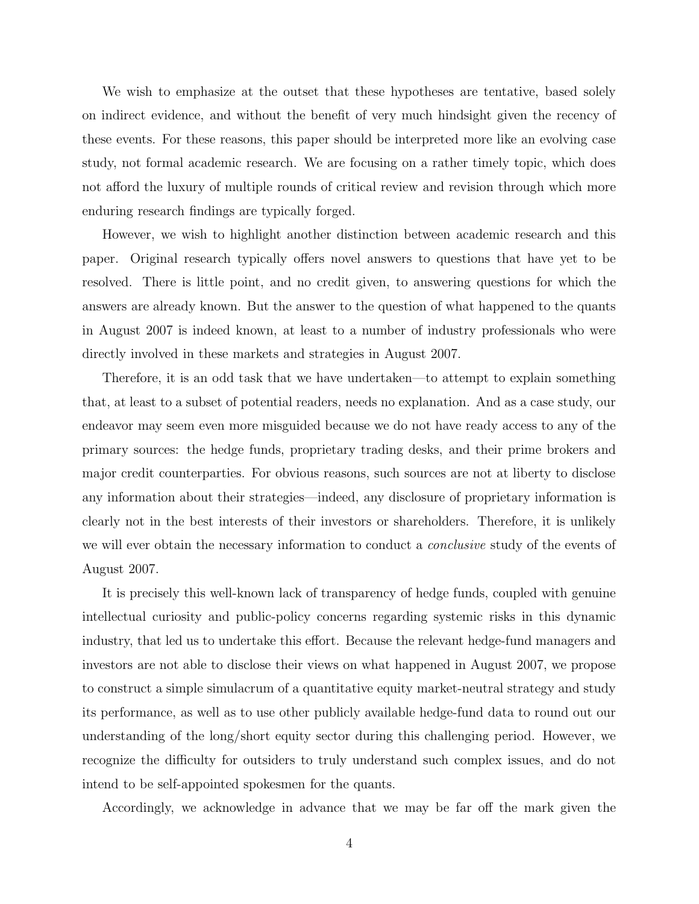We wish to emphasize at the outset that these hypotheses are tentative, based solely on indirect evidence, and without the benefit of very much hindsight given the recency of these events. For these reasons, this paper should be interpreted more like an evolving case study, not formal academic research. We are focusing on a rather timely topic, which does not afford the luxury of multiple rounds of critical review and revision through which more enduring research findings are typically forged.

However, we wish to highlight another distinction between academic research and this paper. Original research typically offers novel answers to questions that have yet to be resolved. There is little point, and no credit given, to answering questions for which the answers are already known. But the answer to the question of what happened to the quants in August 2007 is indeed known, at least to a number of industry professionals who were directly involved in these markets and strategies in August 2007.

Therefore, it is an odd task that we have undertaken—to attempt to explain something that, at least to a subset of potential readers, needs no explanation. And as a case study, our endeavor may seem even more misguided because we do not have ready access to any of the primary sources: the hedge funds, proprietary trading desks, and their prime brokers and major credit counterparties. For obvious reasons, such sources are not at liberty to disclose any information about their strategies—indeed, any disclosure of proprietary information is clearly not in the best interests of their investors or shareholders. Therefore, it is unlikely we will ever obtain the necessary information to conduct a *conclusive* study of the events of August 2007.

It is precisely this well-known lack of transparency of hedge funds, coupled with genuine intellectual curiosity and public-policy concerns regarding systemic risks in this dynamic industry, that led us to undertake this effort. Because the relevant hedge-fund managers and investors are not able to disclose their views on what happened in August 2007, we propose to construct a simple simulacrum of a quantitative equity market-neutral strategy and study its performance, as well as to use other publicly available hedge-fund data to round out our understanding of the long/short equity sector during this challenging period. However, we recognize the difficulty for outsiders to truly understand such complex issues, and do not intend to be self-appointed spokesmen for the quants.

Accordingly, we acknowledge in advance that we may be far off the mark given the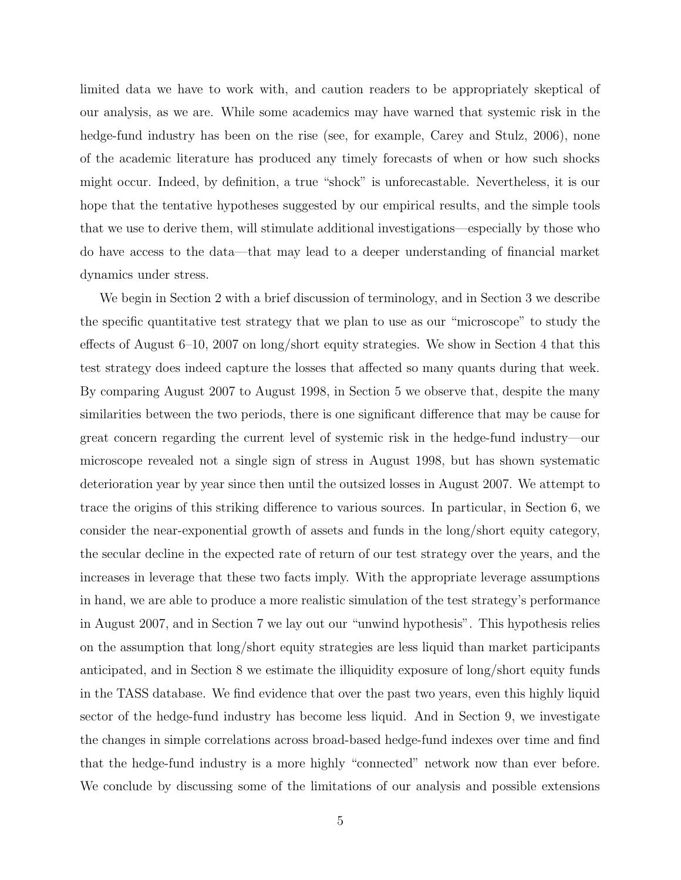limited data we have to work with, and caution readers to be appropriately skeptical of our analysis, as we are. While some academics may have warned that systemic risk in the hedge-fund industry has been on the rise (see, for example, Carey and Stulz, 2006), none of the academic literature has produced any timely forecasts of when or how such shocks might occur. Indeed, by definition, a true "shock" is unforecastable. Nevertheless, it is our hope that the tentative hypotheses suggested by our empirical results, and the simple tools that we use to derive them, will stimulate additional investigations—especially by those who do have access to the data—that may lead to a deeper understanding of financial market dynamics under stress.

We begin in Section 2 with a brief discussion of terminology, and in Section 3 we describe the specific quantitative test strategy that we plan to use as our "microscope" to study the effects of August 6–10, 2007 on long/short equity strategies. We show in Section 4 that this test strategy does indeed capture the losses that affected so many quants during that week. By comparing August 2007 to August 1998, in Section 5 we observe that, despite the many similarities between the two periods, there is one significant difference that may be cause for great concern regarding the current level of systemic risk in the hedge-fund industry—our microscope revealed not a single sign of stress in August 1998, but has shown systematic deterioration year by year since then until the outsized losses in August 2007. We attempt to trace the origins of this striking difference to various sources. In particular, in Section 6, we consider the near-exponential growth of assets and funds in the long/short equity category, the secular decline in the expected rate of return of our test strategy over the years, and the increases in leverage that these two facts imply. With the appropriate leverage assumptions in hand, we are able to produce a more realistic simulation of the test strategy's performance in August 2007, and in Section 7 we lay out our "unwind hypothesis". This hypothesis relies on the assumption that long/short equity strategies are less liquid than market participants anticipated, and in Section 8 we estimate the illiquidity exposure of long/short equity funds in the TASS database. We find evidence that over the past two years, even this highly liquid sector of the hedge-fund industry has become less liquid. And in Section 9, we investigate the changes in simple correlations across broad-based hedge-fund indexes over time and find that the hedge-fund industry is a more highly "connected" network now than ever before. We conclude by discussing some of the limitations of our analysis and possible extensions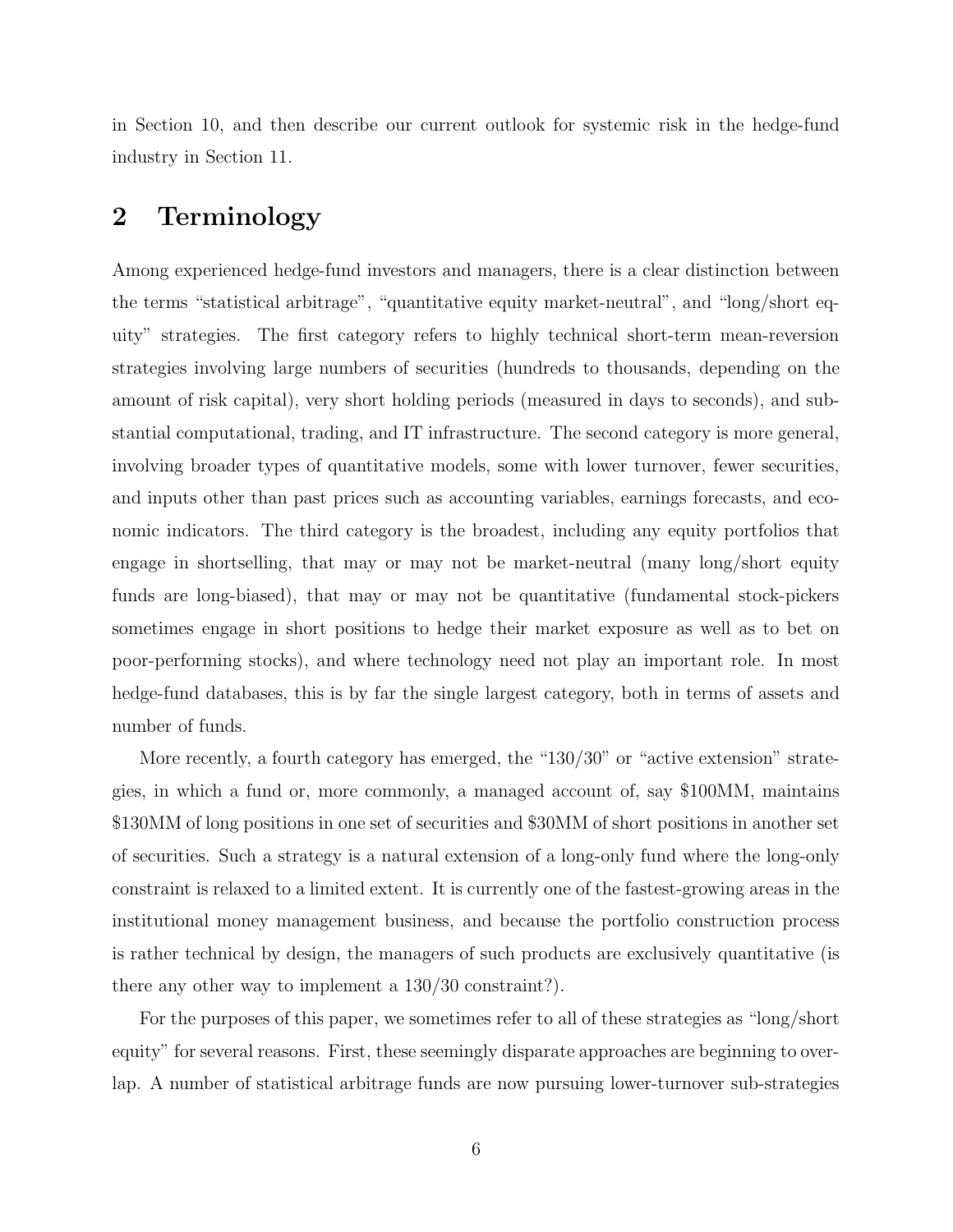in Section 10, and then describe our current outlook for systemic risk in the hedge-fund industry in Section 11.

## 2 Terminology

Among experienced hedge-fund investors and managers, there is a clear distinction between the terms "statistical arbitrage", "quantitative equity market-neutral", and "long/short equity" strategies. The first category refers to highly technical short-term mean-reversion strategies involving large numbers of securities (hundreds to thousands, depending on the amount of risk capital), very short holding periods (measured in days to seconds), and substantial computational, trading, and IT infrastructure. The second category is more general, involving broader types of quantitative models, some with lower turnover, fewer securities, and inputs other than past prices such as accounting variables, earnings forecasts, and economic indicators. The third category is the broadest, including any equity portfolios that engage in shortselling, that may or may not be market-neutral (many long/short equity funds are long-biased), that may or may not be quantitative (fundamental stock-pickers sometimes engage in short positions to hedge their market exposure as well as to bet on poor-performing stocks), and where technology need not play an important role. In most hedge-fund databases, this is by far the single largest category, both in terms of assets and number of funds.

More recently, a fourth category has emerged, the "130/30" or "active extension" strategies, in which a fund or, more commonly, a managed account of, say \$100MM, maintains \$130MM of long positions in one set of securities and \$30MM of short positions in another set of securities. Such a strategy is a natural extension of a long-only fund where the long-only constraint is relaxed to a limited extent. It is currently one of the fastest-growing areas in the institutional money management business, and because the portfolio construction process is rather technical by design, the managers of such products are exclusively quantitative (is there any other way to implement a 130/30 constraint?).

For the purposes of this paper, we sometimes refer to all of these strategies as "long/short equity" for several reasons. First, these seemingly disparate approaches are beginning to overlap. A number of statistical arbitrage funds are now pursuing lower-turnover sub-strategies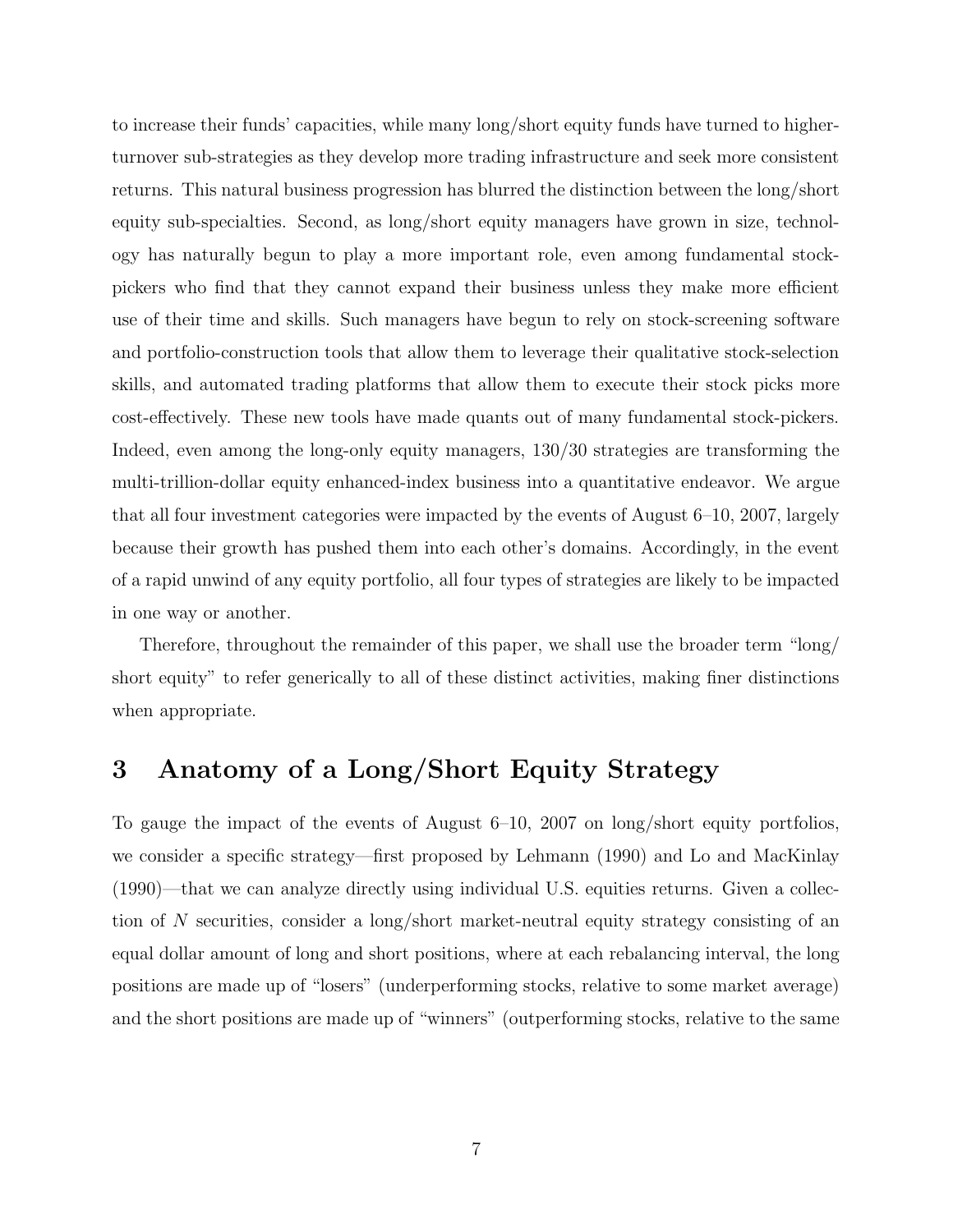to increase their funds' capacities, while many long/short equity funds have turned to higher-turnover sub-strategies as they develop more trading infrastructure and seek more consistent returns. This natural business progression has blurred the distinction between the long/short equity sub-specialties. Second, as long/short equity managers have grown in size, technology has naturally begun to play a more important role, even among fundamental stock-pickers who find that they cannot expand their business unless they make more efficient use of their time and skills. Such managers have begun to rely on stock-screening software and portfolio-construction tools that allow them to leverage their qualitative stock-selection skills, and automated trading platforms that allow them to execute their stock picks more cost-effectively. These new tools have made quants out of many fundamental stock-pickers. Indeed, even among the long-only equity managers, 130/30 strategies are transforming the multi-trillion-dollar equity enhanced-index business into a quantitative endeavor. We argue that all four investment categories were impacted by the events of August 6–10, 2007, largely because their growth has pushed them into each other's domains. Accordingly, in the event of a rapid unwind of any equity portfolio, all four types of strategies are likely to be impacted in one way or another.

Therefore, throughout the remainder of this paper, we shall use the broader term "long/short equity" to refer generically to all of these distinct activities, making finer distinctions when appropriate.

# 3 Anatomy of a Long/Short Equity Strategy

To gauge the impact of the events of August 6–10, 2007 on long/short equity portfolios, we consider a specific strategy—first proposed by Lehmann (1990) and Lo and MacKinlay (1990)—that we can analyze directly using individual U.S. equities returns. Given a collection of $N$ securities, consider a long/short market-neutral equity strategy consisting of an equal dollar amount of long and short positions, where at each rebalancing interval, the long positions are made up of "losers" (underperforming stocks, relative to some market average) and the short positions are made up of "winners" (outperforming stocks, relative to the same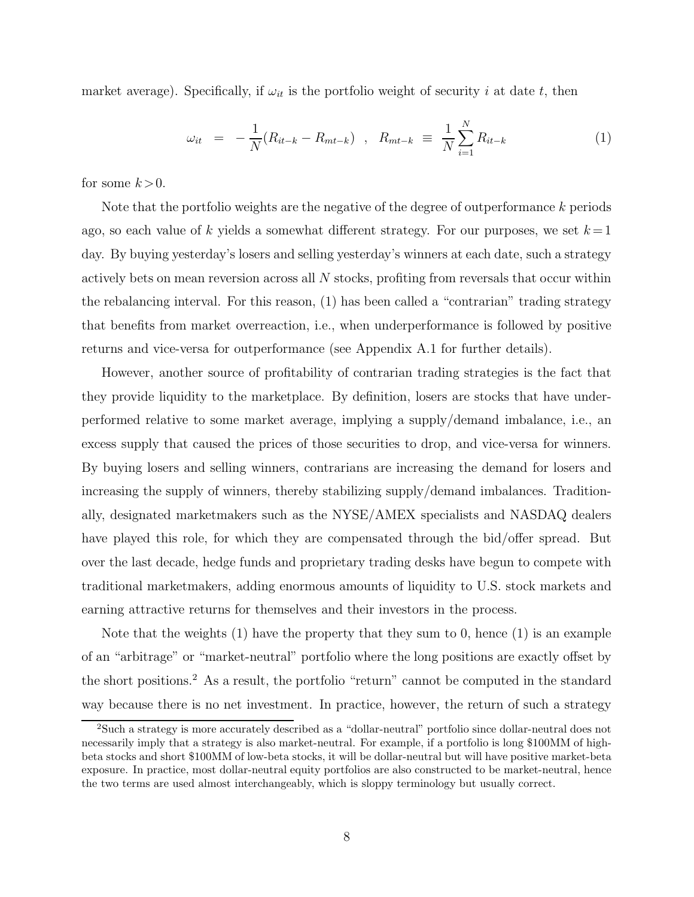market average). Specifically, if $\omega_{it}$ is the portfolio weight of security $i$ at date $t$, then

$$\omega_{it} \;=\; -\frac{1}{N}(R_{it-k} - R_{mt-k}) \quad , \quad R_{mt-k} \;\equiv\; \frac{1}{N}\sum_{i=1}^{N} R_{it-k} \tag{1}$$

for some $k > 0$.

Note that the portfolio weights are the negative of the degree of outperformance $k$ periods ago, so each value of $k$ yields a somewhat different strategy. For our purposes, we set $k = 1$ day. By buying yesterday's losers and selling yesterday's winners at each date, such a strategy actively bets on mean reversion across all $N$ stocks, profiting from reversals that occur within the rebalancing interval. For this reason, (1) has been called a "contrarian" trading strategy that benefits from market overreaction, i.e., when underperformance is followed by positive returns and vice-versa for outperformance (see Appendix A.1 for further details).

However, another source of profitability of contrarian trading strategies is the fact that they provide liquidity to the marketplace. By definition, losers are stocks that have underperformed relative to some market average, implying a supply/demand imbalance, i.e., an excess supply that caused the prices of those securities to drop, and vice-versa for winners. By buying losers and selling winners, contrarians are increasing the demand for losers and increasing the supply of winners, thereby stabilizing supply/demand imbalances. Traditionally, designated marketmakers such as the NYSE/AMEX specialists and NASDAQ dealers have played this role, for which they are compensated through the bid/offer spread. But over the last decade, hedge funds and proprietary trading desks have begun to compete with traditional marketmakers, adding enormous amounts of liquidity to U.S. stock markets and earning attractive returns for themselves and their investors in the process.

Note that the weights (1) have the property that they sum to 0, hence (1) is an example of an "arbitrage" or "market-neutral" portfolio where the long positions are exactly offset by the short positions.[2] As a result, the portfolio "return" cannot be computed in the standard way because there is no net investment. In practice, however, the return of such a strategy

---

[2] Such a strategy is more accurately described as a "dollar-neutral" portfolio since dollar-neutral does not necessarily imply that a strategy is also market-neutral. For example, if a portfolio is long \$100MM of high-beta stocks and short \$100MM of low-beta stocks, it will be dollar-neutral but will have positive market-beta exposure. In practice, most dollar-neutral equity portfolios are also constructed to be market-neutral, hence the two terms are used almost interchangeably, which is sloppy terminology but usually correct.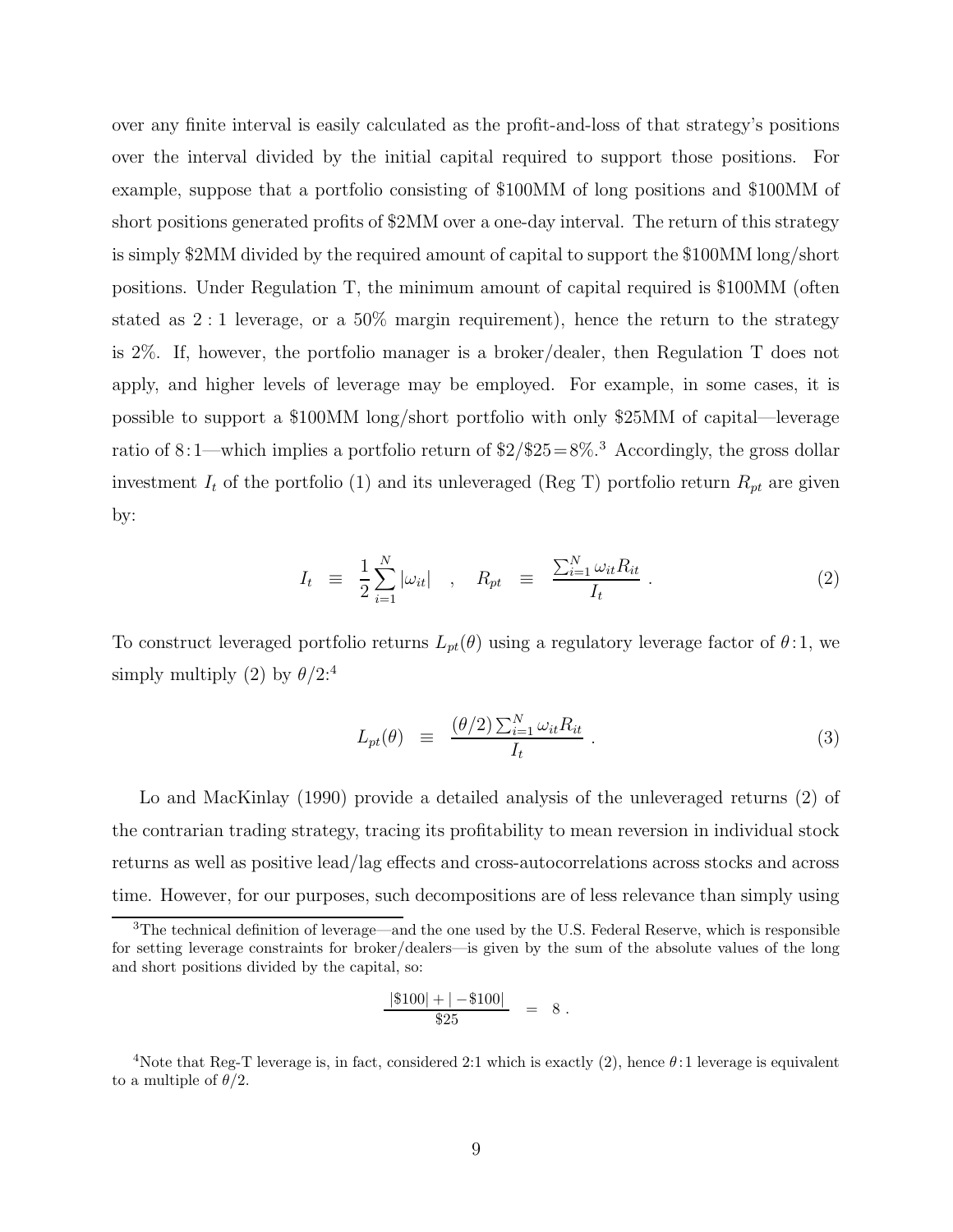over any finite interval is easily calculated as the profit-and-loss of that strategy's positions over the interval divided by the initial capital required to support those positions. For example, suppose that a portfolio consisting of \$100MM of long positions and \$100MM of short positions generated profits of \$2MM over a one-day interval. The return of this strategy is simply \$2MM divided by the required amount of capital to support the \$100MM long/short positions. Under Regulation T, the minimum amount of capital required is \$100MM (often stated as $2:1$ leverage, or a 50% margin requirement), hence the return to the strategy is 2%. If, however, the portfolio manager is a broker/dealer, then Regulation T does not apply, and higher levels of leverage may be employed. For example, in some cases, it is possible to support a \$100MM long/short portfolio with only \$25MM of capital—leverage ratio of 8:1—which implies a portfolio return of \$2/\$25 = 8%.[3] Accordingly, the gross dollar investment $I_t$ of the portfolio (1) and its unleveraged (Reg T) portfolio return $R_{pt}$ are given by:

$$I_t \equiv \frac{1}{2}\sum_{i=1}^{N}|\omega_{it}| \quad , \quad R_{pt} \equiv \frac{\sum_{i=1}^{N}\omega_{it}R_{it}}{I_t} \, . \tag{2}$$

To construct leveraged portfolio returns $L_{pt}(\theta)$ using a regulatory leverage factor of $\theta : 1$, we simply multiply (2) by $\theta/2$:[4]

$$L_{pt}(\theta) \equiv \frac{(\theta/2)\sum_{i=1}^{N}\omega_{it}R_{it}}{I_t} \, . \tag{3}$$

Lo and MacKinlay (1990) provide a detailed analysis of the unleveraged returns (2) of the contrarian trading strategy, tracing its profitability to mean reversion in individual stock returns as well as positive lead/lag effects and cross-autocorrelations across stocks and across time. However, for our purposes, such decompositions are of less relevance than simply using

---

[3] The technical definition of leverage—and the one used by the U.S. Federal Reserve, which is responsible for setting leverage constraints for broker/dealers—is given by the sum of the absolute values of the long and short positions divided by the capital, so:

$$\frac{|\$100| + |-\$100|}{\$25} = 8 \, .$$

[4] Note that Reg-T leverage is, in fact, considered 2:1 which is exactly (2), hence $\theta : 1$ leverage is equivalent to a multiple of $\theta/2$.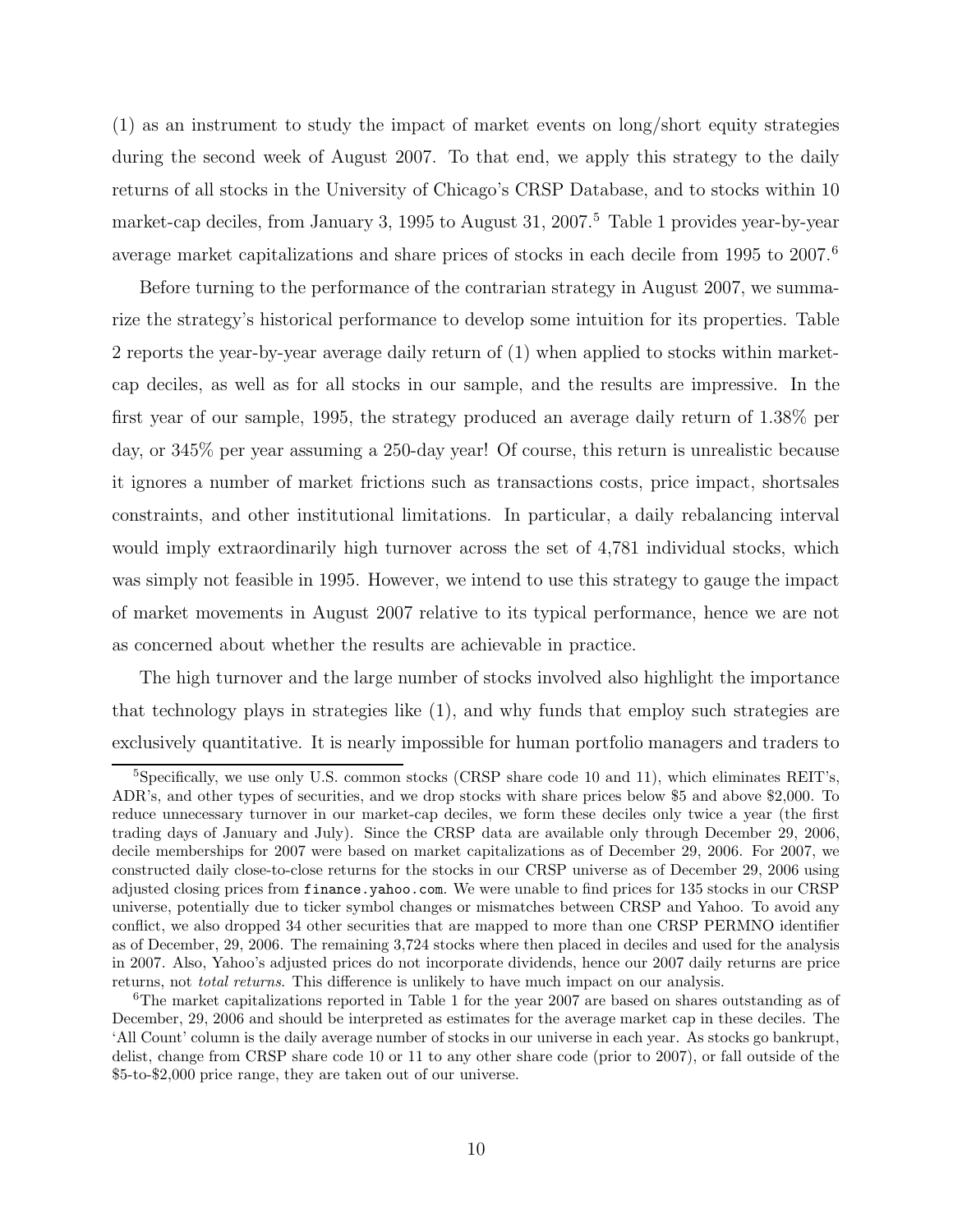(1) as an instrument to study the impact of market events on long/short equity strategies during the second week of August 2007. To that end, we apply this strategy to the daily returns of all stocks in the University of Chicago's CRSP Database, and to stocks within 10 market-cap deciles, from January 3, 1995 to August 31, 2007.[5] Table 1 provides year-by-year average market capitalizations and share prices of stocks in each decile from 1995 to 2007.[6]

Before turning to the performance of the contrarian strategy in August 2007, we summarize the strategy's historical performance to develop some intuition for its properties. Table 2 reports the year-by-year average daily return of (1) when applied to stocks within market-cap deciles, as well as for all stocks in our sample, and the results are impressive. In the first year of our sample, 1995, the strategy produced an average daily return of 1.38% per day, or 345% per year assuming a 250-day year! Of course, this return is unrealistic because it ignores a number of market frictions such as transactions costs, price impact, shortsales constraints, and other institutional limitations. In particular, a daily rebalancing interval would imply extraordinarily high turnover across the set of 4,781 individual stocks, which was simply not feasible in 1995. However, we intend to use this strategy to gauge the impact of market movements in August 2007 relative to its typical performance, hence we are not as concerned about whether the results are achievable in practice.

The high turnover and the large number of stocks involved also highlight the importance that technology plays in strategies like (1), and why funds that employ such strategies are exclusively quantitative. It is nearly impossible for human portfolio managers and traders to

---

[5] Specifically, we use only U.S. common stocks (CRSP share code 10 and 11), which eliminates REIT's, ADR's, and other types of securities, and we drop stocks with share prices below \$5 and above \$2,000. To reduce unnecessary turnover in our market-cap deciles, we form these deciles only twice a year (the first trading days of January and July). Since the CRSP data are available only through December 29, 2006, decile memberships for 2007 were based on market capitalizations as of December 29, 2006. For 2007, we constructed daily close-to-close returns for the stocks in our CRSP universe as of December 29, 2006 using adjusted closing prices from `finance.yahoo.com`. We were unable to find prices for 135 stocks in our CRSP universe, potentially due to ticker symbol changes or mismatches between CRSP and Yahoo. To avoid any conflict, we also dropped 34 other securities that are mapped to more than one CRSP PERMNO identifier as of December, 29, 2006. The remaining 3,724 stocks where then placed in deciles and used for the analysis in 2007. Also, Yahoo's adjusted prices do not incorporate dividends, hence our 2007 daily returns are price returns, not *total returns*. This difference is unlikely to have much impact on our analysis.

[6] The market capitalizations reported in Table 1 for the year 2007 are based on shares outstanding as of December, 29, 2006 and should be interpreted as estimates for the average market cap in these deciles. The 'All Count' column is the daily average number of stocks in our universe in each year. As stocks go bankrupt, delist, change from CRSP share code 10 or 11 to any other share code (prior to 2007), or fall outside of the \$5-to-\$2,000 price range, they are taken out of our universe.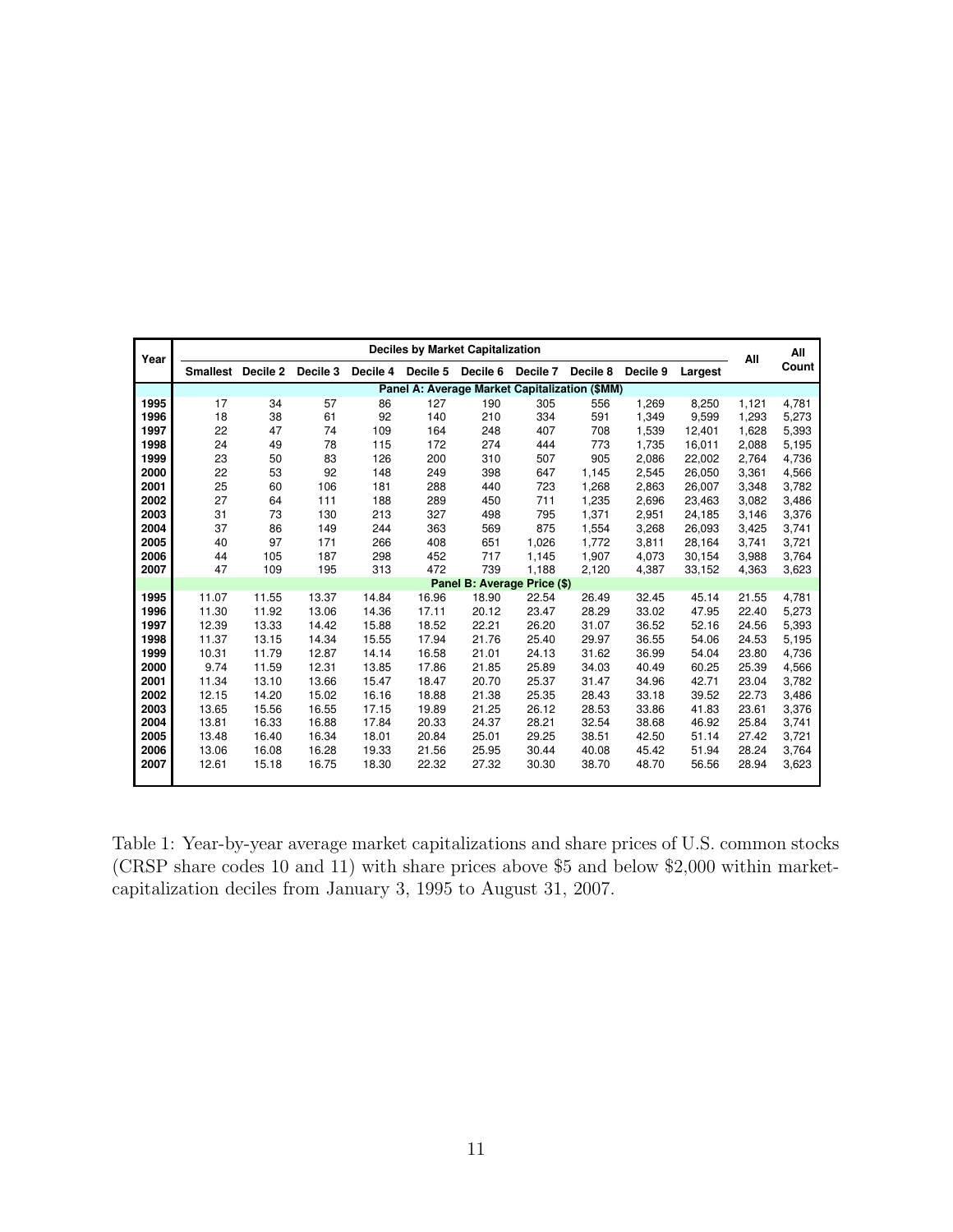| Year | Deciles by Market Capitalization | | | | | | | | | | All | All Count |
|---|---|---|---|---|---|---|---|---|---|---|---|---|
| | Smallest | Decile 2 | Decile 3 | Decile 4 | Decile 5 | Decile 6 | Decile 7 | Decile 8 | Decile 9 | Largest | | |
| | **Panel A: Average Market Capitalization ($MM)** | | | | | | | | | | | |
| **1995** | 17 | 34 | 57 | 86 | 127 | 190 | 305 | 556 | 1,269 | 8,250 | 1,121 | 4,781 |
| **1996** | 18 | 38 | 61 | 92 | 140 | 210 | 334 | 591 | 1,349 | 9,599 | 1,293 | 5,273 |
| **1997** | 22 | 47 | 74 | 109 | 164 | 248 | 407 | 708 | 1,539 | 12,401 | 1,628 | 5,393 |
| **1998** | 24 | 49 | 78 | 115 | 172 | 274 | 444 | 773 | 1,735 | 16,011 | 2,088 | 5,195 |
| **1999** | 23 | 50 | 83 | 126 | 200 | 310 | 507 | 905 | 2,086 | 22,002 | 2,764 | 4,736 |
| **2000** | 22 | 53 | 92 | 148 | 249 | 398 | 647 | 1,145 | 2,545 | 26,050 | 3,361 | 4,566 |
| **2001** | 25 | 60 | 106 | 181 | 288 | 440 | 723 | 1,268 | 2,863 | 26,007 | 3,348 | 3,782 |
| **2002** | 27 | 64 | 111 | 188 | 289 | 450 | 711 | 1,235 | 2,696 | 23,463 | 3,082 | 3,486 |
| **2003** | 31 | 73 | 130 | 213 | 327 | 498 | 795 | 1,371 | 2,951 | 24,185 | 3,146 | 3,376 |
| **2004** | 37 | 86 | 149 | 244 | 363 | 569 | 875 | 1,554 | 3,268 | 26,093 | 3,425 | 3,741 |
| **2005** | 40 | 97 | 171 | 266 | 408 | 651 | 1,026 | 1,772 | 3,811 | 28,164 | 3,741 | 3,721 |
| **2006** | 44 | 105 | 187 | 298 | 452 | 717 | 1,145 | 1,907 | 4,073 | 30,154 | 3,988 | 3,764 |
| **2007** | 47 | 109 | 195 | 313 | 472 | 739 | 1,188 | 2,120 | 4,387 | 33,152 | 4,363 | 3,623 |
| | **Panel B: Average Price ($)** | | | | | | | | | | | |
| **1995** | 11.07 | 11.55 | 13.37 | 14.84 | 16.96 | 18.90 | 22.54 | 26.49 | 32.45 | 45.14 | 21.55 | 4,781 |
| **1996** | 11.30 | 11.92 | 13.06 | 14.36 | 17.11 | 20.12 | 23.47 | 28.29 | 33.02 | 47.95 | 22.40 | 5,273 |
| **1997** | 12.39 | 13.33 | 14.42 | 15.88 | 18.52 | 22.21 | 26.20 | 31.07 | 36.52 | 52.16 | 24.56 | 5,393 |
| **1998** | 11.37 | 13.15 | 14.34 | 15.55 | 17.94 | 21.76 | 25.40 | 29.97 | 36.55 | 54.06 | 24.53 | 5,195 |
| **1999** | 10.31 | 11.79 | 12.87 | 14.14 | 16.58 | 21.01 | 24.13 | 31.62 | 36.99 | 54.04 | 23.80 | 4,736 |
| **2000** | 9.74 | 11.59 | 12.31 | 13.85 | 17.86 | 21.85 | 25.89 | 34.03 | 40.49 | 60.25 | 25.39 | 4,566 |
| **2001** | 11.34 | 13.10 | 13.66 | 15.47 | 18.47 | 20.70 | 25.37 | 31.47 | 34.96 | 42.71 | 23.04 | 3,782 |
| **2002** | 12.15 | 14.20 | 15.02 | 16.16 | 18.88 | 21.38 | 25.35 | 28.43 | 33.18 | 39.52 | 22.73 | 3,486 |
| **2003** | 13.65 | 15.56 | 16.55 | 17.15 | 19.89 | 21.25 | 26.12 | 28.53 | 33.86 | 41.83 | 23.61 | 3,376 |
| **2004** | 13.81 | 16.33 | 16.88 | 17.84 | 20.33 | 24.37 | 28.21 | 32.54 | 38.68 | 46.92 | 25.84 | 3,741 |
| **2005** | 13.48 | 16.40 | 16.34 | 18.01 | 20.84 | 25.01 | 29.25 | 38.51 | 42.50 | 51.14 | 27.42 | 3,721 |
| **2006** | 13.06 | 16.08 | 16.28 | 19.33 | 21.56 | 25.95 | 30.44 | 40.08 | 45.42 | 51.94 | 28.24 | 3,764 |
| **2007** | 12.61 | 15.18 | 16.75 | 18.30 | 22.32 | 27.32 | 30.30 | 38.70 | 48.70 | 56.56 | 28.94 | 3,623 |

Table 1: Year-by-year average market capitalizations and share prices of U.S. common stocks (CRSP share codes 10 and 11) with share prices above $5 and below $2,000 within market-capitalization deciles from January 3, 1995 to August 31, 2007.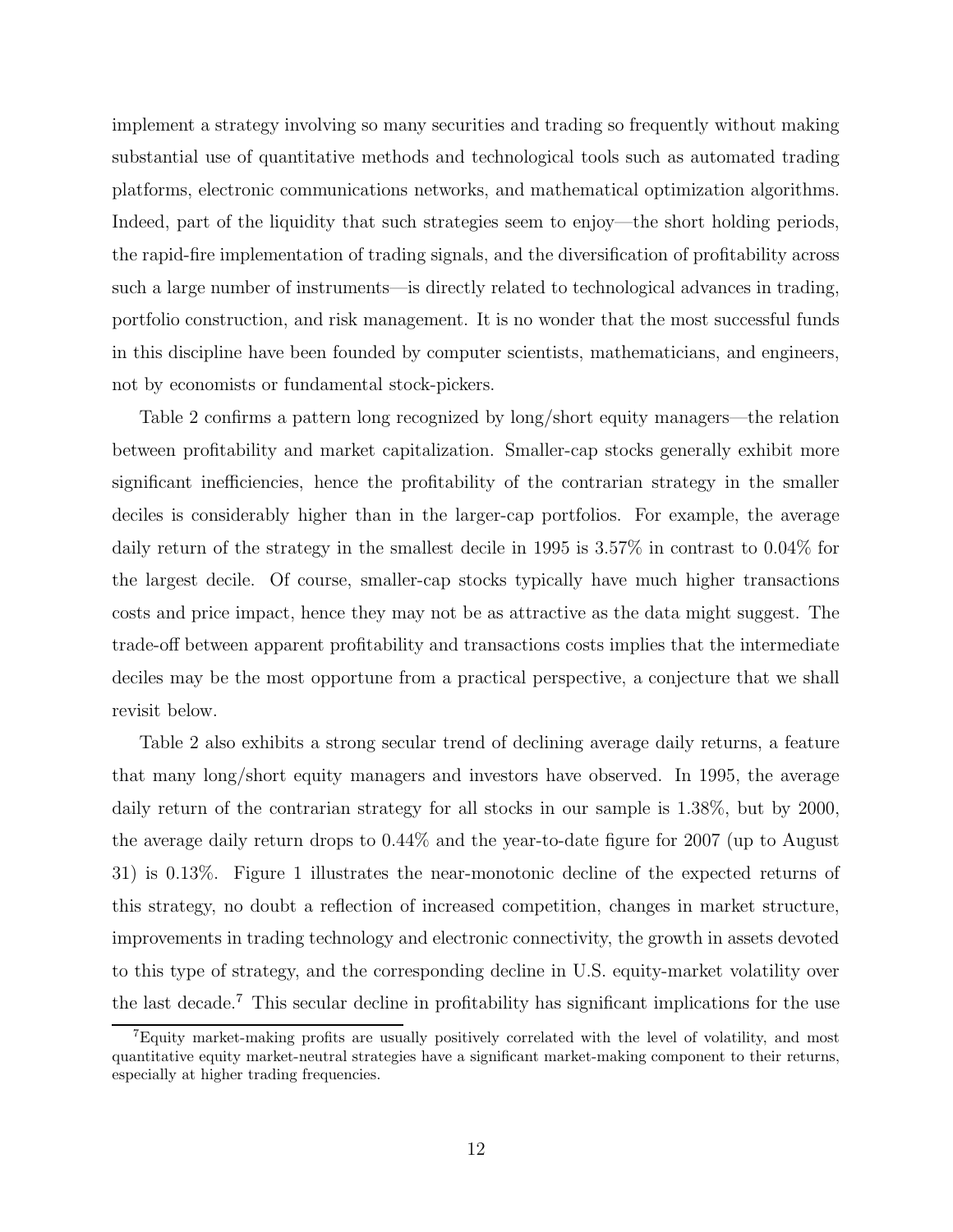implement a strategy involving so many securities and trading so frequently without making substantial use of quantitative methods and technological tools such as automated trading platforms, electronic communications networks, and mathematical optimization algorithms. Indeed, part of the liquidity that such strategies seem to enjoy—the short holding periods, the rapid-fire implementation of trading signals, and the diversification of profitability across such a large number of instruments—is directly related to technological advances in trading, portfolio construction, and risk management. It is no wonder that the most successful funds in this discipline have been founded by computer scientists, mathematicians, and engineers, not by economists or fundamental stock-pickers.

Table 2 confirms a pattern long recognized by long/short equity managers—the relation between profitability and market capitalization. Smaller-cap stocks generally exhibit more significant inefficiencies, hence the profitability of the contrarian strategy in the smaller deciles is considerably higher than in the larger-cap portfolios. For example, the average daily return of the strategy in the smallest decile in 1995 is 3.57% in contrast to 0.04% for the largest decile. Of course, smaller-cap stocks typically have much higher transactions costs and price impact, hence they may not be as attractive as the data might suggest. The trade-off between apparent profitability and transactions costs implies that the intermediate deciles may be the most opportune from a practical perspective, a conjecture that we shall revisit below.

Table 2 also exhibits a strong secular trend of declining average daily returns, a feature that many long/short equity managers and investors have observed. In 1995, the average daily return of the contrarian strategy for all stocks in our sample is 1.38%, but by 2000, the average daily return drops to 0.44% and the year-to-date figure for 2007 (up to August 31) is 0.13%. Figure 1 illustrates the near-monotonic decline of the expected returns of this strategy, no doubt a reflection of increased competition, changes in market structure, improvements in trading technology and electronic connectivity, the growth in assets devoted to this type of strategy, and the corresponding decline in U.S. equity-market volatility over the last decade.[7] This secular decline in profitability has significant implications for the use

[7]Equity market-making profits are usually positively correlated with the level of volatility, and most quantitative equity market-neutral strategies have a significant market-making component to their returns, especially at higher trading frequencies.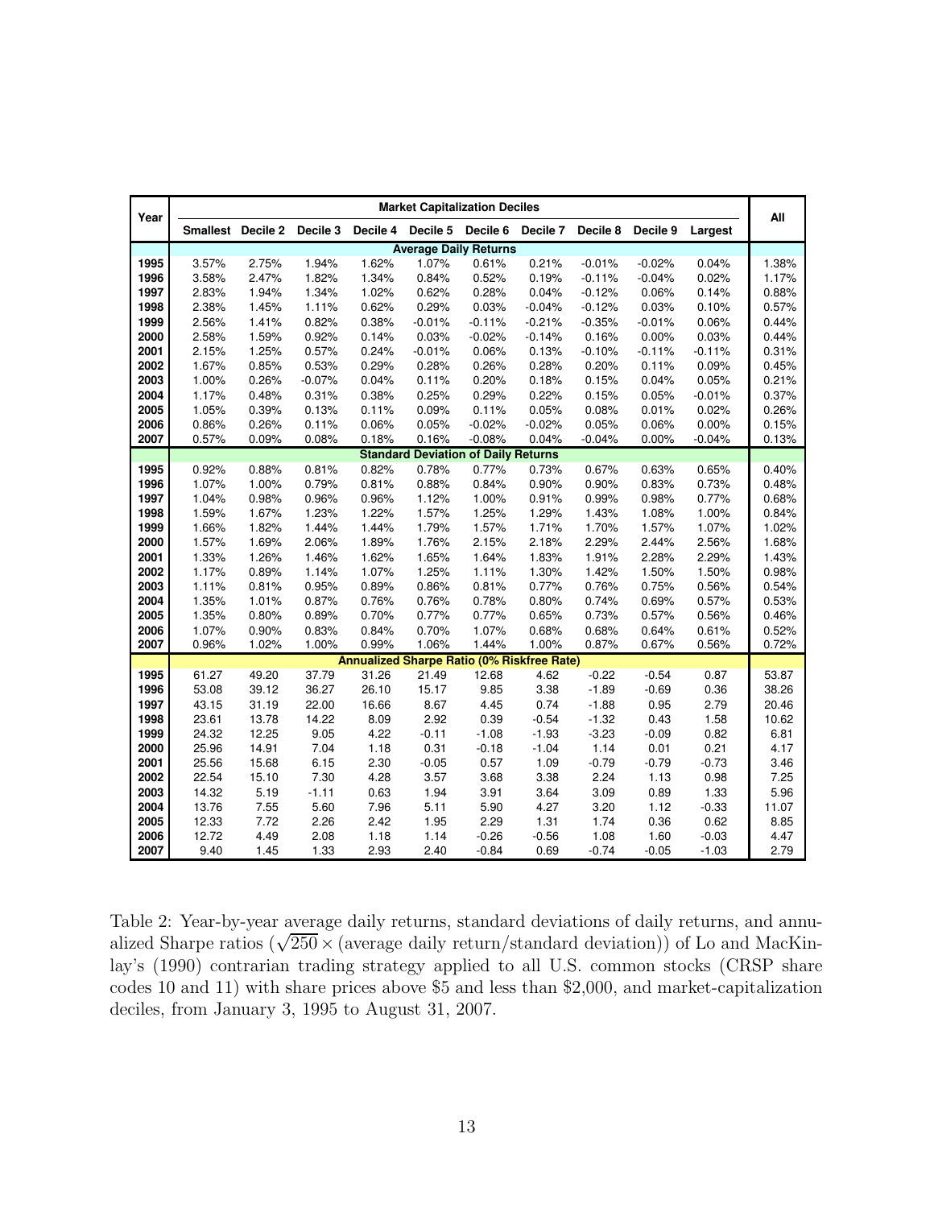| Year | Market Capitalization Deciles | | | | | | | | | | All |
|---|---|---|---|---|---|---|---|---|---|---|---|
| | Smallest | Decile 2 | Decile 3 | Decile 4 | Decile 5 | Decile 6 | Decile 7 | Decile 8 | Decile 9 | Largest | |
| **Average Daily Returns** | | | | | | | | | | | |
| 1995 | 3.57% | 2.75% | 1.94% | 1.62% | 1.07% | 0.61% | 0.21% | -0.01% | -0.02% | 0.04% | 1.38% |
| 1996 | 3.58% | 2.47% | 1.82% | 1.34% | 0.84% | 0.52% | 0.19% | -0.11% | -0.04% | 0.02% | 1.17% |
| 1997 | 2.83% | 1.94% | 1.34% | 1.02% | 0.62% | 0.28% | 0.04% | -0.12% | 0.06% | 0.14% | 0.88% |
| 1998 | 2.38% | 1.45% | 1.11% | 0.62% | 0.29% | 0.03% | -0.04% | -0.12% | 0.03% | 0.10% | 0.57% |
| 1999 | 2.56% | 1.41% | 0.82% | 0.38% | -0.01% | -0.11% | -0.21% | -0.35% | -0.01% | 0.06% | 0.44% |
| 2000 | 2.58% | 1.59% | 0.92% | 0.14% | 0.03% | -0.02% | -0.14% | 0.16% | 0.00% | 0.03% | 0.44% |
| 2001 | 2.15% | 1.25% | 0.57% | 0.24% | -0.01% | 0.06% | 0.13% | -0.10% | -0.11% | -0.11% | 0.31% |
| 2002 | 1.67% | 0.85% | 0.53% | 0.29% | 0.28% | 0.26% | 0.28% | 0.20% | 0.11% | 0.09% | 0.45% |
| 2003 | 1.00% | 0.26% | -0.07% | 0.04% | 0.11% | 0.20% | 0.18% | 0.15% | 0.04% | 0.05% | 0.21% |
| 2004 | 1.17% | 0.48% | 0.31% | 0.38% | 0.25% | 0.29% | 0.22% | 0.15% | 0.05% | -0.01% | 0.37% |
| 2005 | 1.05% | 0.39% | 0.13% | 0.11% | 0.09% | 0.11% | 0.05% | 0.08% | 0.01% | 0.02% | 0.26% |
| 2006 | 0.86% | 0.26% | 0.11% | 0.06% | 0.05% | -0.02% | -0.02% | 0.05% | 0.06% | 0.00% | 0.15% |
| 2007 | 0.57% | 0.09% | 0.08% | 0.18% | 0.16% | -0.08% | 0.04% | -0.04% | 0.00% | -0.04% | 0.13% |
| **Standard Deviation of Daily Returns** | | | | | | | | | | | |
| 1995 | 0.92% | 0.88% | 0.81% | 0.82% | 0.78% | 0.77% | 0.73% | 0.67% | 0.63% | 0.65% | 0.40% |
| 1996 | 1.07% | 1.00% | 0.79% | 0.81% | 0.88% | 0.84% | 0.90% | 0.90% | 0.83% | 0.73% | 0.48% |
| 1997 | 1.04% | 0.98% | 0.96% | 0.96% | 1.12% | 1.00% | 0.91% | 0.99% | 0.98% | 0.77% | 0.68% |
| 1998 | 1.59% | 1.67% | 1.23% | 1.22% | 1.57% | 1.25% | 1.29% | 1.43% | 1.08% | 1.00% | 0.84% |
| 1999 | 1.66% | 1.82% | 1.44% | 1.44% | 1.79% | 1.57% | 1.71% | 1.70% | 1.57% | 1.07% | 1.02% |
| 2000 | 1.57% | 1.69% | 2.06% | 1.89% | 1.76% | 2.15% | 2.18% | 2.29% | 2.44% | 2.56% | 1.68% |
| 2001 | 1.33% | 1.26% | 1.46% | 1.62% | 1.65% | 1.64% | 1.83% | 1.91% | 2.28% | 2.29% | 1.43% |
| 2002 | 1.17% | 0.89% | 1.14% | 1.07% | 1.25% | 1.11% | 1.30% | 1.42% | 1.50% | 1.50% | 0.98% |
| 2003 | 1.11% | 0.81% | 0.95% | 0.89% | 0.86% | 0.81% | 0.77% | 0.76% | 0.75% | 0.56% | 0.54% |
| 2004 | 1.35% | 1.01% | 0.87% | 0.76% | 0.76% | 0.78% | 0.80% | 0.74% | 0.69% | 0.57% | 0.53% |
| 2005 | 1.35% | 0.80% | 0.89% | 0.70% | 0.77% | 0.77% | 0.65% | 0.73% | 0.57% | 0.56% | 0.46% |
| 2006 | 1.07% | 0.90% | 0.83% | 0.84% | 0.70% | 1.07% | 0.68% | 0.68% | 0.64% | 0.61% | 0.52% |
| 2007 | 0.96% | 1.02% | 1.00% | 0.99% | 1.06% | 1.44% | 1.00% | 0.87% | 0.67% | 0.56% | 0.72% |
| **Annualized Sharpe Ratio (0% Riskfree Rate)** | | | | | | | | | | | |
| 1995 | 61.27 | 49.20 | 37.79 | 31.26 | 21.49 | 12.68 | 4.62 | -0.22 | -0.54 | 0.87 | 53.87 |
| 1996 | 53.08 | 39.12 | 36.27 | 26.10 | 15.17 | 9.85 | 3.38 | -1.89 | -0.69 | 0.36 | 38.26 |
| 1997 | 43.15 | 31.19 | 22.00 | 16.66 | 8.67 | 4.45 | 0.74 | -1.88 | 0.95 | 2.79 | 20.46 |
| 1998 | 23.61 | 13.78 | 14.22 | 8.09 | 2.92 | 0.39 | -0.54 | -1.32 | 0.43 | 1.58 | 10.62 |
| 1999 | 24.32 | 12.25 | 9.05 | 4.22 | -0.11 | -1.08 | -1.93 | -3.23 | -0.09 | 0.82 | 6.81 |
| 2000 | 25.96 | 14.91 | 7.04 | 1.18 | 0.31 | -0.18 | -1.04 | 1.14 | 0.01 | 0.21 | 4.17 |
| 2001 | 25.56 | 15.68 | 6.15 | 2.30 | -0.05 | 0.57 | 1.09 | -0.79 | -0.79 | -0.73 | 3.46 |
| 2002 | 22.54 | 15.10 | 7.30 | 4.28 | 3.57 | 3.68 | 3.38 | 2.24 | 1.13 | 0.98 | 7.25 |
| 2003 | 14.32 | 5.19 | -1.11 | 0.63 | 1.94 | 3.91 | 3.64 | 3.09 | 0.89 | 1.33 | 5.96 |
| 2004 | 13.76 | 7.55 | 5.60 | 7.96 | 5.11 | 5.90 | 4.27 | 3.20 | 1.12 | -0.33 | 11.07 |
| 2005 | 12.33 | 7.72 | 2.26 | 2.42 | 1.95 | 2.29 | 1.31 | 1.74 | 0.36 | 0.62 | 8.85 |
| 2006 | 12.72 | 4.49 | 2.08 | 1.18 | 1.14 | -0.26 | -0.56 | 1.08 | 1.60 | -0.03 | 4.47 |
| 2007 | 9.40 | 1.45 | 1.33 | 2.93 | 2.40 | -0.84 | 0.69 | -0.74 | -0.05 | -1.03 | 2.79 |

Table 2: Year-by-year average daily returns, standard deviations of daily returns, and annualized Sharpe ratios ($\sqrt{250} \times$ (average daily return/standard deviation)) of Lo and MacKinlay's (1990) contrarian trading strategy applied to all U.S. common stocks (CRSP share codes 10 and 11) with share prices above \$5 and less than \$2,000, and market-capitalization deciles, from January 3, 1995 to August 31, 2007.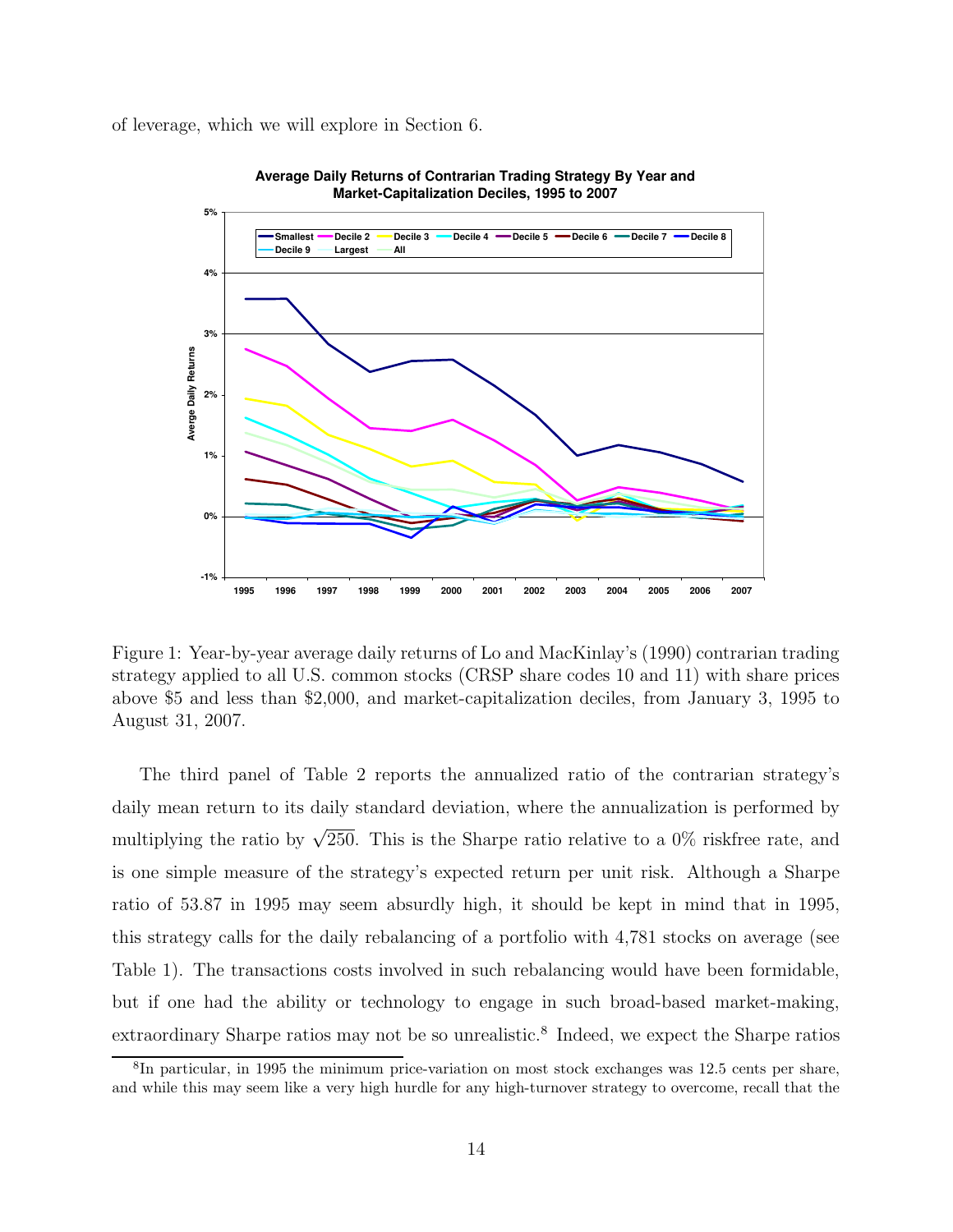of leverage, which we will explore in Section 6.

Figure 1: Year-by-year average daily returns of Lo and MacKinlay's (1990) contrarian trading strategy applied to all U.S. common stocks (CRSP share codes 10 and 11) with share prices above \$5 and less than \$2,000, and market-capitalization deciles, from January 3, 1995 to August 31, 2007.

The third panel of Table 2 reports the annualized ratio of the contrarian strategy's daily mean return to its daily standard deviation, where the annualization is performed by multiplying the ratio by $\sqrt{250}$. This is the Sharpe ratio relative to a 0% riskfree rate, and is one simple measure of the strategy's expected return per unit risk. Although a Sharpe ratio of 53.87 in 1995 may seem absurdly high, it should be kept in mind that in 1995, this strategy calls for the daily rebalancing of a portfolio with 4,781 stocks on average (see Table 1). The transactions costs involved in such rebalancing would have been formidable, but if one had the ability or technology to engage in such broad-based market-making, extraordinary Sharpe ratios may not be so unrealistic.[8] Indeed, we expect the Sharpe ratios

[8] In particular, in 1995 the minimum price-variation on most stock exchanges was 12.5 cents per share, and while this may seem like a very high hurdle for any high-turnover strategy to overcome, recall that the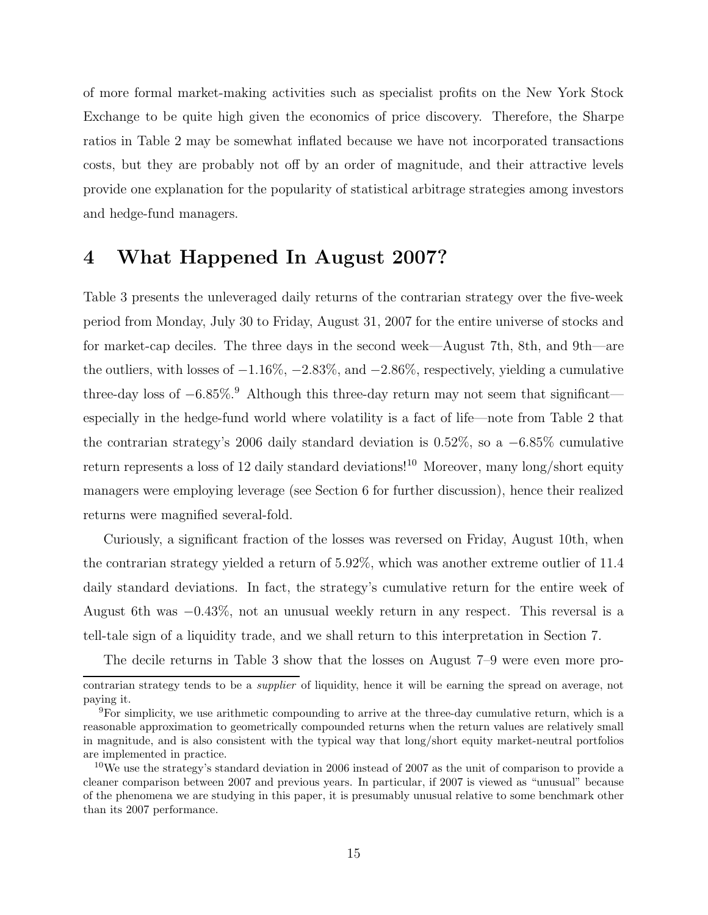of more formal market-making activities such as specialist profits on the New York Stock Exchange to be quite high given the economics of price discovery. Therefore, the Sharpe ratios in Table 2 may be somewhat inflated because we have not incorporated transactions costs, but they are probably not off by an order of magnitude, and their attractive levels provide one explanation for the popularity of statistical arbitrage strategies among investors and hedge-fund managers.

# 4 What Happened In August 2007?

Table 3 presents the unleveraged daily returns of the contrarian strategy over the five-week period from Monday, July 30 to Friday, August 31, 2007 for the entire universe of stocks and for market-cap deciles. The three days in the second week—August 7th, 8th, and 9th—are the outliers, with losses of −1.16%, −2.83%, and −2.86%, respectively, yielding a cumulative three-day loss of −6.85%.[9] Although this three-day return may not seem that significant—especially in the hedge-fund world where volatility is a fact of life—note from Table 2 that the contrarian strategy's 2006 daily standard deviation is 0.52%, so a −6.85% cumulative return represents a loss of 12 daily standard deviations![10] Moreover, many long/short equity managers were employing leverage (see Section 6 for further discussion), hence their realized returns were magnified several-fold.

Curiously, a significant fraction of the losses was reversed on Friday, August 10th, when the contrarian strategy yielded a return of 5.92%, which was another extreme outlier of 11.4 daily standard deviations. In fact, the strategy's cumulative return for the entire week of August 6th was −0.43%, not an unusual weekly return in any respect. This reversal is a tell-tale sign of a liquidity trade, and we shall return to this interpretation in Section 7.

The decile returns in Table 3 show that the losses on August 7–9 were even more pro-

contrarian strategy tends to be a *supplier* of liquidity, hence it will be earning the spread on average, not paying it.

[9] For simplicity, we use arithmetic compounding to arrive at the three-day cumulative return, which is a reasonable approximation to geometrically compounded returns when the return values are relatively small in magnitude, and is also consistent with the typical way that long/short equity market-neutral portfolios are implemented in practice.

[10] We use the strategy's standard deviation in 2006 instead of 2007 as the unit of comparison to provide a cleaner comparison between 2007 and previous years. In particular, if 2007 is viewed as "unusual" because of the phenomena we are studying in this paper, it is presumably unusual relative to some benchmark other than its 2007 performance.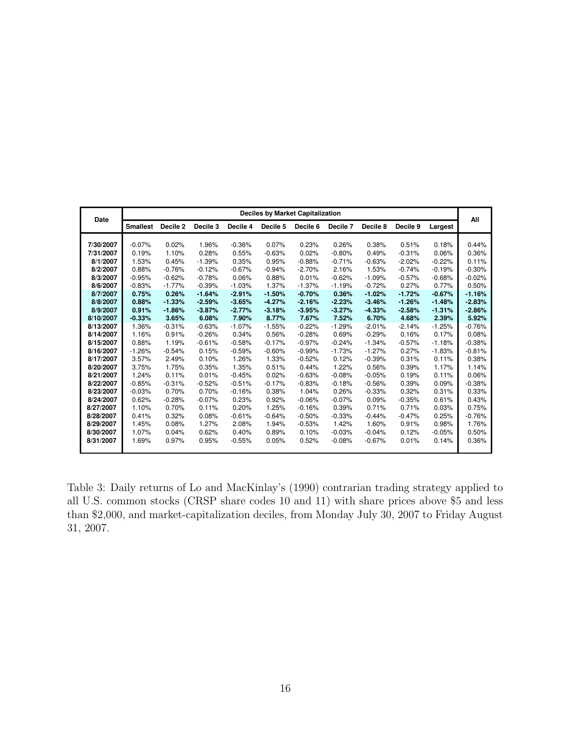| Date | Deciles by Market Capitalization | | | | | | | | | | All |
|---|---|---|---|---|---|---|---|---|---|---|---|
| | Smallest | Decile 2 | Decile 3 | Decile 4 | Decile 5 | Decile 6 | Decile 7 | Decile 8 | Decile 9 | Largest | |
| 7/30/2007 | -0.07% | 0.02% | 1.96% | -0.36% | 0.07% | 0.23% | 0.26% | 0.38% | 0.51% | 0.18% | 0.44% |
| 7/31/2007 | 0.19% | 1.10% | 0.28% | 0.55% | -0.63% | 0.02% | -0.80% | 0.49% | -0.31% | 0.06% | 0.36% |
| 8/1/2007 | 1.53% | 0.45% | -1.39% | 0.35% | 0.95% | -0.88% | -0.71% | -0.63% | -2.02% | -0.22% | 0.11% |
| 8/2/2007 | 0.88% | -0.76% | -0.12% | -0.67% | -0.94% | -2.70% | 2.16% | 1.53% | -0.74% | -0.19% | -0.30% |
| 8/3/2007 | -0.95% | -0.62% | -0.78% | 0.06% | 0.88% | 0.01% | -0.62% | -1.09% | -0.57% | -0.68% | -0.02% |
| 8/6/2007 | -0.83% | -1.77% | -0.39% | -1.03% | 1.37% | -1.37% | -1.19% | -0.72% | 0.27% | 0.77% | 0.50% |
| **8/7/2007** | **0.75%** | **0.26%** | **-1.64%** | **-2.91%** | **-1.50%** | **-0.70%** | **0.36%** | **-1.02%** | **-1.72%** | **-0.67%** | **-1.16%** |
| **8/8/2007** | **0.88%** | **-1.33%** | **-2.59%** | **-3.65%** | **-4.27%** | **-2.16%** | **-2.23%** | **-3.46%** | **-1.26%** | **-1.48%** | **-2.83%** |
| **8/9/2007** | **0.91%** | **-1.86%** | **-3.87%** | **-2.77%** | **-3.18%** | **-3.95%** | **-3.27%** | **-4.33%** | **-2.58%** | **-1.31%** | **-2.86%** |
| **8/10/2007** | **-0.33%** | **3.65%** | **6.08%** | **7.90%** | **8.77%** | **7.67%** | **7.52%** | **6.70%** | **4.68%** | **2.39%** | **5.92%** |
| 8/13/2007 | 1.36% | -0.31% | -0.63% | -1.07% | -1.55% | -0.22% | -1.29% | -2.01% | -2.14% | -1.25% | -0.76% |
| 8/14/2007 | 1.16% | 0.91% | -0.26% | 0.34% | 0.56% | -0.28% | 0.69% | -0.29% | 0.16% | 0.17% | 0.08% |
| 8/15/2007 | 0.88% | 1.19% | -0.61% | -0.58% | -0.17% | -0.97% | -0.24% | -1.34% | -0.57% | -1.18% | -0.38% |
| 8/16/2007 | -1.26% | -0.54% | 0.15% | -0.59% | -0.60% | -0.99% | -1.73% | -1.27% | 0.27% | -1.83% | -0.81% |
| 8/17/2007 | 3.57% | 2.49% | 0.10% | 1.26% | 1.33% | -0.52% | 0.12% | -0.39% | 0.31% | 0.11% | 0.38% |
| 8/20/2007 | 3.75% | 1.75% | 0.35% | 1.35% | 0.51% | 0.44% | 1.22% | 0.56% | 0.39% | 1.17% | 1.14% |
| 8/21/2007 | 1.24% | 0.11% | 0.01% | -0.45% | 0.02% | -0.63% | -0.08% | -0.05% | 0.19% | 0.11% | 0.06% |
| 8/22/2007 | -0.85% | -0.31% | -0.52% | -0.51% | -0.17% | -0.83% | -0.18% | -0.56% | 0.39% | 0.09% | -0.38% |
| 8/23/2007 | -0.03% | 0.70% | 0.70% | -0.16% | 0.38% | 1.04% | 0.26% | -0.33% | 0.32% | 0.31% | 0.33% |
| 8/24/2007 | 0.62% | -0.28% | -0.07% | 0.23% | 0.92% | -0.06% | -0.07% | 0.09% | -0.35% | 0.61% | 0.43% |
| 8/27/2007 | 1.10% | 0.70% | 0.11% | 0.20% | 1.25% | -0.16% | 0.39% | 0.71% | 0.71% | 0.03% | 0.75% |
| 8/28/2007 | 0.41% | 0.32% | 0.08% | -0.61% | -0.64% | -0.50% | -0.33% | -0.44% | -0.47% | 0.25% | -0.76% |
| 8/29/2007 | 1.45% | 0.08% | 1.27% | 2.08% | 1.94% | -0.53% | 1.42% | 1.60% | 0.91% | 0.98% | 1.76% |
| 8/30/2007 | 1.07% | 0.04% | 0.62% | 0.40% | 0.89% | 0.10% | -0.03% | -0.04% | 0.12% | -0.05% | 0.50% |
| 8/31/2007 | 1.69% | 0.97% | 0.95% | -0.55% | 0.05% | 0.52% | -0.08% | -0.67% | 0.01% | 0.14% | 0.36% |

Table 3: Daily returns of Lo and MacKinlay's (1990) contrarian trading strategy applied to all U.S. common stocks (CRSP share codes 10 and 11) with share prices above \$5 and less than \$2,000, and market-capitalization deciles, from Monday July 30, 2007 to Friday August 31, 2007.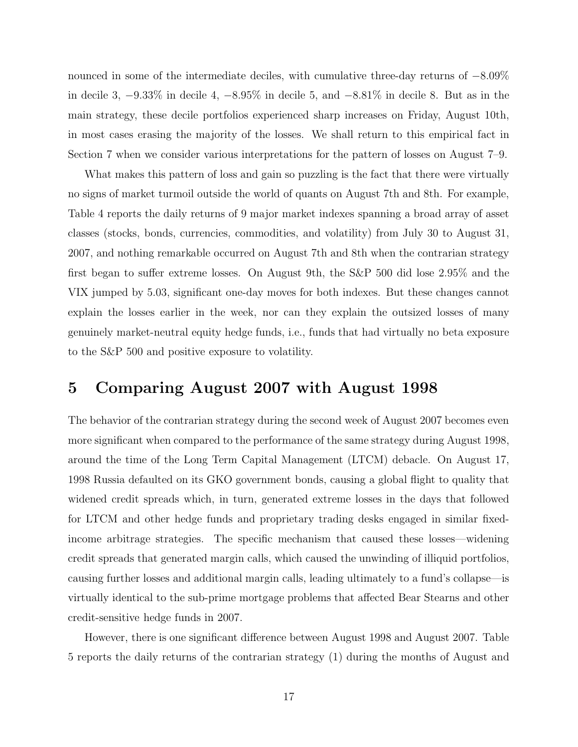nounced in some of the intermediate deciles, with cumulative three-day returns of −8.09% in decile 3, −9.33% in decile 4, −8.95% in decile 5, and −8.81% in decile 8. But as in the main strategy, these decile portfolios experienced sharp increases on Friday, August 10th, in most cases erasing the majority of the losses. We shall return to this empirical fact in Section 7 when we consider various interpretations for the pattern of losses on August 7–9.

What makes this pattern of loss and gain so puzzling is the fact that there were virtually no signs of market turmoil outside the world of quants on August 7th and 8th. For example, Table 4 reports the daily returns of 9 major market indexes spanning a broad array of asset classes (stocks, bonds, currencies, commodities, and volatility) from July 30 to August 31, 2007, and nothing remarkable occurred on August 7th and 8th when the contrarian strategy first began to suffer extreme losses. On August 9th, the S&P 500 did lose 2.95% and the VIX jumped by 5.03, significant one-day moves for both indexes. But these changes cannot explain the losses earlier in the week, nor can they explain the outsized losses of many genuinely market-neutral equity hedge funds, i.e., funds that had virtually no beta exposure to the S&P 500 and positive exposure to volatility.

# 5 Comparing August 2007 with August 1998

The behavior of the contrarian strategy during the second week of August 2007 becomes even more significant when compared to the performance of the same strategy during August 1998, around the time of the Long Term Capital Management (LTCM) debacle. On August 17, 1998 Russia defaulted on its GKO government bonds, causing a global flight to quality that widened credit spreads which, in turn, generated extreme losses in the days that followed for LTCM and other hedge funds and proprietary trading desks engaged in similar fixed-income arbitrage strategies. The specific mechanism that caused these losses—widening credit spreads that generated margin calls, which caused the unwinding of illiquid portfolios, causing further losses and additional margin calls, leading ultimately to a fund's collapse—is virtually identical to the sub-prime mortgage problems that affected Bear Stearns and other credit-sensitive hedge funds in 2007.

However, there is one significant difference between August 1998 and August 2007. Table 5 reports the daily returns of the contrarian strategy (1) during the months of August and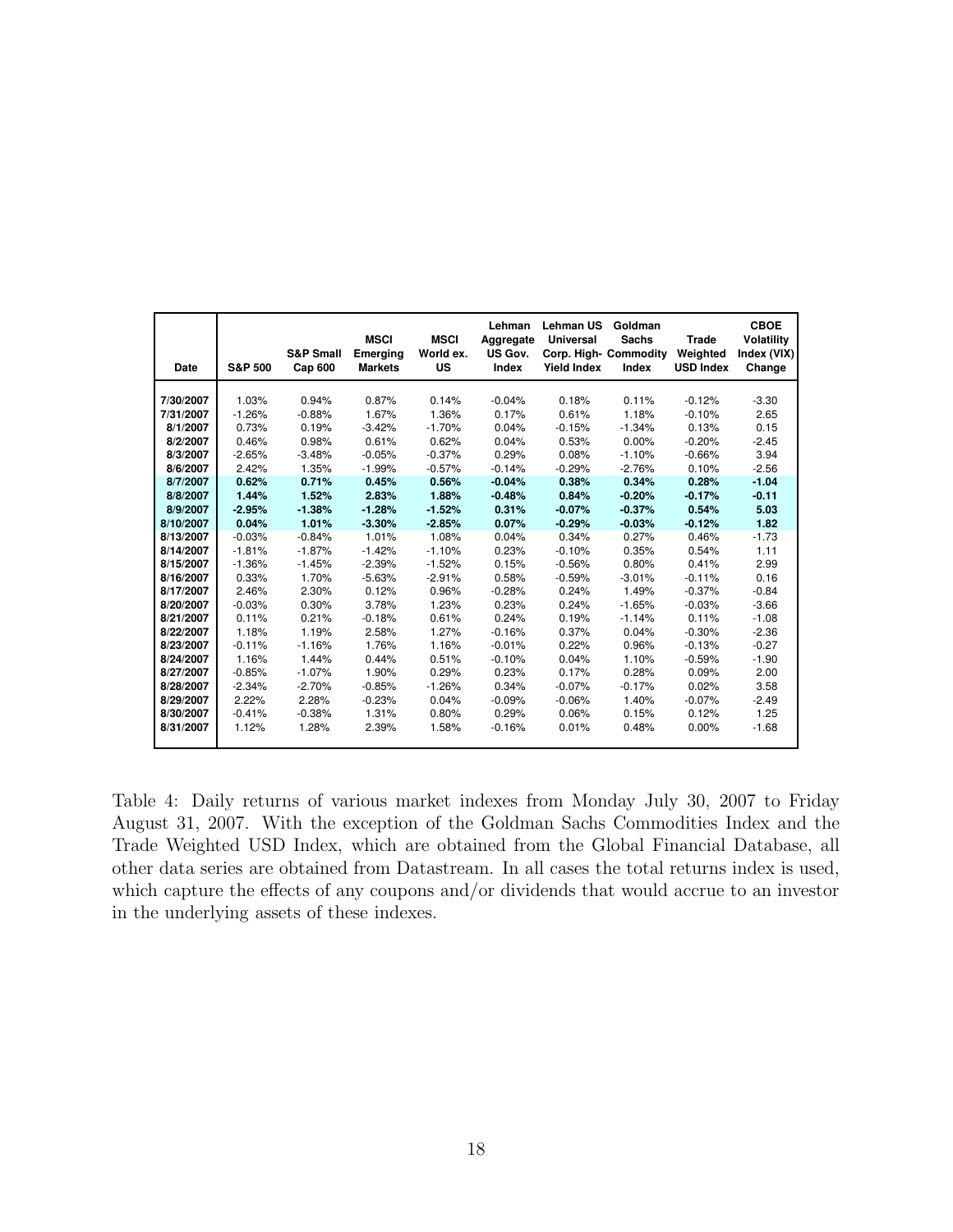| Date | S&P 500 | S&P Small Cap 600 | MSCI Emerging Markets | MSCI World ex. US | Lehman Aggregate US Gov. Index | Lehman US Universal Corp. High-Yield Index | Goldman Sachs Commodity Index | Trade Weighted USD Index | CBOE Volatility Index (VIX) Change |
|---|---|---|---|---|---|---|---|---|---|
| 7/30/2007 | 1.03% | 0.94% | 0.87% | 0.14% | -0.04% | 0.18% | 0.11% | -0.12% | -3.30 |
| 7/31/2007 | -1.26% | -0.88% | 1.67% | 1.36% | 0.17% | 0.61% | 1.18% | -0.10% | 2.65 |
| 8/1/2007 | 0.73% | 0.19% | -3.42% | -1.70% | 0.04% | -0.15% | -1.34% | 0.13% | 0.15 |
| 8/2/2007 | 0.46% | 0.98% | 0.61% | 0.62% | 0.04% | 0.53% | 0.00% | -0.20% | -2.45 |
| 8/3/2007 | -2.65% | -3.48% | -0.05% | -0.37% | 0.29% | 0.08% | -1.10% | -0.66% | 3.94 |
| 8/6/2007 | 2.42% | 1.35% | -1.99% | -0.57% | -0.14% | -0.29% | -2.76% | 0.10% | -2.56 |
| **8/7/2007** | **0.62%** | **0.71%** | **0.45%** | **0.56%** | **-0.04%** | **0.38%** | **0.34%** | **0.28%** | **-1.04** |
| **8/8/2007** | **1.44%** | **1.52%** | **2.83%** | **1.88%** | **-0.48%** | **0.84%** | **-0.20%** | **-0.17%** | **-0.11** |
| **8/9/2007** | **-2.95%** | **-1.38%** | **-1.28%** | **-1.52%** | **0.31%** | **-0.07%** | **-0.37%** | **0.54%** | **5.03** |
| **8/10/2007** | **0.04%** | **1.01%** | **-3.30%** | **-2.85%** | **0.07%** | **-0.29%** | **-0.03%** | **-0.12%** | **1.82** |
| 8/13/2007 | -0.03% | -0.84% | 1.01% | 1.08% | 0.04% | 0.34% | 0.27% | 0.46% | -1.73 |
| 8/14/2007 | -1.81% | -1.87% | -1.42% | -1.10% | 0.23% | -0.10% | 0.35% | 0.54% | 1.11 |
| 8/15/2007 | -1.36% | -1.45% | -2.39% | -1.52% | 0.15% | -0.56% | 0.80% | 0.41% | 2.99 |
| 8/16/2007 | 0.33% | 1.70% | -5.63% | -2.91% | 0.58% | -0.59% | -3.01% | -0.11% | 0.16 |
| 8/17/2007 | 2.46% | 2.30% | 0.12% | 0.96% | -0.28% | 0.24% | 1.49% | -0.37% | -0.84 |
| 8/20/2007 | -0.03% | 0.30% | 3.78% | 1.23% | 0.23% | 0.24% | -1.65% | -0.03% | -3.66 |
| 8/21/2007 | 0.11% | 0.21% | -0.18% | 0.61% | 0.24% | 0.19% | -1.14% | 0.11% | -1.08 |
| 8/22/2007 | 1.18% | 1.19% | 2.58% | 1.27% | -0.16% | 0.37% | 0.04% | -0.30% | -2.36 |
| 8/23/2007 | -0.11% | -1.16% | 1.76% | 1.16% | -0.01% | 0.22% | 0.96% | -0.13% | -0.27 |
| 8/24/2007 | 1.16% | 1.44% | 0.44% | 0.51% | -0.10% | 0.04% | 1.10% | -0.59% | -1.90 |
| 8/27/2007 | -0.85% | -1.07% | 1.90% | 0.29% | 0.23% | 0.17% | 0.28% | 0.09% | 2.00 |
| 8/28/2007 | -2.34% | -2.70% | -0.85% | -1.26% | 0.34% | -0.07% | -0.17% | 0.02% | 3.58 |
| 8/29/2007 | 2.22% | 2.28% | -0.23% | 0.04% | -0.09% | -0.06% | 1.40% | -0.07% | -2.49 |
| 8/30/2007 | -0.41% | -0.38% | 1.31% | 0.80% | 0.29% | 0.06% | 0.15% | 0.12% | 1.25 |
| 8/31/2007 | 1.12% | 1.28% | 2.39% | 1.58% | -0.16% | 0.01% | 0.48% | 0.00% | -1.68 |

Table 4: Daily returns of various market indexes from Monday July 30, 2007 to Friday August 31, 2007. With the exception of the Goldman Sachs Commodities Index and the Trade Weighted USD Index, which are obtained from the Global Financial Database, all other data series are obtained from Datastream. In all cases the total returns index is used, which capture the effects of any coupons and/or dividends that would accrue to an investor in the underlying assets of these indexes.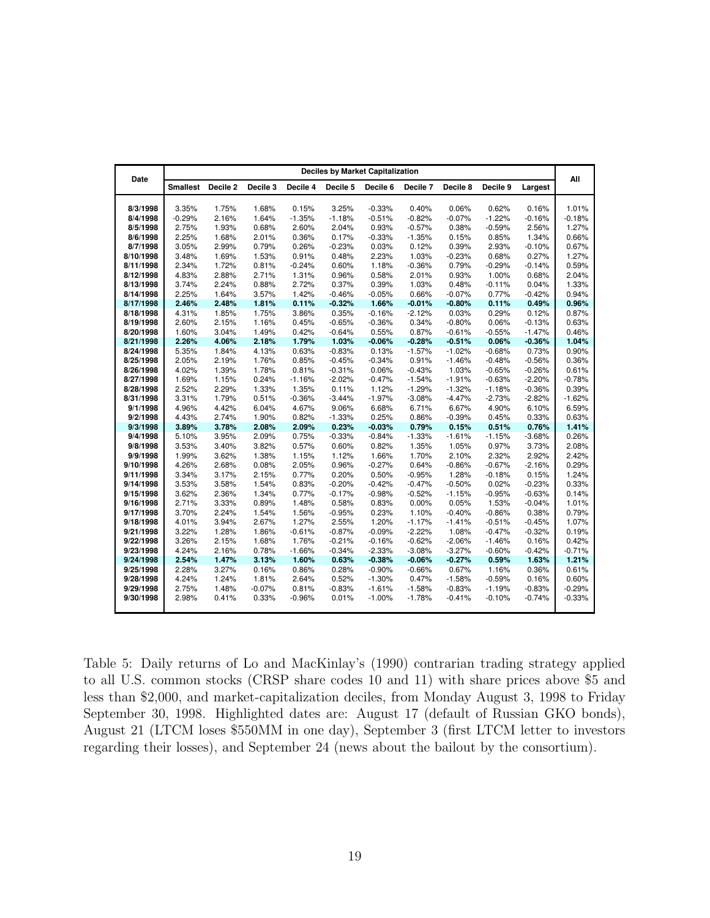| Date | Deciles by Market Capitalization | | | | | | | | | | All |
|---|---|---|---|---|---|---|---|---|---|---|---|
| | Smallest | Decile 2 | Decile 3 | Decile 4 | Decile 5 | Decile 6 | Decile 7 | Decile 8 | Decile 9 | Largest | |
| 8/3/1998 | 3.35% | 1.75% | 1.68% | 0.15% | 3.25% | -0.33% | 0.40% | 0.06% | 0.62% | 0.16% | 1.01% |
| 8/4/1998 | -0.29% | 2.16% | 1.64% | -1.35% | -1.18% | -0.51% | -0.82% | -0.07% | -1.22% | -0.16% | -0.18% |
| 8/5/1998 | 2.75% | 1.93% | 0.68% | 2.60% | 2.04% | 0.93% | -0.57% | 0.38% | -0.59% | 2.56% | 1.27% |
| 8/6/1998 | 2.25% | 1.68% | 2.01% | 0.36% | 0.17% | -0.33% | -1.35% | 0.15% | 0.85% | 1.34% | 0.66% |
| 8/7/1998 | 3.05% | 2.99% | 0.79% | 0.26% | -0.23% | 0.03% | 0.12% | 0.39% | 2.93% | -0.10% | 0.67% |
| 8/10/1998 | 3.48% | 1.69% | 1.53% | 0.91% | 0.48% | 2.23% | 1.03% | -0.23% | 0.68% | 0.27% | 1.27% |
| 8/11/1998 | 2.34% | 1.72% | 0.81% | -0.24% | 0.60% | 1.18% | -0.36% | 0.79% | -0.29% | -0.14% | 0.59% |
| 8/12/1998 | 4.83% | 2.88% | 2.71% | 1.31% | 0.96% | 0.58% | 2.01% | 0.93% | 1.00% | 0.68% | 2.04% |
| 8/13/1998 | 3.74% | 2.24% | 0.88% | 2.72% | 0.37% | 0.39% | 1.03% | 0.48% | -0.11% | 0.04% | 1.33% |
| 8/14/1998 | 2.25% | 1.64% | 3.57% | 1.42% | -0.46% | -0.05% | 0.66% | -0.07% | 0.77% | -0.42% | 0.94% |
| **8/17/1998** | **2.46%** | **2.48%** | **1.81%** | **0.11%** | **-0.32%** | **1.66%** | **-0.01%** | **-0.80%** | **0.11%** | **0.49%** | **0.96%** |
| 8/18/1998 | 4.31% | 1.85% | 1.75% | 3.86% | 0.35% | -0.16% | -2.12% | 0.03% | 0.29% | 0.12% | 0.87% |
| 8/19/1998 | 2.60% | 2.15% | 1.16% | 0.45% | -0.65% | -0.36% | 0.34% | -0.80% | 0.06% | -0.13% | 0.63% |
| 8/20/1998 | 1.60% | 3.04% | 1.49% | 0.42% | -0.64% | 0.55% | 0.87% | -0.61% | -0.55% | -1.47% | 0.46% |
| **8/21/1998** | **2.26%** | **4.06%** | **2.18%** | **1.79%** | **1.03%** | **-0.06%** | **-0.28%** | **-0.51%** | **0.06%** | **-0.36%** | **1.04%** |
| 8/24/1998 | 5.35% | 1.84% | 4.13% | 0.63% | -0.83% | 0.13% | -1.57% | -1.02% | -0.68% | 0.73% | 0.90% |
| 8/25/1998 | 2.05% | 2.19% | 1.76% | 0.85% | -0.45% | -0.34% | 0.91% | -1.46% | -0.48% | -0.56% | 0.36% |
| 8/26/1998 | 4.02% | 1.39% | 1.78% | 0.81% | -0.31% | 0.06% | -0.43% | 1.03% | -0.65% | -0.26% | 0.61% |
| 8/27/1998 | 1.69% | 1.15% | 0.24% | -1.16% | -2.02% | -0.47% | -1.54% | -1.91% | -0.63% | -2.20% | -0.78% |
| 8/28/1998 | 2.52% | 2.29% | 1.33% | 1.35% | 0.11% | 1.12% | -1.29% | -1.32% | -1.18% | -0.36% | 0.39% |
| 8/31/1998 | 3.31% | 1.79% | 0.51% | -0.36% | -3.44% | -1.97% | -3.08% | -4.47% | -2.73% | -2.82% | -1.62% |
| 9/1/1998 | 4.96% | 4.42% | 6.04% | 4.67% | 9.06% | 6.68% | 6.71% | 6.67% | 4.90% | 6.10% | 6.59% |
| 9/2/1998 | 4.43% | 2.74% | 1.90% | 0.82% | -1.33% | 0.25% | 0.86% | -0.39% | 0.45% | 0.33% | 0.63% |
| **9/3/1998** | **3.89%** | **3.78%** | **2.08%** | **2.09%** | **0.23%** | **-0.03%** | **0.79%** | **0.15%** | **0.51%** | **0.76%** | **1.41%** |
| 9/4/1998 | 5.10% | 3.95% | 2.09% | 0.75% | -0.33% | -0.84% | -1.33% | -1.61% | -1.15% | -3.68% | 0.26% |
| 9/8/1998 | 3.53% | 3.40% | 3.82% | 0.57% | 0.60% | 0.82% | 1.35% | 1.05% | 0.97% | 3.73% | 2.08% |
| 9/9/1998 | 1.99% | 3.62% | 1.38% | 1.15% | 1.12% | 1.66% | 1.70% | 2.10% | 2.32% | 2.92% | 2.42% |
| 9/10/1998 | 4.26% | 2.68% | 0.08% | 2.05% | 0.96% | -0.27% | 0.64% | -0.86% | -0.67% | -2.16% | 0.29% |
| 9/11/1998 | 3.34% | 3.17% | 2.15% | 0.77% | 0.20% | 0.50% | -0.95% | 1.28% | -0.18% | 0.15% | 1.24% |
| 9/14/1998 | 3.53% | 3.58% | 1.54% | 0.83% | -0.20% | -0.42% | -0.47% | -0.50% | 0.02% | -0.23% | 0.33% |
| 9/15/1998 | 3.62% | 2.36% | 1.34% | 0.77% | -0.17% | -0.98% | -0.52% | -1.15% | -0.95% | -0.63% | 0.14% |
| 9/16/1998 | 2.71% | 3.33% | 0.89% | 1.48% | 0.58% | 0.83% | 0.00% | 0.05% | 1.53% | -0.04% | 1.01% |
| 9/17/1998 | 3.70% | 2.24% | 1.54% | 1.56% | -0.95% | 0.23% | 1.10% | -0.40% | -0.86% | 0.38% | 0.79% |
| 9/18/1998 | 4.01% | 3.94% | 2.67% | 1.27% | 2.55% | 1.20% | -1.17% | -1.41% | -0.51% | -0.45% | 1.07% |
| 9/21/1998 | 3.22% | 1.28% | 1.86% | -0.61% | -0.87% | -0.09% | -2.22% | 1.08% | -0.47% | -0.32% | 0.19% |
| 9/22/1998 | 3.26% | 2.15% | 1.68% | 1.76% | -0.21% | -0.16% | -0.62% | -2.06% | -1.46% | 0.16% | 0.42% |
| 9/23/1998 | 4.24% | 2.16% | 0.78% | -1.66% | -0.34% | -2.33% | -3.08% | -3.27% | -0.60% | -0.42% | -0.71% |
| **9/24/1998** | **2.54%** | **1.47%** | **3.13%** | **1.60%** | **0.63%** | **-0.38%** | **-0.06%** | **-0.27%** | **0.59%** | **1.63%** | **1.21%** |
| 9/25/1998 | 2.28% | 3.27% | 0.16% | 0.86% | 0.28% | -0.90% | -0.66% | 0.67% | 1.16% | 0.36% | 0.61% |
| 9/28/1998 | 4.24% | 1.24% | 1.81% | 2.64% | 0.52% | -1.30% | 0.47% | -1.58% | -0.59% | 0.16% | 0.60% |
| 9/29/1998 | 2.75% | 1.48% | -0.07% | 0.81% | -0.83% | -1.61% | -1.58% | -0.83% | -1.19% | -0.83% | -0.29% |
| 9/30/1998 | 2.98% | 0.41% | 0.33% | -0.96% | 0.01% | -1.00% | -1.78% | -0.41% | -0.10% | -0.74% | -0.33% |

Table 5: Daily returns of Lo and MacKinlay's (1990) contrarian trading strategy applied to all U.S. common stocks (CRSP share codes 10 and 11) with share prices above \$5 and less than \$2,000, and market-capitalization deciles, from Monday August 3, 1998 to Friday September 30, 1998. Highlighted dates are: August 17 (default of Russian GKO bonds), August 21 (LTCM loses \$550MM in one day), September 3 (first LTCM letter to investors regarding their losses), and September 24 (news about the bailout by the consortium).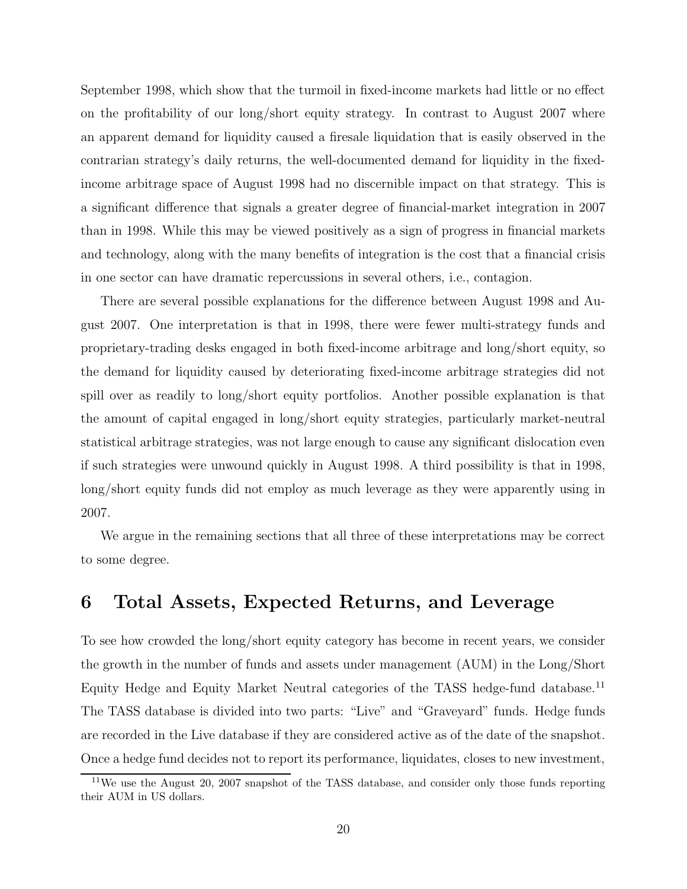September 1998, which show that the turmoil in fixed-income markets had little or no effect on the profitability of our long/short equity strategy. In contrast to August 2007 where an apparent demand for liquidity caused a firesale liquidation that is easily observed in the contrarian strategy's daily returns, the well-documented demand for liquidity in the fixed-income arbitrage space of August 1998 had no discernible impact on that strategy. This is a significant difference that signals a greater degree of financial-market integration in 2007 than in 1998. While this may be viewed positively as a sign of progress in financial markets and technology, along with the many benefits of integration is the cost that a financial crisis in one sector can have dramatic repercussions in several others, i.e., contagion.

There are several possible explanations for the difference between August 1998 and August 2007. One interpretation is that in 1998, there were fewer multi-strategy funds and proprietary-trading desks engaged in both fixed-income arbitrage and long/short equity, so the demand for liquidity caused by deteriorating fixed-income arbitrage strategies did not spill over as readily to long/short equity portfolios. Another possible explanation is that the amount of capital engaged in long/short equity strategies, particularly market-neutral statistical arbitrage strategies, was not large enough to cause any significant dislocation even if such strategies were unwound quickly in August 1998. A third possibility is that in 1998, long/short equity funds did not employ as much leverage as they were apparently using in 2007.

We argue in the remaining sections that all three of these interpretations may be correct to some degree.

# 6 Total Assets, Expected Returns, and Leverage

To see how crowded the long/short equity category has become in recent years, we consider the growth in the number of funds and assets under management (AUM) in the Long/Short Equity Hedge and Equity Market Neutral categories of the TASS hedge-fund database.[11] The TASS database is divided into two parts: "Live" and "Graveyard" funds. Hedge funds are recorded in the Live database if they are considered active as of the date of the snapshot. Once a hedge fund decides not to report its performance, liquidates, closes to new investment,

[11] We use the August 20, 2007 snapshot of the TASS database, and consider only those funds reporting their AUM in US dollars.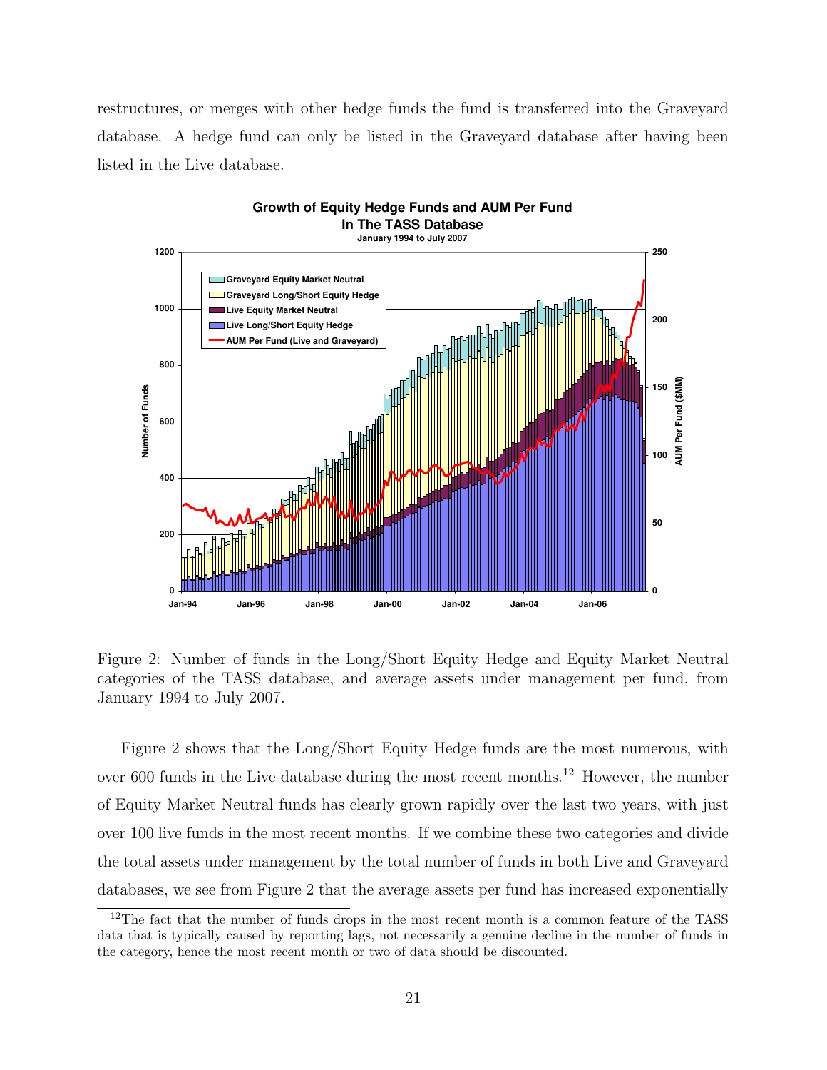restructures, or merges with other hedge funds the fund is transferred into the Graveyard database. A hedge fund can only be listed in the Graveyard database after having been listed in the Live database.

Figure 2: Number of funds in the Long/Short Equity Hedge and Equity Market Neutral categories of the TASS database, and average assets under management per fund, from January 1994 to July 2007.

Figure 2 shows that the Long/Short Equity Hedge funds are the most numerous, with over 600 funds in the Live database during the most recent months.[12] However, the number of Equity Market Neutral funds has clearly grown rapidly over the last two years, with just over 100 live funds in the most recent months. If we combine these two categories and divide the total assets under management by the total number of funds in both Live and Graveyard databases, we see from Figure 2 that the average assets per fund has increased exponentially

[12] The fact that the number of funds drops in the most recent month is a common feature of the TASS data that is typically caused by reporting lags, not necessarily a genuine decline in the number of funds in the category, hence the most recent month or two of data should be discounted.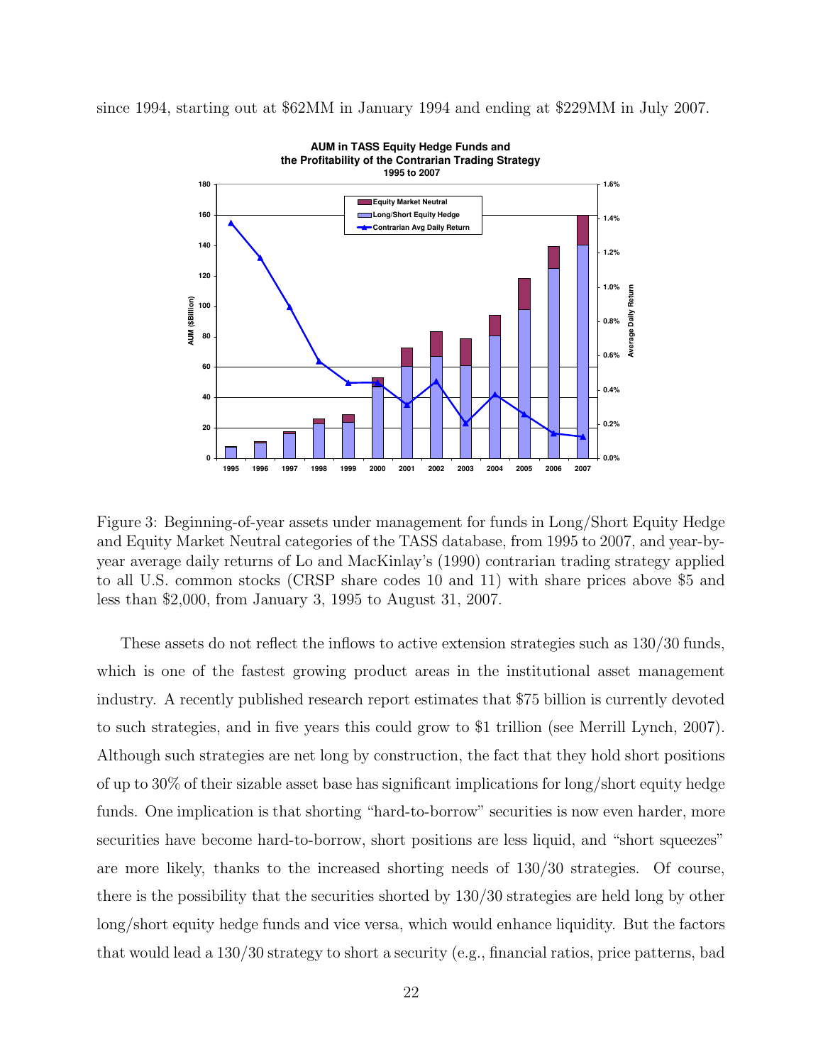since 1994, starting out at \$62MM in January 1994 and ending at \$229MM in July 2007.

Figure 3: Beginning-of-year assets under management for funds in Long/Short Equity Hedge and Equity Market Neutral categories of the TASS database, from 1995 to 2007, and year-by-year average daily returns of Lo and MacKinlay's (1990) contrarian trading strategy applied to all U.S. common stocks (CRSP share codes 10 and 11) with share prices above \$5 and less than \$2,000, from January 3, 1995 to August 31, 2007.

These assets do not reflect the inflows to active extension strategies such as 130/30 funds, which is one of the fastest growing product areas in the institutional asset management industry. A recently published research report estimates that \$75 billion is currently devoted to such strategies, and in five years this could grow to \$1 trillion (see Merrill Lynch, 2007). Although such strategies are net long by construction, the fact that they hold short positions of up to 30% of their sizable asset base has significant implications for long/short equity hedge funds. One implication is that shorting "hard-to-borrow" securities is now even harder, more securities have become hard-to-borrow, short positions are less liquid, and "short squeezes" are more likely, thanks to the increased shorting needs of 130/30 strategies. Of course, there is the possibility that the securities shorted by 130/30 strategies are held long by other long/short equity hedge funds and vice versa, which would enhance liquidity. But the factors that would lead a 130/30 strategy to short a security (e.g., financial ratios, price patterns, bad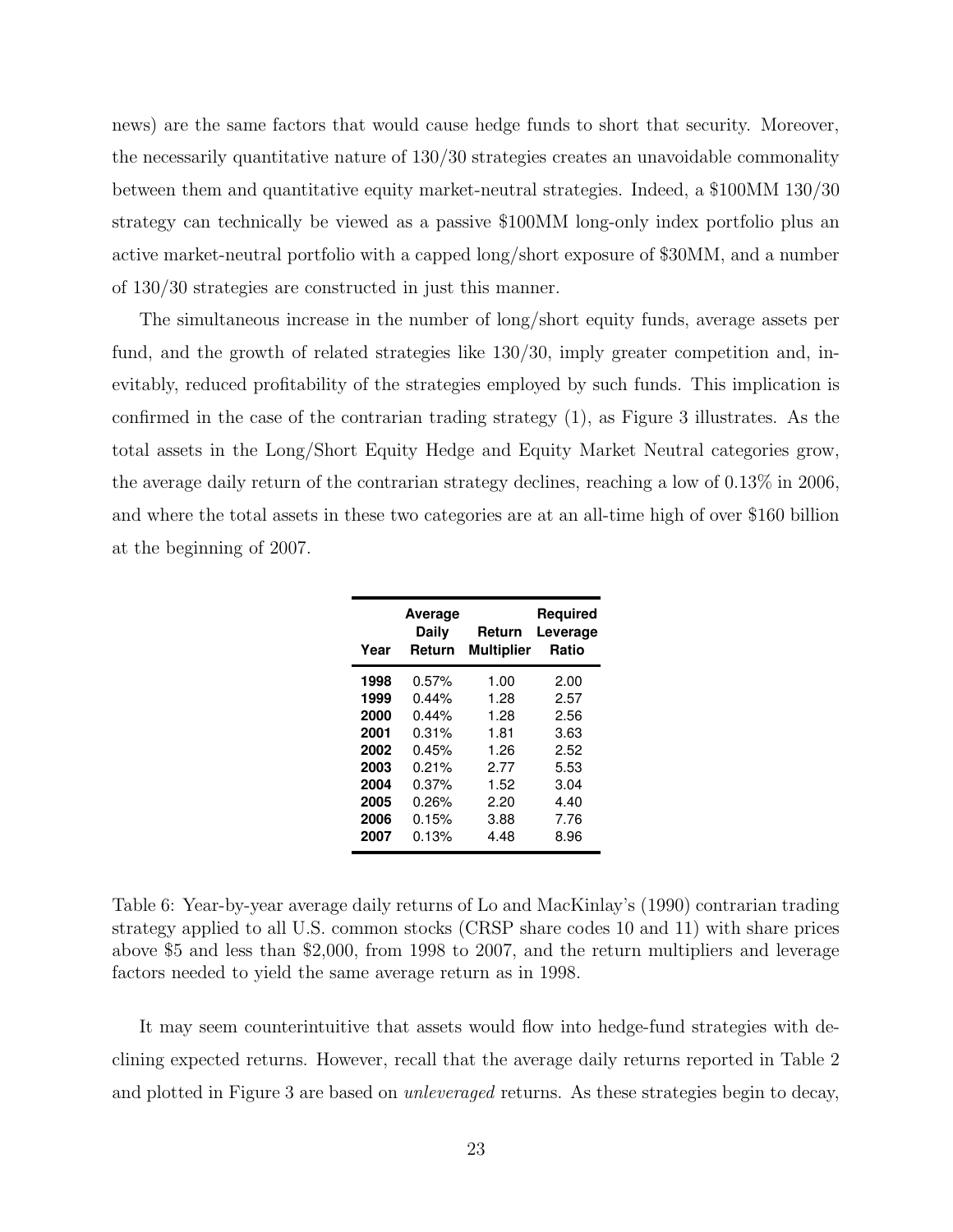news) are the same factors that would cause hedge funds to short that security. Moreover, the necessarily quantitative nature of 130/30 strategies creates an unavoidable commonality between them and quantitative equity market-neutral strategies. Indeed, a \$100MM 130/30 strategy can technically be viewed as a passive \$100MM long-only index portfolio plus an active market-neutral portfolio with a capped long/short exposure of \$30MM, and a number of 130/30 strategies are constructed in just this manner.

The simultaneous increase in the number of long/short equity funds, average assets per fund, and the growth of related strategies like 130/30, imply greater competition and, inevitably, reduced profitability of the strategies employed by such funds. This implication is confirmed in the case of the contrarian trading strategy (1), as Figure 3 illustrates. As the total assets in the Long/Short Equity Hedge and Equity Market Neutral categories grow, the average daily return of the contrarian strategy declines, reaching a low of 0.13% in 2006, and where the total assets in these two categories are at an all-time high of over \$160 billion at the beginning of 2007.

| Year | Average Daily Return | Return Multiplier | Required Leverage Ratio |
|---|---|---|---|
| **1998** | 0.57% | 1.00 | 2.00 |
| **1999** | 0.44% | 1.28 | 2.57 |
| **2000** | 0.44% | 1.28 | 2.56 |
| **2001** | 0.31% | 1.81 | 3.63 |
| **2002** | 0.45% | 1.26 | 2.52 |
| **2003** | 0.21% | 2.77 | 5.53 |
| **2004** | 0.37% | 1.52 | 3.04 |
| **2005** | 0.26% | 2.20 | 4.40 |
| **2006** | 0.15% | 3.88 | 7.76 |
| **2007** | 0.13% | 4.48 | 8.96 |

Table 6: Year-by-year average daily returns of Lo and MacKinlay's (1990) contrarian trading strategy applied to all U.S. common stocks (CRSP share codes 10 and 11) with share prices above \$5 and less than \$2,000, from 1998 to 2007, and the return multipliers and leverage factors needed to yield the same average return as in 1998.

It may seem counterintuitive that assets would flow into hedge-fund strategies with declining expected returns. However, recall that the average daily returns reported in Table 2 and plotted in Figure 3 are based on *unleveraged* returns. As these strategies begin to decay,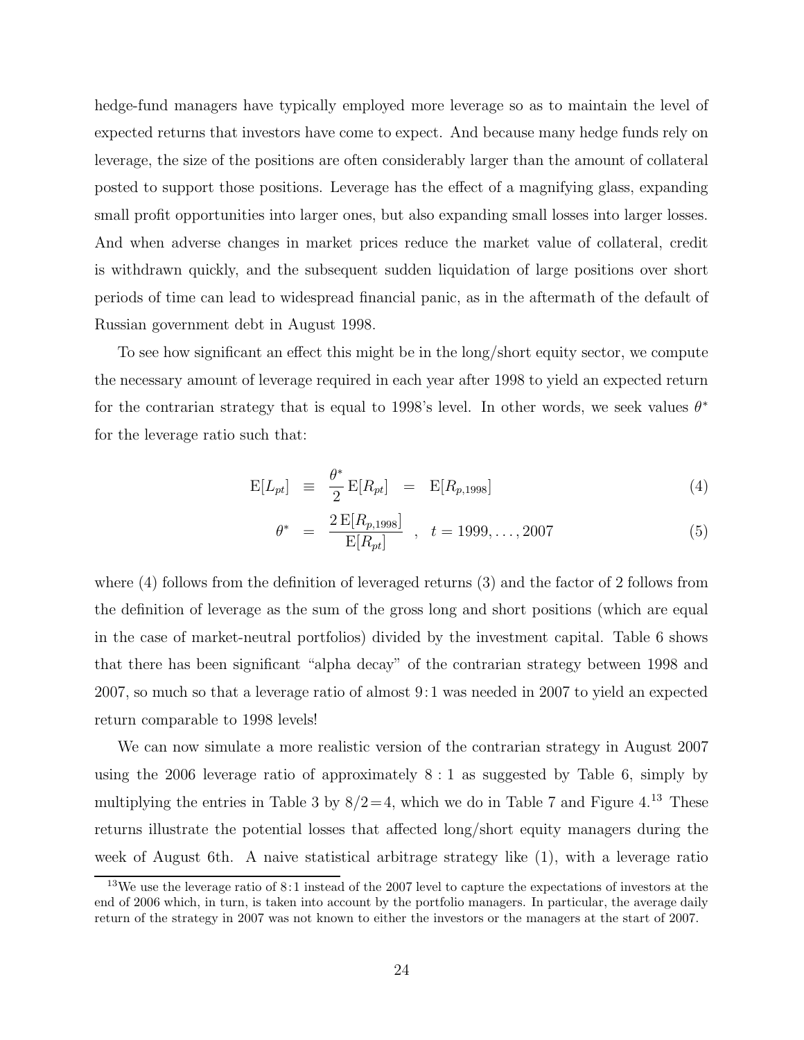hedge-fund managers have typically employed more leverage so as to maintain the level of expected returns that investors have come to expect. And because many hedge funds rely on leverage, the size of the positions are often considerably larger than the amount of collateral posted to support those positions. Leverage has the effect of a magnifying glass, expanding small profit opportunities into larger ones, but also expanding small losses into larger losses. And when adverse changes in market prices reduce the market value of collateral, credit is withdrawn quickly, and the subsequent sudden liquidation of large positions over short periods of time can lead to widespread financial panic, as in the aftermath of the default of Russian government debt in August 1998.

To see how significant an effect this might be in the long/short equity sector, we compute the necessary amount of leverage required in each year after 1998 to yield an expected return for the contrarian strategy that is equal to 1998's level. In other words, we seek values $\theta^*$ for the leverage ratio such that:

$$\mathrm{E}[L_{pt}] \equiv \frac{\theta^*}{2}\,\mathrm{E}[R_{pt}] = \mathrm{E}[R_{p,1998}] \tag{4}$$

$$\theta^* = \frac{2\,\mathrm{E}[R_{p,1998}]}{\mathrm{E}[R_{pt}]} \quad , \quad t = 1999, \ldots, 2007 \tag{5}$$

where (4) follows from the definition of leveraged returns (3) and the factor of 2 follows from the definition of leverage as the sum of the gross long and short positions (which are equal in the case of market-neutral portfolios) divided by the investment capital. Table 6 shows that there has been significant "alpha decay" of the contrarian strategy between 1998 and 2007, so much so that a leverage ratio of almost 9 : 1 was needed in 2007 to yield an expected return comparable to 1998 levels!

We can now simulate a more realistic version of the contrarian strategy in August 2007 using the 2006 leverage ratio of approximately 8 : 1 as suggested by Table 6, simply by multiplying the entries in Table 3 by $8/2 = 4$, which we do in Table 7 and Figure 4.[13] These returns illustrate the potential losses that affected long/short equity managers during the week of August 6th. A naive statistical arbitrage strategy like (1), with a leverage ratio

[13] We use the leverage ratio of 8 : 1 instead of the 2007 level to capture the expectations of investors at the end of 2006 which, in turn, is taken into account by the portfolio managers. In particular, the average daily return of the strategy in 2007 was not known to either the investors or the managers at the start of 2007.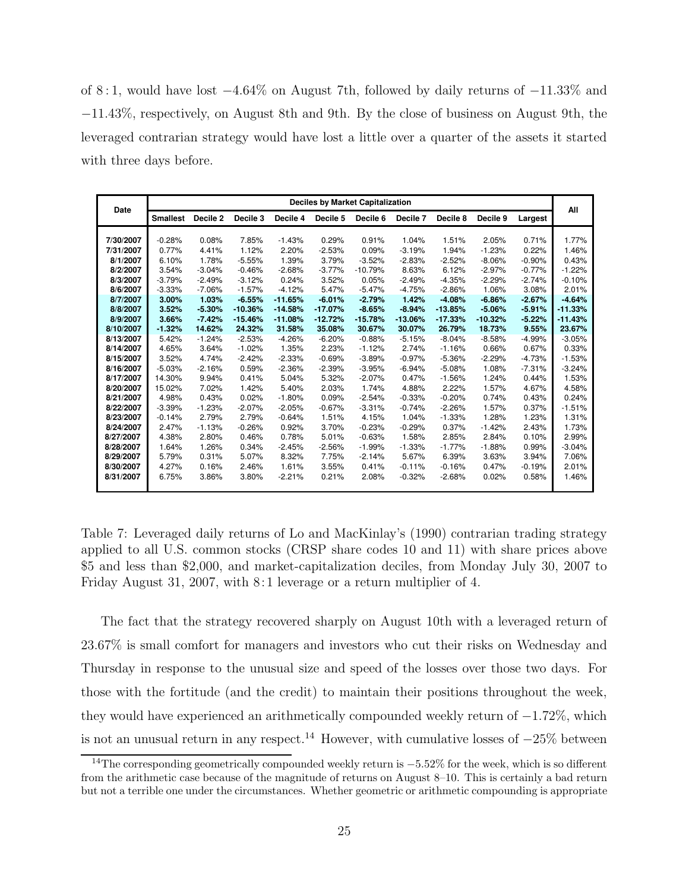of 8 : 1, would have lost −4.64% on August 7th, followed by daily returns of −11.33% and −11.43%, respectively, on August 8th and 9th. By the close of business on August 9th, the leveraged contrarian strategy would have lost a little over a quarter of the assets it started with three days before.

| Date | Deciles by Market Capitalization | | | | | | | | | | All |
|---|---|---|---|---|---|---|---|---|---|---|---|
| | Smallest | Decile 2 | Decile 3 | Decile 4 | Decile 5 | Decile 6 | Decile 7 | Decile 8 | Decile 9 | Largest | |
| 7/30/2007 | -0.28% | 0.08% | 7.85% | -1.43% | 0.29% | 0.91% | 1.04% | 1.51% | 2.05% | 0.71% | 1.77% |
| 7/31/2007 | 0.77% | 4.41% | 1.12% | 2.20% | -2.53% | 0.09% | -3.19% | 1.94% | -1.23% | 0.22% | 1.46% |
| 8/1/2007 | 6.10% | 1.78% | -5.55% | 1.39% | 3.79% | -3.52% | -2.83% | -2.52% | -8.06% | -0.90% | 0.43% |
| 8/2/2007 | 3.54% | -3.04% | -0.46% | -2.68% | -3.77% | -10.79% | 8.63% | 6.12% | -2.97% | -0.77% | -1.22% |
| 8/3/2007 | -3.79% | -2.49% | -3.12% | 0.24% | 3.52% | 0.05% | -2.49% | -4.35% | -2.29% | -2.74% | -0.10% |
| 8/6/2007 | -3.33% | -7.06% | -1.57% | -4.12% | 5.47% | -5.47% | -4.75% | -2.86% | 1.06% | 3.08% | 2.01% |
| **8/7/2007** | **3.00%** | **1.03%** | **-6.55%** | **-11.65%** | **-6.01%** | **-2.79%** | **1.42%** | **-4.08%** | **-6.86%** | **-2.67%** | **-4.64%** |
| **8/8/2007** | **3.52%** | **-5.30%** | **-10.36%** | **-14.58%** | **-17.07%** | **-8.65%** | **-8.94%** | **-13.85%** | **-5.06%** | **-5.91%** | **-11.33%** |
| **8/9/2007** | **3.66%** | **-7.42%** | **-15.46%** | **-11.08%** | **-12.72%** | **-15.78%** | **-13.06%** | **-17.33%** | **-10.32%** | **-5.22%** | **-11.43%** |
| **8/10/2007** | **-1.32%** | **14.62%** | **24.32%** | **31.58%** | **35.08%** | **30.67%** | **30.07%** | **26.79%** | **18.73%** | **9.55%** | **23.67%** |
| 8/13/2007 | 5.42% | -1.24% | -2.53% | -4.26% | -6.20% | -0.88% | -5.15% | -8.04% | -8.58% | -4.99% | -3.05% |
| 8/14/2007 | 4.65% | 3.64% | -1.02% | 1.35% | 2.23% | -1.12% | 2.74% | -1.16% | 0.66% | 0.67% | 0.33% |
| 8/15/2007 | 3.52% | 4.74% | -2.42% | -2.33% | -0.69% | -3.89% | -0.97% | -5.36% | -2.29% | -4.73% | -1.53% |
| 8/16/2007 | -5.03% | -2.16% | 0.59% | -2.36% | -2.39% | -3.95% | -6.94% | -5.08% | 1.08% | -7.31% | -3.24% |
| 8/17/2007 | 14.30% | 9.94% | 0.41% | 5.04% | 5.32% | -2.07% | 0.47% | -1.56% | 1.24% | 0.44% | 1.53% |
| 8/20/2007 | 15.02% | 7.02% | 1.42% | 5.40% | 2.03% | 1.74% | 4.88% | 2.22% | 1.57% | 4.67% | 4.58% |
| 8/21/2007 | 4.98% | 0.43% | 0.02% | -1.80% | 0.09% | -2.54% | -0.33% | -0.20% | 0.74% | 0.43% | 0.24% |
| 8/22/2007 | -3.39% | -1.23% | -2.07% | -2.05% | -0.67% | -3.31% | -0.74% | -2.26% | 1.57% | 0.37% | -1.51% |
| 8/23/2007 | -0.14% | 2.79% | 2.79% | -0.64% | 1.51% | 4.15% | 1.04% | -1.33% | 1.28% | 1.23% | 1.31% |
| 8/24/2007 | 2.47% | -1.13% | -0.26% | 0.92% | 3.70% | -0.23% | -0.29% | 0.37% | -1.42% | 2.43% | 1.73% |
| 8/27/2007 | 4.38% | 2.80% | 0.46% | 0.78% | 5.01% | -0.63% | 1.58% | 2.85% | 2.84% | 0.10% | 2.99% |
| 8/28/2007 | 1.64% | 1.26% | 0.34% | -2.45% | -2.56% | -1.99% | -1.33% | -1.77% | -1.88% | 0.99% | -3.04% |
| 8/29/2007 | 5.79% | 0.31% | 5.07% | 8.32% | 7.75% | -2.14% | 5.67% | 6.39% | 3.63% | 3.94% | 7.06% |
| 8/30/2007 | 4.27% | 0.16% | 2.46% | 1.61% | 3.55% | 0.41% | -0.11% | -0.16% | 0.47% | -0.19% | 2.01% |
| 8/31/2007 | 6.75% | 3.86% | 3.80% | -2.21% | 0.21% | 2.08% | -0.32% | -2.68% | 0.02% | 0.58% | 1.46% |

Table 7: Leveraged daily returns of Lo and MacKinlay's (1990) contrarian trading strategy applied to all U.S. common stocks (CRSP share codes 10 and 11) with share prices above \$5 and less than \$2,000, and market-capitalization deciles, from Monday July 30, 2007 to Friday August 31, 2007, with 8 : 1 leverage or a return multiplier of 4.

The fact that the strategy recovered sharply on August 10th with a leveraged return of 23.67% is small comfort for managers and investors who cut their risks on Wednesday and Thursday in response to the unusual size and speed of the losses over those two days. For those with the fortitude (and the credit) to maintain their positions throughout the week, they would have experienced an arithmetically compounded weekly return of −1.72%, which is not an unusual return in any respect.[14] However, with cumulative losses of −25% between

[14] The corresponding geometrically compounded weekly return is −5.52% for the week, which is so different from the arithmetic case because of the magnitude of returns on August 8–10. This is certainly a bad return but not a terrible one under the circumstances. Whether geometric or arithmetic compounding is appropriate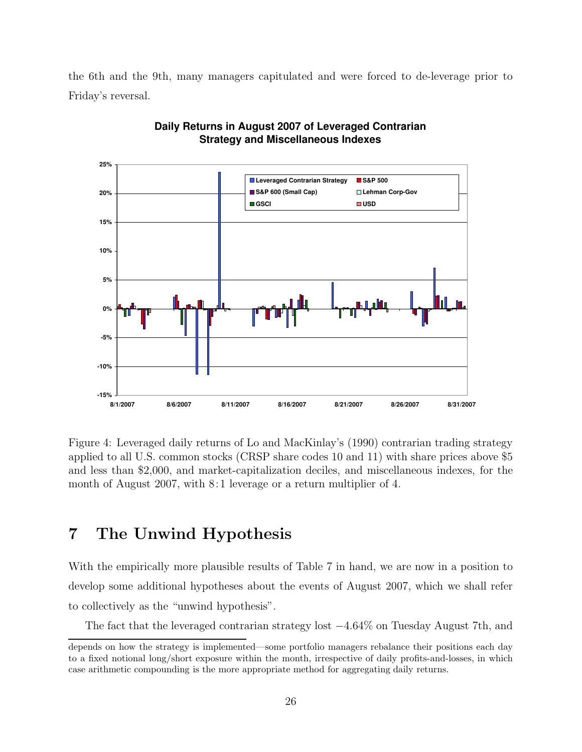the 6th and the 9th, many managers capitulated and were forced to de-leverage prior to Friday's reversal.

Figure 4: Leveraged daily returns of Lo and MacKinlay's (1990) contrarian trading strategy applied to all U.S. common stocks (CRSP share codes 10 and 11) with share prices above \$5 and less than \$2,000, and market-capitalization deciles, and miscellaneous indexes, for the month of August 2007, with 8 : 1 leverage or a return multiplier of 4.

# 7 The Unwind Hypothesis

With the empirically more plausible results of Table 7 in hand, we are now in a position to develop some additional hypotheses about the events of August 2007, which we shall refer to collectively as the "unwind hypothesis".

The fact that the leveraged contrarian strategy lost −4.64% on Tuesday August 7th, and

---

depends on how the strategy is implemented—some portfolio managers rebalance their positions each day to a fixed notional long/short exposure within the month, irrespective of daily profits-and-losses, in which case arithmetic compounding is the more appropriate method for aggregating daily returns.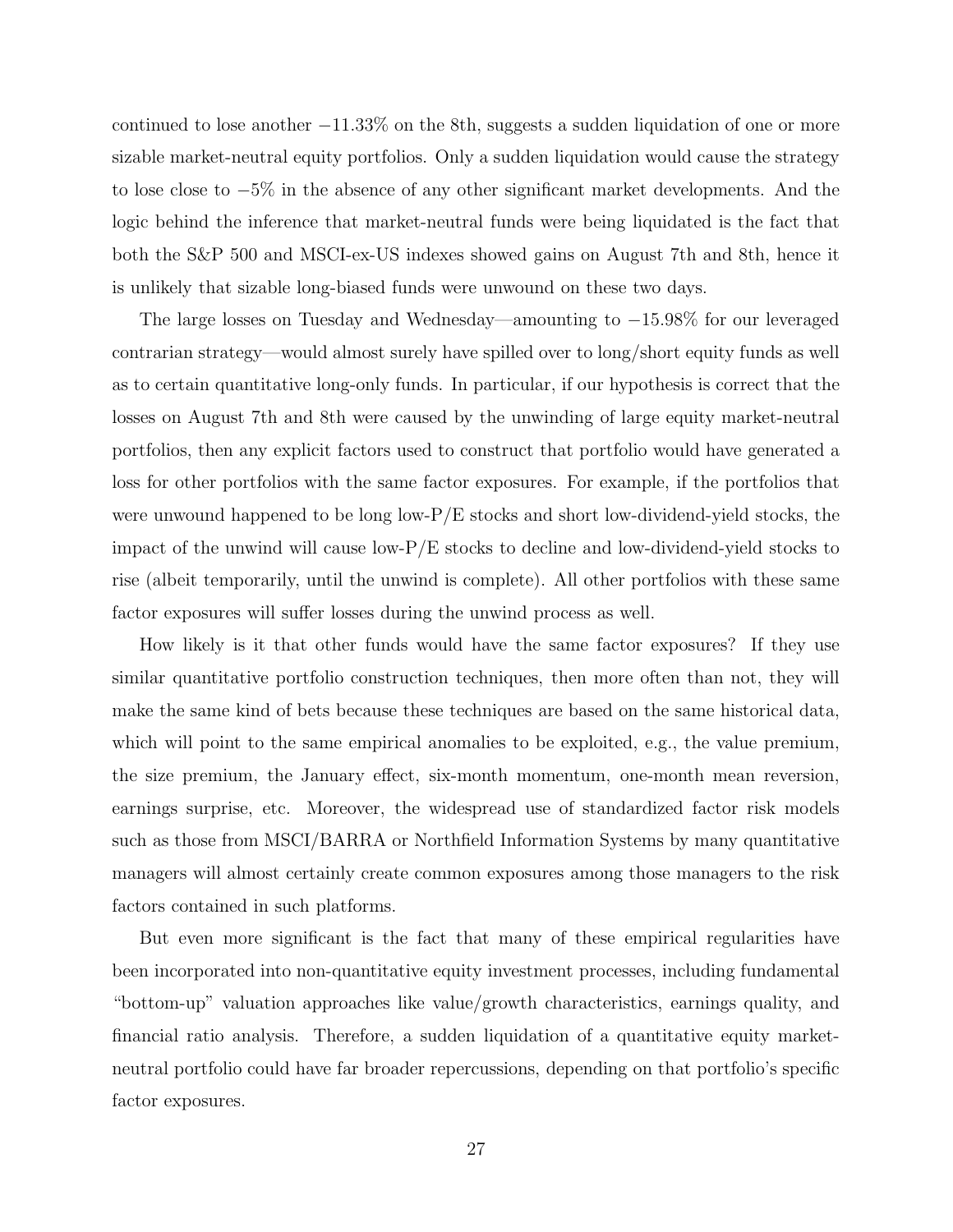continued to lose another $-11.33\%$ on the 8th, suggests a sudden liquidation of one or more sizable market-neutral equity portfolios. Only a sudden liquidation would cause the strategy to lose close to $-5\%$ in the absence of any other significant market developments. And the logic behind the inference that market-neutral funds were being liquidated is the fact that both the S&P 500 and MSCI-ex-US indexes showed gains on August 7th and 8th, hence it is unlikely that sizable long-biased funds were unwound on these two days.

The large losses on Tuesday and Wednesday—amounting to $-15.98\%$ for our leveraged contrarian strategy—would almost surely have spilled over to long/short equity funds as well as to certain quantitative long-only funds. In particular, if our hypothesis is correct that the losses on August 7th and 8th were caused by the unwinding of large equity market-neutral portfolios, then any explicit factors used to construct that portfolio would have generated a loss for other portfolios with the same factor exposures. For example, if the portfolios that were unwound happened to be long low-P/E stocks and short low-dividend-yield stocks, the impact of the unwind will cause low-P/E stocks to decline and low-dividend-yield stocks to rise (albeit temporarily, until the unwind is complete). All other portfolios with these same factor exposures will suffer losses during the unwind process as well.

How likely is it that other funds would have the same factor exposures? If they use similar quantitative portfolio construction techniques, then more often than not, they will make the same kind of bets because these techniques are based on the same historical data, which will point to the same empirical anomalies to be exploited, e.g., the value premium, the size premium, the January effect, six-month momentum, one-month mean reversion, earnings surprise, etc. Moreover, the widespread use of standardized factor risk models such as those from MSCI/BARRA or Northfield Information Systems by many quantitative managers will almost certainly create common exposures among those managers to the risk factors contained in such platforms.

But even more significant is the fact that many of these empirical regularities have been incorporated into non-quantitative equity investment processes, including fundamental "bottom-up" valuation approaches like value/growth characteristics, earnings quality, and financial ratio analysis. Therefore, a sudden liquidation of a quantitative equity market-neutral portfolio could have far broader repercussions, depending on that portfolio's specific factor exposures.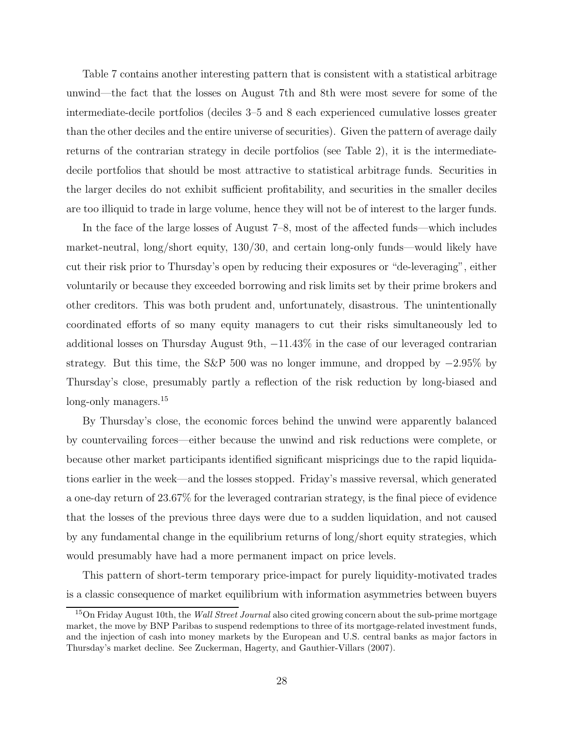Table 7 contains another interesting pattern that is consistent with a statistical arbitrage unwind—the fact that the losses on August 7th and 8th were most severe for some of the intermediate-decile portfolios (deciles 3–5 and 8 each experienced cumulative losses greater than the other deciles and the entire universe of securities). Given the pattern of average daily returns of the contrarian strategy in decile portfolios (see Table 2), it is the intermediate-decile portfolios that should be most attractive to statistical arbitrage funds. Securities in the larger deciles do not exhibit sufficient profitability, and securities in the smaller deciles are too illiquid to trade in large volume, hence they will not be of interest to the larger funds.

In the face of the large losses of August 7–8, most of the affected funds—which includes market-neutral, long/short equity, 130/30, and certain long-only funds—would likely have cut their risk prior to Thursday's open by reducing their exposures or "de-leveraging", either voluntarily or because they exceeded borrowing and risk limits set by their prime brokers and other creditors. This was both prudent and, unfortunately, disastrous. The unintentionally coordinated efforts of so many equity managers to cut their risks simultaneously led to additional losses on Thursday August 9th, $-11.43\%$ in the case of our leveraged contrarian strategy. But this time, the S&P 500 was no longer immune, and dropped by $-2.95\%$ by Thursday's close, presumably partly a reflection of the risk reduction by long-biased and long-only managers.[15]

By Thursday's close, the economic forces behind the unwind were apparently balanced by countervailing forces—either because the unwind and risk reductions were complete, or because other market participants identified significant mispricings due to the rapid liquidations earlier in the week—and the losses stopped. Friday's massive reversal, which generated a one-day return of 23.67% for the leveraged contrarian strategy, is the final piece of evidence that the losses of the previous three days were due to a sudden liquidation, and not caused by any fundamental change in the equilibrium returns of long/short equity strategies, which would presumably have had a more permanent impact on price levels.

This pattern of short-term temporary price-impact for purely liquidity-motivated trades is a classic consequence of market equilibrium with information asymmetries between buyers

[15] On Friday August 10th, the *Wall Street Journal* also cited growing concern about the sub-prime mortgage market, the move by BNP Paribas to suspend redemptions to three of its mortgage-related investment funds, and the injection of cash into money markets by the European and U.S. central banks as major factors in Thursday's market decline. See Zuckerman, Hagerty, and Gauthier-Villars (2007).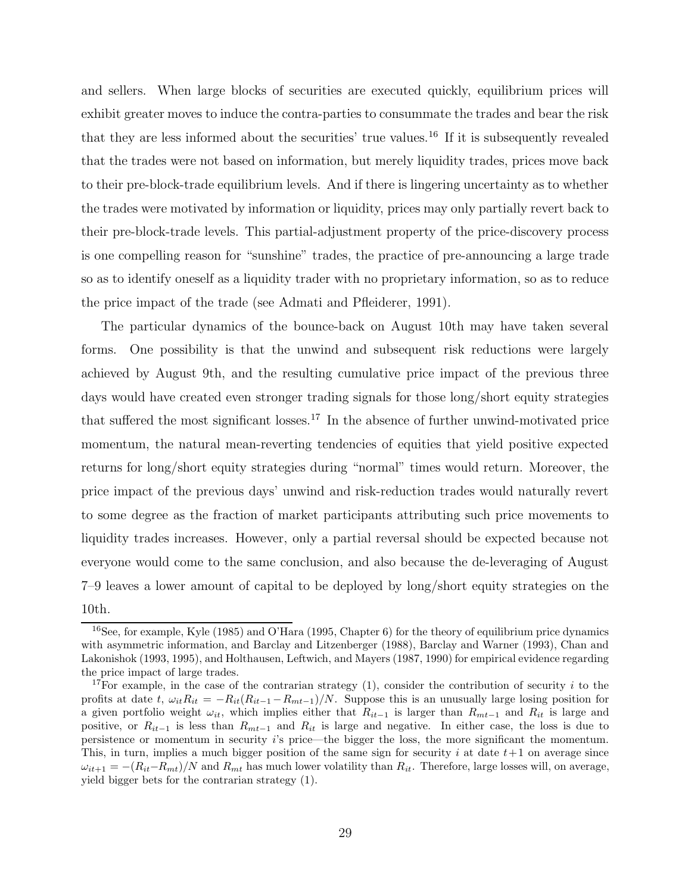and sellers. When large blocks of securities are executed quickly, equilibrium prices will exhibit greater moves to induce the contra-parties to consummate the trades and bear the risk that they are less informed about the securities' true values.[16] If it is subsequently revealed that the trades were not based on information, but merely liquidity trades, prices move back to their pre-block-trade equilibrium levels. And if there is lingering uncertainty as to whether the trades were motivated by information or liquidity, prices may only partially revert back to their pre-block-trade levels. This partial-adjustment property of the price-discovery process is one compelling reason for "sunshine" trades, the practice of pre-announcing a large trade so as to identify oneself as a liquidity trader with no proprietary information, so as to reduce the price impact of the trade (see Admati and Pfleiderer, 1991).

The particular dynamics of the bounce-back on August 10th may have taken several forms. One possibility is that the unwind and subsequent risk reductions were largely achieved by August 9th, and the resulting cumulative price impact of the previous three days would have created even stronger trading signals for those long/short equity strategies that suffered the most significant losses.[17] In the absence of further unwind-motivated price momentum, the natural mean-reverting tendencies of equities that yield positive expected returns for long/short equity strategies during "normal" times would return. Moreover, the price impact of the previous days' unwind and risk-reduction trades would naturally revert to some degree as the fraction of market participants attributing such price movements to liquidity trades increases. However, only a partial reversal should be expected because not everyone would come to the same conclusion, and also because the de-leveraging of August 7–9 leaves a lower amount of capital to be deployed by long/short equity strategies on the 10th.

---

[16] See, for example, Kyle (1985) and O'Hara (1995, Chapter 6) for the theory of equilibrium price dynamics with asymmetric information, and Barclay and Litzenberger (1988), Barclay and Warner (1993), Chan and Lakonishok (1993, 1995), and Holthausen, Leftwich, and Mayers (1987, 1990) for empirical evidence regarding the price impact of large trades.

[17] For example, in the case of the contrarian strategy (1), consider the contribution of security $i$ to the profits at date $t$, $\omega_{it}R_{it} = -R_{it}(R_{it-1} - R_{mt-1})/N$. Suppose this is an unusually large losing position for a given portfolio weight $\omega_{it}$, which implies either that $R_{it-1}$ is larger than $R_{mt-1}$ and $R_{it}$ is large and positive, or $R_{it-1}$ is less than $R_{mt-1}$ and $R_{it}$ is large and negative. In either case, the loss is due to persistence or momentum in security $i$'s price—the bigger the loss, the more significant the momentum. This, in turn, implies a much bigger position of the same sign for security $i$ at date $t+1$ on average since $\omega_{it+1} = -(R_{it} - R_{mt})/N$ and $R_{mt}$ has much lower volatility than $R_{it}$. Therefore, large losses will, on average, yield bigger bets for the contrarian strategy (1).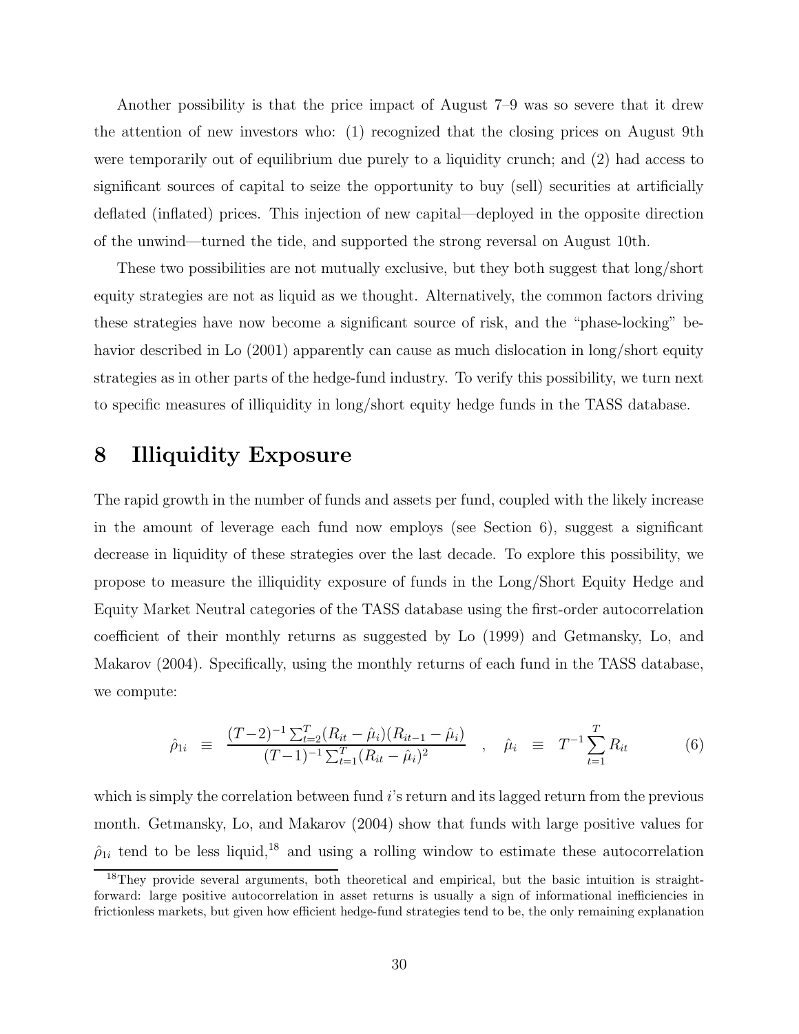Another possibility is that the price impact of August 7–9 was so severe that it drew the attention of new investors who: (1) recognized that the closing prices on August 9th were temporarily out of equilibrium due purely to a liquidity crunch; and (2) had access to significant sources of capital to seize the opportunity to buy (sell) securities at artificially deflated (inflated) prices. This injection of new capital—deployed in the opposite direction of the unwind—turned the tide, and supported the strong reversal on August 10th.

These two possibilities are not mutually exclusive, but they both suggest that long/short equity strategies are not as liquid as we thought. Alternatively, the common factors driving these strategies have now become a significant source of risk, and the "phase-locking" behavior described in Lo (2001) apparently can cause as much dislocation in long/short equity strategies as in other parts of the hedge-fund industry. To verify this possibility, we turn next to specific measures of illiquidity in long/short equity hedge funds in the TASS database.

# 8 Illiquidity Exposure

The rapid growth in the number of funds and assets per fund, coupled with the likely increase in the amount of leverage each fund now employs (see Section 6), suggest a significant decrease in liquidity of these strategies over the last decade. To explore this possibility, we propose to measure the illiquidity exposure of funds in the Long/Short Equity Hedge and Equity Market Neutral categories of the TASS database using the first-order autocorrelation coefficient of their monthly returns as suggested by Lo (1999) and Getmansky, Lo, and Makarov (2004). Specifically, using the monthly returns of each fund in the TASS database, we compute:

$$\hat{\rho}_{1i} \;\; \equiv \;\; \frac{(T-2)^{-1}\sum_{t=2}^{T}(R_{it}-\hat{\mu}_i)(R_{it-1}-\hat{\mu}_i)}{(T-1)^{-1}\sum_{t=1}^{T}(R_{it}-\hat{\mu}_i)^2} \quad , \quad \hat{\mu}_i \;\; \equiv \;\; T^{-1}\sum_{t=1}^{T} R_{it} \tag{6}$$

which is simply the correlation between fund $i$'s return and its lagged return from the previous month. Getmansky, Lo, and Makarov (2004) show that funds with large positive values for $\hat{\rho}_{1i}$ tend to be less liquid,[18] and using a rolling window to estimate these autocorrelation

[18] They provide several arguments, both theoretical and empirical, but the basic intuition is straightforward: large positive autocorrelation in asset returns is usually a sign of informational inefficiencies in frictionless markets, but given how efficient hedge-fund strategies tend to be, the only remaining explanation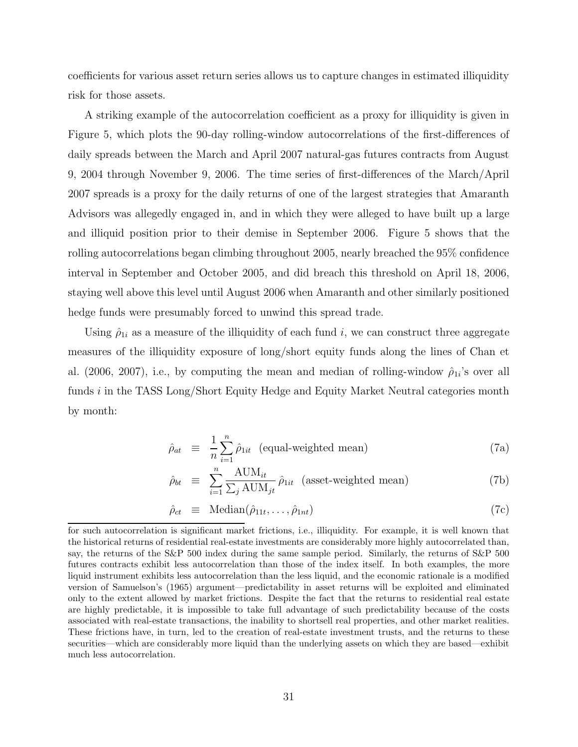coefficients for various asset return series allows us to capture changes in estimated illiquidity risk for those assets.

A striking example of the autocorrelation coefficient as a proxy for illiquidity is given in Figure 5, which plots the 90-day rolling-window autocorrelations of the first-differences of daily spreads between the March and April 2007 natural-gas futures contracts from August 9, 2004 through November 9, 2006. The time series of first-differences of the March/April 2007 spreads is a proxy for the daily returns of one of the largest strategies that Amaranth Advisors was allegedly engaged in, and in which they were alleged to have built up a large and illiquid position prior to their demise in September 2006. Figure 5 shows that the rolling autocorrelations began climbing throughout 2005, nearly breached the 95% confidence interval in September and October 2005, and did breach this threshold on April 18, 2006, staying well above this level until August 2006 when Amaranth and other similarly positioned hedge funds were presumably forced to unwind this spread trade.

Using $\hat{\rho}_{1i}$ as a measure of the illiquidity of each fund $i$, we can construct three aggregate measures of the illiquidity exposure of long/short equity funds along the lines of Chan et al. (2006, 2007), i.e., by computing the mean and median of rolling-window $\hat{\rho}_{1i}$'s over all funds $i$ in the TASS Long/Short Equity Hedge and Equity Market Neutral categories month by month:

$$\hat{\rho}_{at} \equiv \frac{1}{n}\sum_{i=1}^{n}\hat{\rho}_{1it} \quad \text{(equal-weighted mean)} \tag{7a}$$

$$\hat{\rho}_{bt} \equiv \sum_{i=1}^{n}\frac{\text{AUM}_{it}}{\sum_j \text{AUM}_{jt}}\,\hat{\rho}_{1it} \quad \text{(asset-weighted mean)} \tag{7b}$$

$$\hat{\rho}_{ct} \equiv \text{Median}(\hat{\rho}_{11t}, \ldots, \hat{\rho}_{1nt}) \tag{7c}$$

for such autocorrelation is significant market frictions, i.e., illiquidity. For example, it is well known that the historical returns of residential real-estate investments are considerably more highly autocorrelated than, say, the returns of the S&P 500 index during the same sample period. Similarly, the returns of S&P 500 futures contracts exhibit less autocorrelation than those of the index itself. In both examples, the more liquid instrument exhibits less autocorrelation than the less liquid, and the economic rationale is a modified version of Samuelson's (1965) argument—predictability in asset returns will be exploited and eliminated only to the extent allowed by market frictions. Despite the fact that the returns to residential real estate are highly predictable, it is impossible to take full advantage of such predictability because of the costs associated with real-estate transactions, the inability to shortsell real properties, and other market realities. These frictions have, in turn, led to the creation of real-estate investment trusts, and the returns to these securities—which are considerably more liquid than the underlying assets on which they are based—exhibit much less autocorrelation.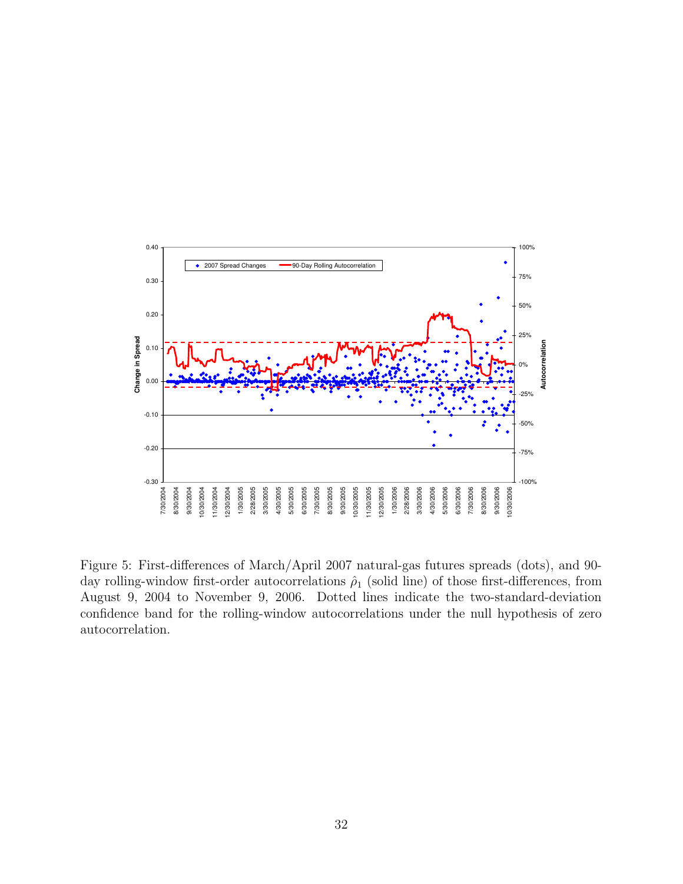Figure 5: First-differences of March/April 2007 natural-gas futures spreads (dots), and 90-day rolling-window first-order autocorrelations $\hat{\rho}_1$ (solid line) of those first-differences, from August 9, 2004 to November 9, 2006. Dotted lines indicate the two-standard-deviation confidence band for the rolling-window autocorrelations under the null hypothesis of zero autocorrelation.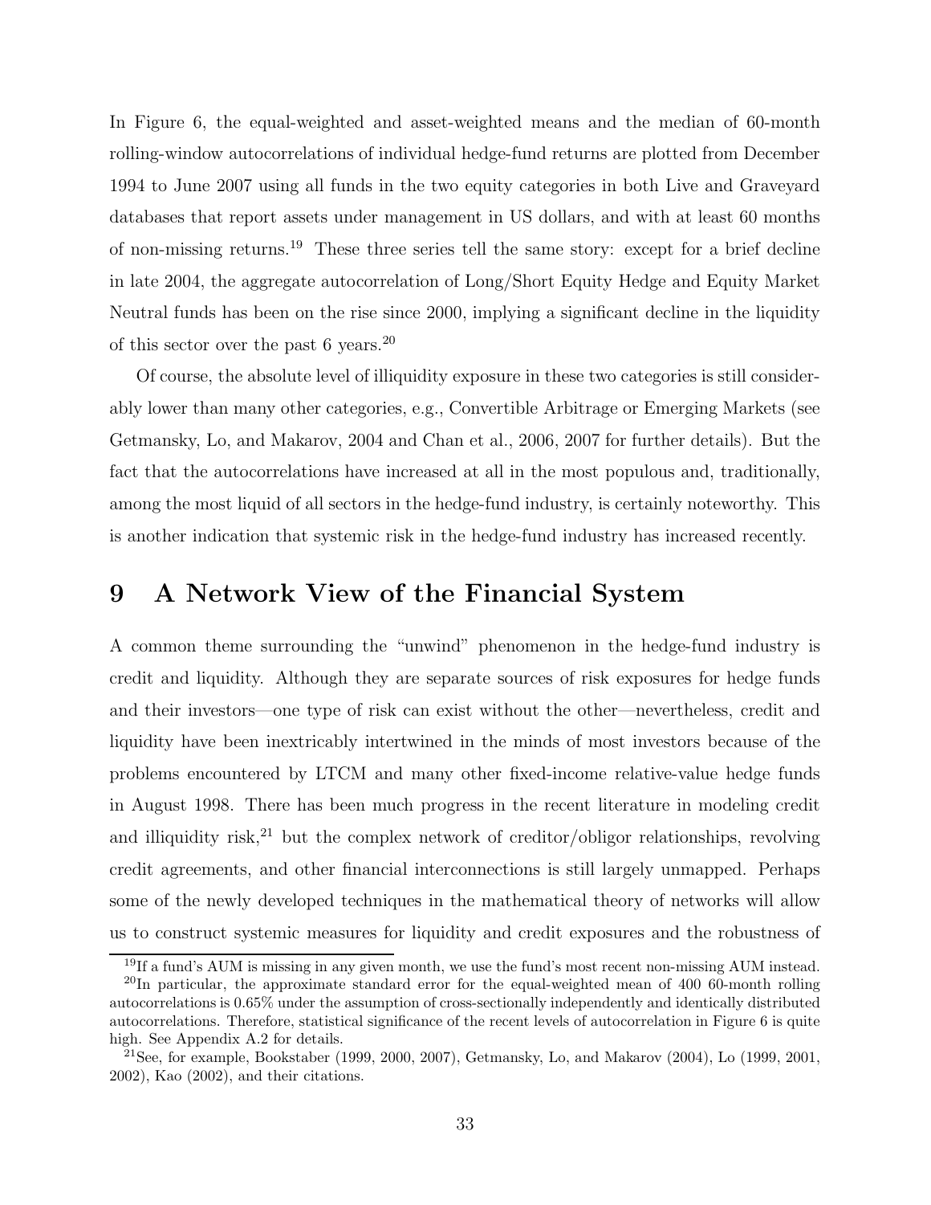In Figure 6, the equal-weighted and asset-weighted means and the median of 60-month rolling-window autocorrelations of individual hedge-fund returns are plotted from December 1994 to June 2007 using all funds in the two equity categories in both Live and Graveyard databases that report assets under management in US dollars, and with at least 60 months of non-missing returns.[19] These three series tell the same story: except for a brief decline in late 2004, the aggregate autocorrelation of Long/Short Equity Hedge and Equity Market Neutral funds has been on the rise since 2000, implying a significant decline in the liquidity of this sector over the past 6 years.[20]

Of course, the absolute level of illiquidity exposure in these two categories is still considerably lower than many other categories, e.g., Convertible Arbitrage or Emerging Markets (see Getmansky, Lo, and Makarov, 2004 and Chan et al., 2006, 2007 for further details). But the fact that the autocorrelations have increased at all in the most populous and, traditionally, among the most liquid of all sectors in the hedge-fund industry, is certainly noteworthy. This is another indication that systemic risk in the hedge-fund industry has increased recently.

# 9 A Network View of the Financial System

A common theme surrounding the "unwind" phenomenon in the hedge-fund industry is credit and liquidity. Although they are separate sources of risk exposures for hedge funds and their investors—one type of risk can exist without the other—nevertheless, credit and liquidity have been inextricably intertwined in the minds of most investors because of the problems encountered by LTCM and many other fixed-income relative-value hedge funds in August 1998. There has been much progress in the recent literature in modeling credit and illiquidity risk,[21] but the complex network of creditor/obligor relationships, revolving credit agreements, and other financial interconnections is still largely unmapped. Perhaps some of the newly developed techniques in the mathematical theory of networks will allow us to construct systemic measures for liquidity and credit exposures and the robustness of

[19] If a fund's AUM is missing in any given month, we use the fund's most recent non-missing AUM instead.

[20] In particular, the approximate standard error for the equal-weighted mean of 400 60-month rolling autocorrelations is 0.65% under the assumption of cross-sectionally independently and identically distributed autocorrelations. Therefore, statistical significance of the recent levels of autocorrelation in Figure 6 is quite high. See Appendix A.2 for details.

[21] See, for example, Bookstaber (1999, 2000, 2007), Getmansky, Lo, and Makarov (2004), Lo (1999, 2001, 2002), Kao (2002), and their citations.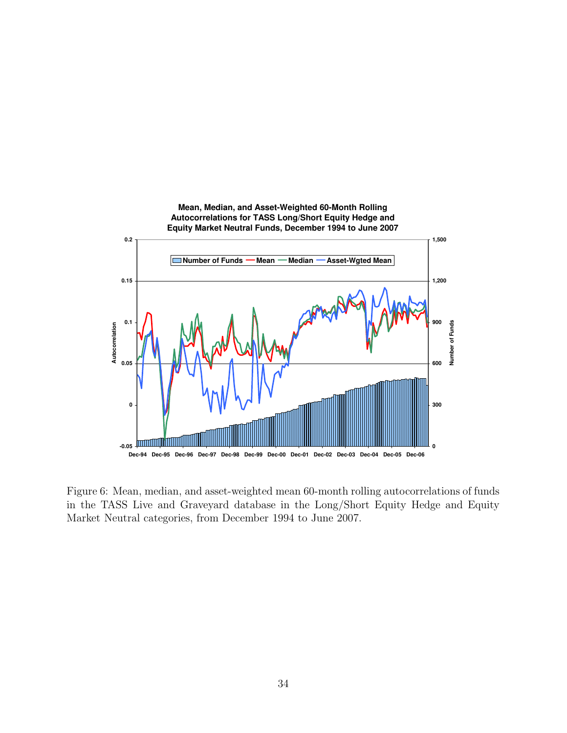**Mean, Median, and Asset-Weighted 60-Month Rolling Autocorrelations for TASS Long/Short Equity Hedge and Equity Market Neutral Funds, December 1994 to June 2007**

Figure 6: Mean, median, and asset-weighted mean 60-month rolling autocorrelations of funds in the TASS Live and Graveyard database in the Long/Short Equity Hedge and Equity Market Neutral categories, from December 1994 to June 2007.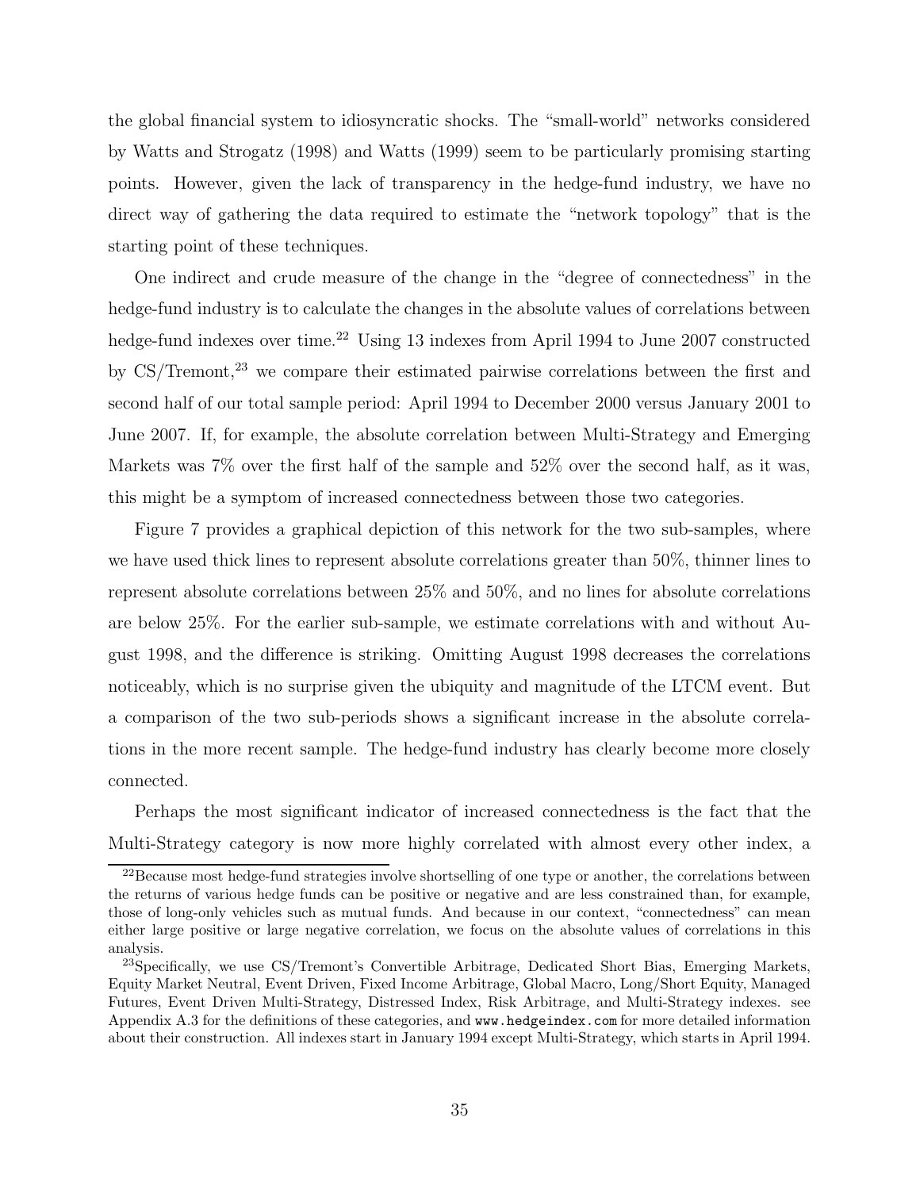the global financial system to idiosyncratic shocks. The "small-world" networks considered by Watts and Strogatz (1998) and Watts (1999) seem to be particularly promising starting points. However, given the lack of transparency in the hedge-fund industry, we have no direct way of gathering the data required to estimate the "network topology" that is the starting point of these techniques.

One indirect and crude measure of the change in the "degree of connectedness" in the hedge-fund industry is to calculate the changes in the absolute values of correlations between hedge-fund indexes over time.[22] Using 13 indexes from April 1994 to June 2007 constructed by CS/Tremont,[23] we compare their estimated pairwise correlations between the first and second half of our total sample period: April 1994 to December 2000 versus January 2001 to June 2007. If, for example, the absolute correlation between Multi-Strategy and Emerging Markets was 7% over the first half of the sample and 52% over the second half, as it was, this might be a symptom of increased connectedness between those two categories.

Figure 7 provides a graphical depiction of this network for the two sub-samples, where we have used thick lines to represent absolute correlations greater than 50%, thinner lines to represent absolute correlations between 25% and 50%, and no lines for absolute correlations are below 25%. For the earlier sub-sample, we estimate correlations with and without August 1998, and the difference is striking. Omitting August 1998 decreases the correlations noticeably, which is no surprise given the ubiquity and magnitude of the LTCM event. But a comparison of the two sub-periods shows a significant increase in the absolute correlations in the more recent sample. The hedge-fund industry has clearly become more closely connected.

Perhaps the most significant indicator of increased connectedness is the fact that the Multi-Strategy category is now more highly correlated with almost every other index, a

[22] Because most hedge-fund strategies involve shortselling of one type or another, the correlations between the returns of various hedge funds can be positive or negative and are less constrained than, for example, those of long-only vehicles such as mutual funds. And because in our context, "connectedness" can mean either large positive or large negative correlation, we focus on the absolute values of correlations in this analysis.

[23] Specifically, we use CS/Tremont's Convertible Arbitrage, Dedicated Short Bias, Emerging Markets, Equity Market Neutral, Event Driven, Fixed Income Arbitrage, Global Macro, Long/Short Equity, Managed Futures, Event Driven Multi-Strategy, Distressed Index, Risk Arbitrage, and Multi-Strategy indexes. see Appendix A.3 for the definitions of these categories, and `www.hedgeindex.com` for more detailed information about their construction. All indexes start in January 1994 except Multi-Strategy, which starts in April 1994.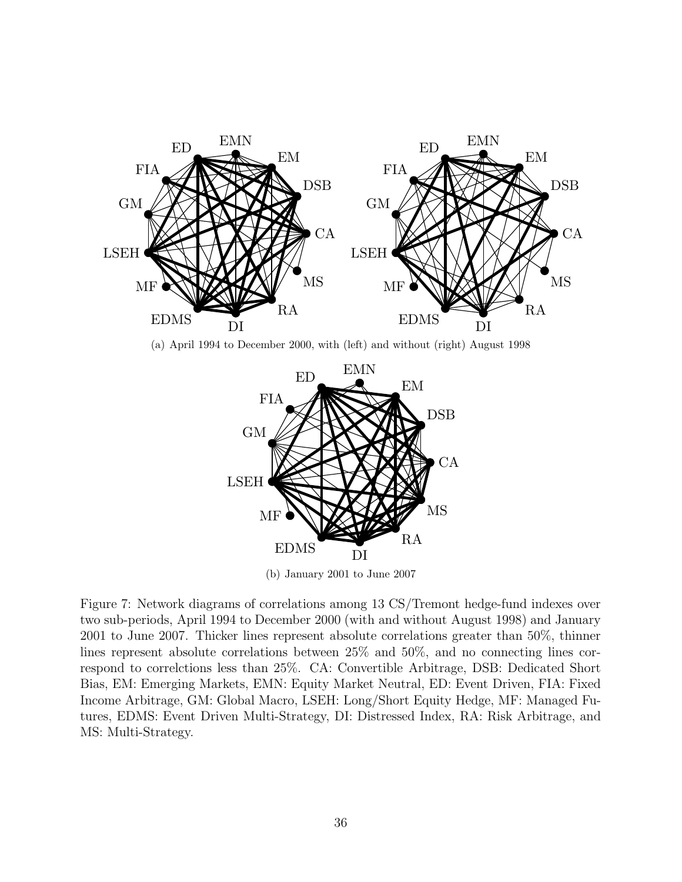(a) April 1994 to December 2000, with (left) and without (right) August 1998

(b) January 2001 to June 2007

Figure 7: Network diagrams of correlations among 13 CS/Tremont hedge-fund indexes over two sub-periods, April 1994 to December 2000 (with and without August 1998) and January 2001 to June 2007. Thicker lines represent absolute correlations greater than 50%, thinner lines represent absolute correlations between 25% and 50%, and no connecting lines correspond to correlctions less than 25%. CA: Convertible Arbitrage, DSB: Dedicated Short Bias, EM: Emerging Markets, EMN: Equity Market Neutral, ED: Event Driven, FIA: Fixed Income Arbitrage, GM: Global Macro, LSEH: Long/Short Equity Hedge, MF: Managed Futures, EDMS: Event Driven Multi-Strategy, DI: Distressed Index, RA: Risk Arbitrage, and MS: Multi-Strategy.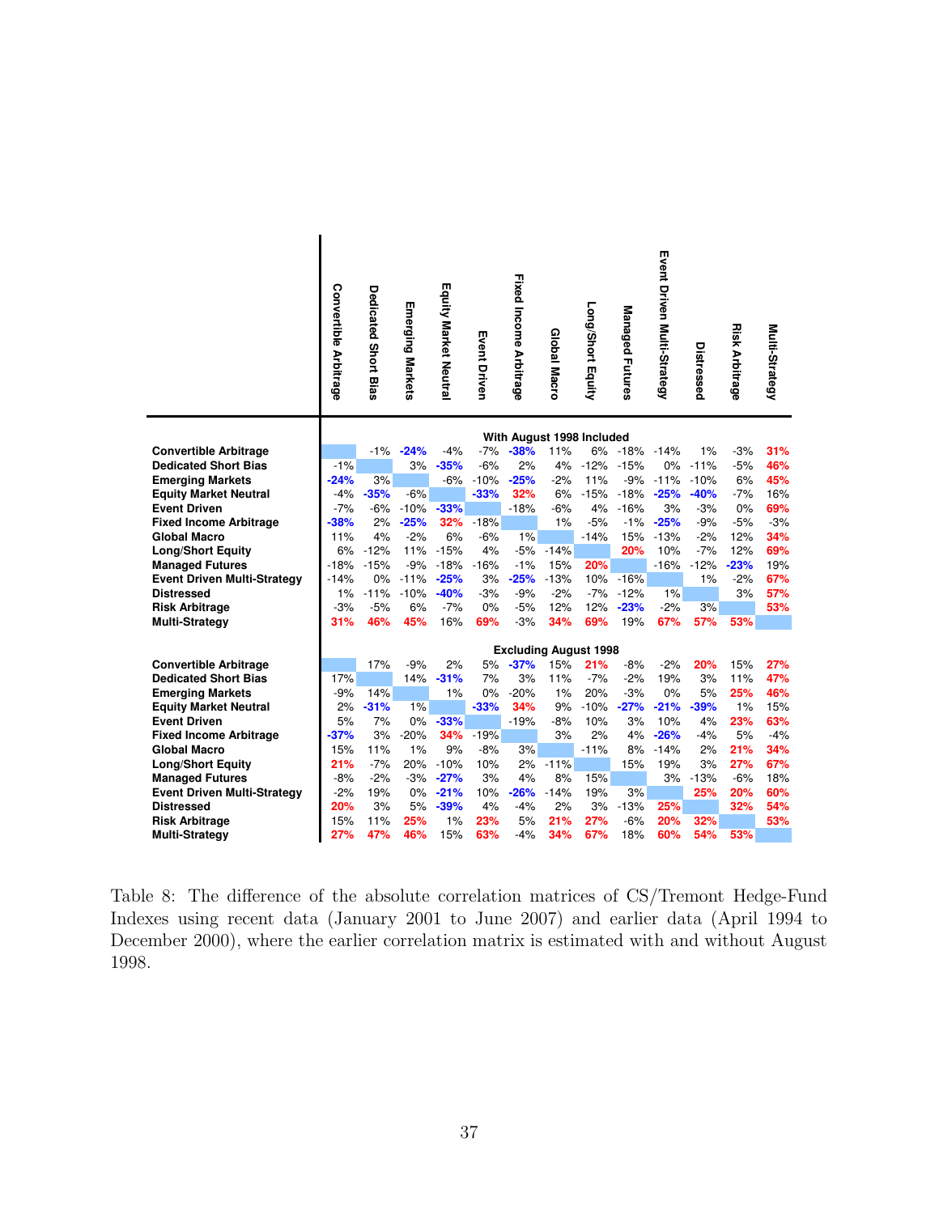| | Convertible Arbitrage | Dedicated Short Bias | Emerging Markets | Equity Market Neutral | Event Driven | Fixed Income Arbitrage | Global Macro | Long/Short Equity | Managed Futures | Event Driven Multi-Strategy | Distressed | Risk Arbitrage | Multi-Strategy |
|---|---|---|---|---|---|---|---|---|---|---|---|---|---|
| **With August 1998 Included** | | | | | | | | | | | | | |
| **Convertible Arbitrage** | | -1% | -24% | -4% | -7% | -38% | 11% | 6% | -18% | -14% | 1% | -3% | 31% |
| **Dedicated Short Bias** | -1% | | 3% | -35% | -6% | 2% | 4% | -12% | -15% | 0% | -11% | -5% | 46% |
| **Emerging Markets** | -24% | 3% | | -6% | -10% | -25% | -2% | 11% | -9% | -11% | -10% | 6% | 45% |
| **Equity Market Neutral** | -4% | -35% | -6% | | -33% | 32% | 6% | -15% | -18% | -25% | -40% | -7% | 16% |
| **Event Driven** | -7% | -6% | -10% | -33% | | -18% | -6% | 4% | -16% | 3% | -3% | 0% | 69% |
| **Fixed Income Arbitrage** | -38% | 2% | -25% | 32% | -18% | | 1% | -5% | -1% | -25% | -9% | -5% | -3% |
| **Global Macro** | 11% | 4% | -2% | 6% | -6% | 1% | | -14% | 15% | -13% | -2% | 12% | 34% |
| **Long/Short Equity** | 6% | -12% | 11% | -15% | 4% | -5% | -14% | | 20% | 10% | -7% | 12% | 69% |
| **Managed Futures** | -18% | -15% | -9% | -18% | -16% | -1% | 15% | 20% | | -16% | -12% | -23% | 19% |
| **Event Driven Multi-Strategy** | -14% | 0% | -11% | -25% | 3% | -25% | -13% | 10% | -16% | | 1% | -2% | 67% |
| **Distressed** | 1% | -11% | -10% | -40% | -3% | -9% | -2% | -7% | -12% | 1% | | 3% | 57% |
| **Risk Arbitrage** | -3% | -5% | 6% | -7% | 0% | -5% | 12% | 12% | -23% | -2% | 3% | | 53% |
| **Multi-Strategy** | 31% | 46% | 45% | 16% | 69% | -3% | 34% | 69% | 19% | 67% | 57% | 53% | |
| **Excluding August 1998** | | | | | | | | | | | | | |
| **Convertible Arbitrage** | | 17% | -9% | 2% | 5% | -37% | 15% | 21% | -8% | -2% | 20% | 15% | 27% |
| **Dedicated Short Bias** | 17% | | 14% | -31% | 7% | 3% | 11% | -7% | -2% | 19% | 3% | 11% | 47% |
| **Emerging Markets** | -9% | 14% | | 1% | 0% | -20% | 1% | 20% | -3% | 0% | 5% | 25% | 46% |
| **Equity Market Neutral** | 2% | -31% | 1% | | -33% | 34% | 9% | -10% | -27% | -21% | -39% | 1% | 15% |
| **Event Driven** | 5% | 7% | 0% | -33% | | -19% | -8% | 10% | 3% | 10% | 4% | 23% | 63% |
| **Fixed Income Arbitrage** | -37% | 3% | -20% | 34% | -19% | | 3% | 2% | 4% | -26% | -4% | 5% | -4% |
| **Global Macro** | 15% | 11% | 1% | 9% | -8% | 3% | | -11% | 8% | -14% | 2% | 21% | 34% |
| **Long/Short Equity** | 21% | -7% | 20% | -10% | 10% | 2% | -11% | | 15% | 19% | 3% | 27% | 67% |
| **Managed Futures** | -8% | -2% | -3% | -27% | 3% | 4% | 8% | 15% | | 3% | -13% | -6% | 18% |
| **Event Driven Multi-Strategy** | -2% | 19% | 0% | -21% | 10% | -26% | -14% | 19% | 3% | | 25% | 20% | 60% |
| **Distressed** | 20% | 3% | 5% | -39% | 4% | -4% | 2% | 3% | -13% | 25% | | 32% | 54% |
| **Risk Arbitrage** | 15% | 11% | 25% | 1% | 23% | 5% | 21% | 27% | -6% | 20% | 32% | | 53% |
| **Multi-Strategy** | 27% | 47% | 46% | 15% | 63% | -4% | 34% | 67% | 18% | 60% | 54% | 53% | |

Table 8: The difference of the absolute correlation matrices of CS/Tremont Hedge-Fund Indexes using recent data (January 2001 to June 2007) and earlier data (April 1994 to December 2000), where the earlier correlation matrix is estimated with and without August 1998.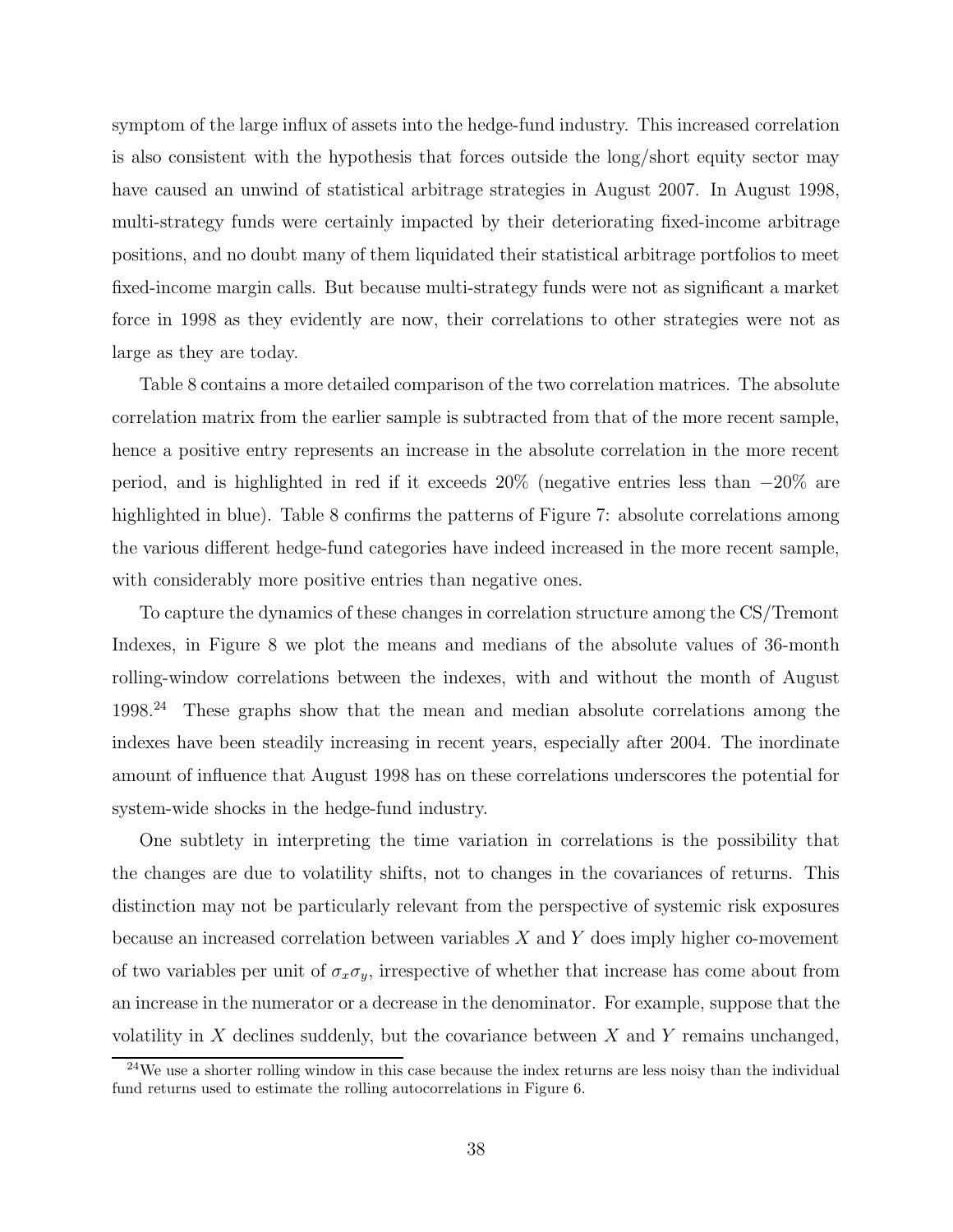symptom of the large influx of assets into the hedge-fund industry. This increased correlation is also consistent with the hypothesis that forces outside the long/short equity sector may have caused an unwind of statistical arbitrage strategies in August 2007. In August 1998, multi-strategy funds were certainly impacted by their deteriorating fixed-income arbitrage positions, and no doubt many of them liquidated their statistical arbitrage portfolios to meet fixed-income margin calls. But because multi-strategy funds were not as significant a market force in 1998 as they evidently are now, their correlations to other strategies were not as large as they are today.

Table 8 contains a more detailed comparison of the two correlation matrices. The absolute correlation matrix from the earlier sample is subtracted from that of the more recent sample, hence a positive entry represents an increase in the absolute correlation in the more recent period, and is highlighted in red if it exceeds 20% (negative entries less than −20% are highlighted in blue). Table 8 confirms the patterns of Figure 7: absolute correlations among the various different hedge-fund categories have indeed increased in the more recent sample, with considerably more positive entries than negative ones.

To capture the dynamics of these changes in correlation structure among the CS/Tremont Indexes, in Figure 8 we plot the means and medians of the absolute values of 36-month rolling-window correlations between the indexes, with and without the month of August 1998.[24] These graphs show that the mean and median absolute correlations among the indexes have been steadily increasing in recent years, especially after 2004. The inordinate amount of influence that August 1998 has on these correlations underscores the potential for system-wide shocks in the hedge-fund industry.

One subtlety in interpreting the time variation in correlations is the possibility that the changes are due to volatility shifts, not to changes in the covariances of returns. This distinction may not be particularly relevant from the perspective of systemic risk exposures because an increased correlation between variables $X$ and $Y$ does imply higher co-movement of two variables per unit of $\sigma_x \sigma_y$, irrespective of whether that increase has come about from an increase in the numerator or a decrease in the denominator. For example, suppose that the volatility in $X$ declines suddenly, but the covariance between $X$ and $Y$ remains unchanged,

[24] We use a shorter rolling window in this case because the index returns are less noisy than the individual fund returns used to estimate the rolling autocorrelations in Figure 6.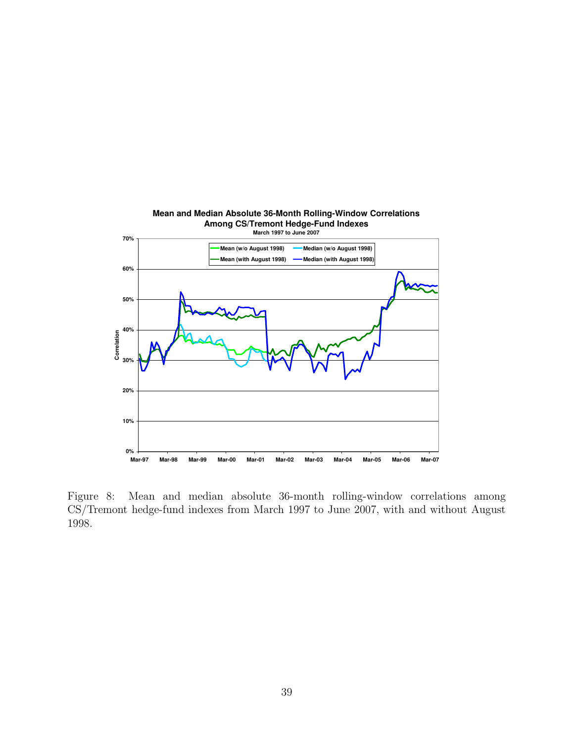Figure 8: Mean and median absolute 36-month rolling-window correlations among CS/Tremont hedge-fund indexes from March 1997 to June 2007, with and without August 1998.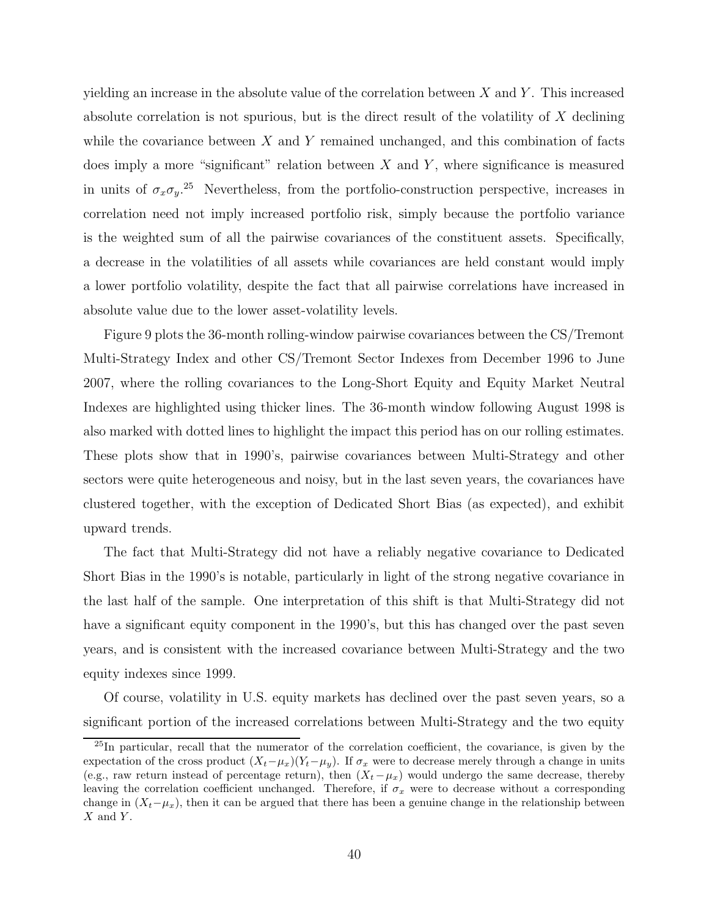yielding an increase in the absolute value of the correlation between $X$ and $Y$. This increased absolute correlation is not spurious, but is the direct result of the volatility of $X$ declining while the covariance between $X$ and $Y$ remained unchanged, and this combination of facts does imply a more "significant" relation between $X$ and $Y$, where significance is measured in units of $\sigma_x \sigma_y$.[25] Nevertheless, from the portfolio-construction perspective, increases in correlation need not imply increased portfolio risk, simply because the portfolio variance is the weighted sum of all the pairwise covariances of the constituent assets. Specifically, a decrease in the volatilities of all assets while covariances are held constant would imply a lower portfolio volatility, despite the fact that all pairwise correlations have increased in absolute value due to the lower asset-volatility levels.

Figure 9 plots the 36-month rolling-window pairwise covariances between the CS/Tremont Multi-Strategy Index and other CS/Tremont Sector Indexes from December 1996 to June 2007, where the rolling covariances to the Long-Short Equity and Equity Market Neutral Indexes are highlighted using thicker lines. The 36-month window following August 1998 is also marked with dotted lines to highlight the impact this period has on our rolling estimates. These plots show that in 1990's, pairwise covariances between Multi-Strategy and other sectors were quite heterogeneous and noisy, but in the last seven years, the covariances have clustered together, with the exception of Dedicated Short Bias (as expected), and exhibit upward trends.

The fact that Multi-Strategy did not have a reliably negative covariance to Dedicated Short Bias in the 1990's is notable, particularly in light of the strong negative covariance in the last half of the sample. One interpretation of this shift is that Multi-Strategy did not have a significant equity component in the 1990's, but this has changed over the past seven years, and is consistent with the increased covariance between Multi-Strategy and the two equity indexes since 1999.

Of course, volatility in U.S. equity markets has declined over the past seven years, so a significant portion of the increased correlations between Multi-Strategy and the two equity

[25] In particular, recall that the numerator of the correlation coefficient, the covariance, is given by the expectation of the cross product $(X_t - \mu_x)(Y_t - \mu_y)$. If $\sigma_x$ were to decrease merely through a change in units (e.g., raw return instead of percentage return), then $(X_t - \mu_x)$ would undergo the same decrease, thereby leaving the correlation coefficient unchanged. Therefore, if $\sigma_x$ were to decrease without a corresponding change in $(X_t - \mu_x)$, then it can be argued that there has been a genuine change in the relationship between $X$ and $Y$.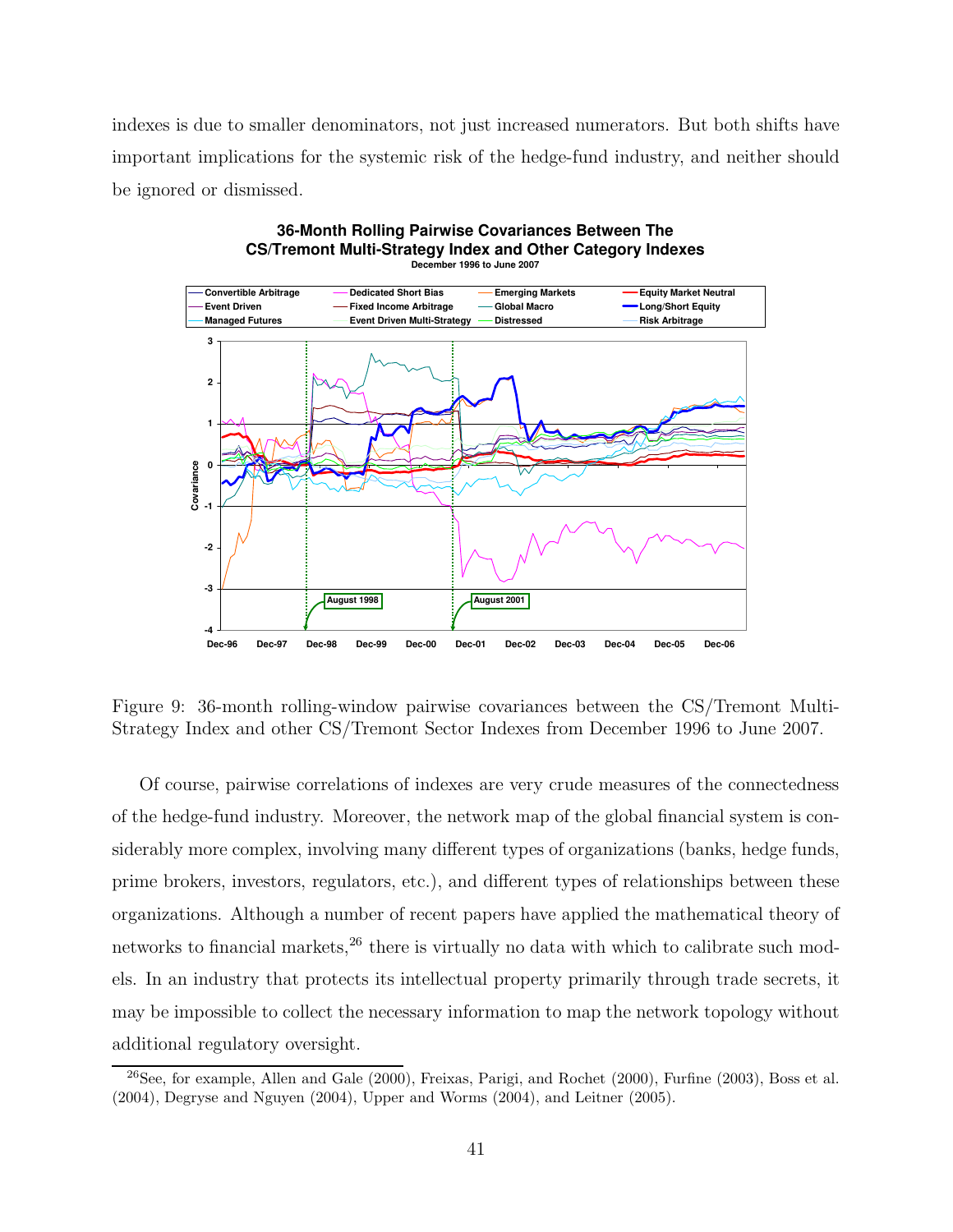indexes is due to smaller denominators, not just increased numerators. But both shifts have important implications for the systemic risk of the hedge-fund industry, and neither should be ignored or dismissed.

Figure 9: 36-month rolling-window pairwise covariances between the CS/Tremont Multi-Strategy Index and other CS/Tremont Sector Indexes from December 1996 to June 2007.

Of course, pairwise correlations of indexes are very crude measures of the connectedness of the hedge-fund industry. Moreover, the network map of the global financial system is considerably more complex, involving many different types of organizations (banks, hedge funds, prime brokers, investors, regulators, etc.), and different types of relationships between these organizations. Although a number of recent papers have applied the mathematical theory of networks to financial markets,[26] there is virtually no data with which to calibrate such models. In an industry that protects its intellectual property primarily through trade secrets, it may be impossible to collect the necessary information to map the network topology without additional regulatory oversight.

[26] See, for example, Allen and Gale (2000), Freixas, Parigi, and Rochet (2000), Furfine (2003), Boss et al. (2004), Degryse and Nguyen (2004), Upper and Worms (2004), and Leitner (2005).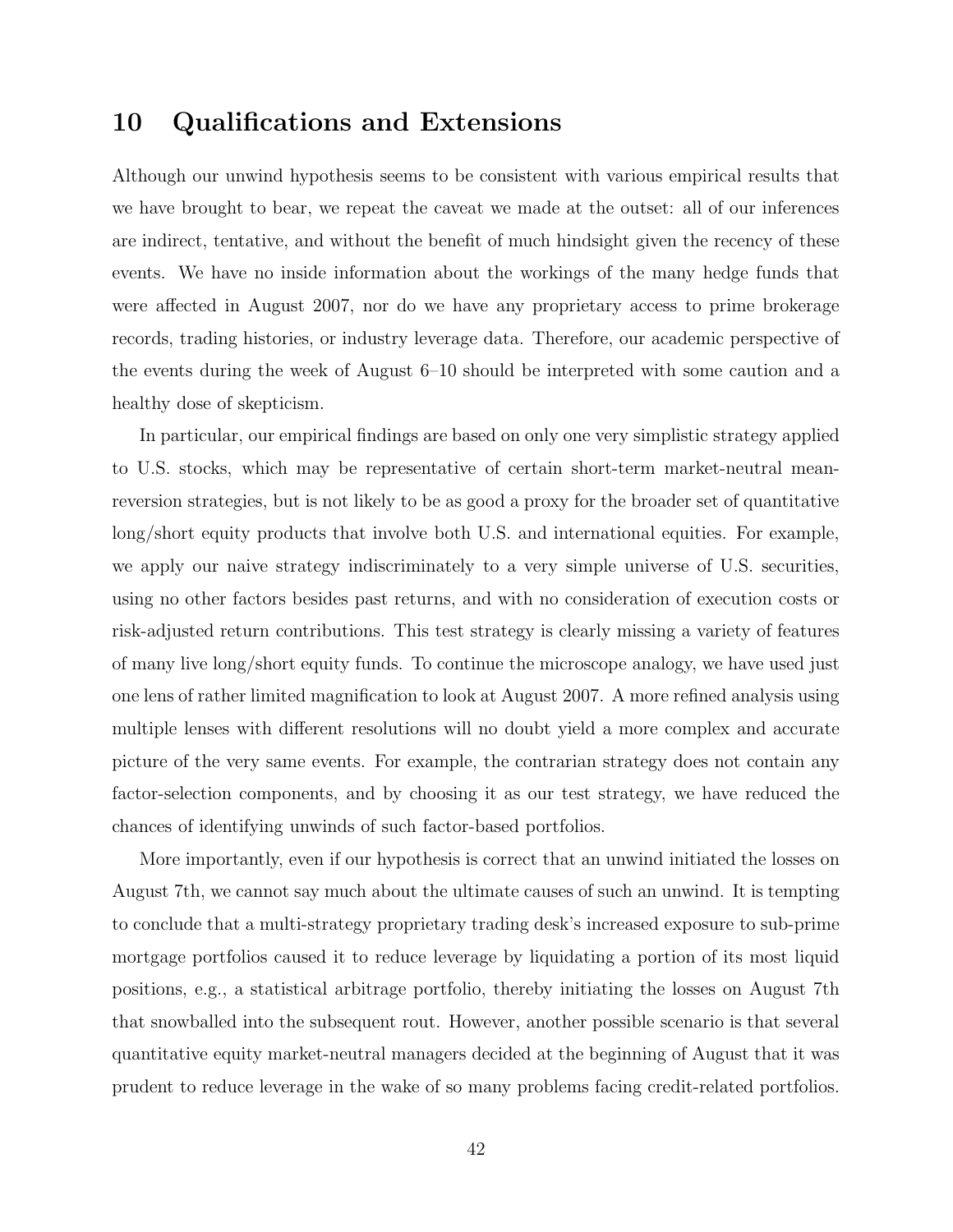# 10 Qualifications and Extensions

Although our unwind hypothesis seems to be consistent with various empirical results that we have brought to bear, we repeat the caveat we made at the outset: all of our inferences are indirect, tentative, and without the benefit of much hindsight given the recency of these events. We have no inside information about the workings of the many hedge funds that were affected in August 2007, nor do we have any proprietary access to prime brokerage records, trading histories, or industry leverage data. Therefore, our academic perspective of the events during the week of August 6–10 should be interpreted with some caution and a healthy dose of skepticism.

In particular, our empirical findings are based on only one very simplistic strategy applied to U.S. stocks, which may be representative of certain short-term market-neutral mean-reversion strategies, but is not likely to be as good a proxy for the broader set of quantitative long/short equity products that involve both U.S. and international equities. For example, we apply our naive strategy indiscriminately to a very simple universe of U.S. securities, using no other factors besides past returns, and with no consideration of execution costs or risk-adjusted return contributions. This test strategy is clearly missing a variety of features of many live long/short equity funds. To continue the microscope analogy, we have used just one lens of rather limited magnification to look at August 2007. A more refined analysis using multiple lenses with different resolutions will no doubt yield a more complex and accurate picture of the very same events. For example, the contrarian strategy does not contain any factor-selection components, and by choosing it as our test strategy, we have reduced the chances of identifying unwinds of such factor-based portfolios.

More importantly, even if our hypothesis is correct that an unwind initiated the losses on August 7th, we cannot say much about the ultimate causes of such an unwind. It is tempting to conclude that a multi-strategy proprietary trading desk's increased exposure to sub-prime mortgage portfolios caused it to reduce leverage by liquidating a portion of its most liquid positions, e.g., a statistical arbitrage portfolio, thereby initiating the losses on August 7th that snowballed into the subsequent rout. However, another possible scenario is that several quantitative equity market-neutral managers decided at the beginning of August that it was prudent to reduce leverage in the wake of so many problems facing credit-related portfolios.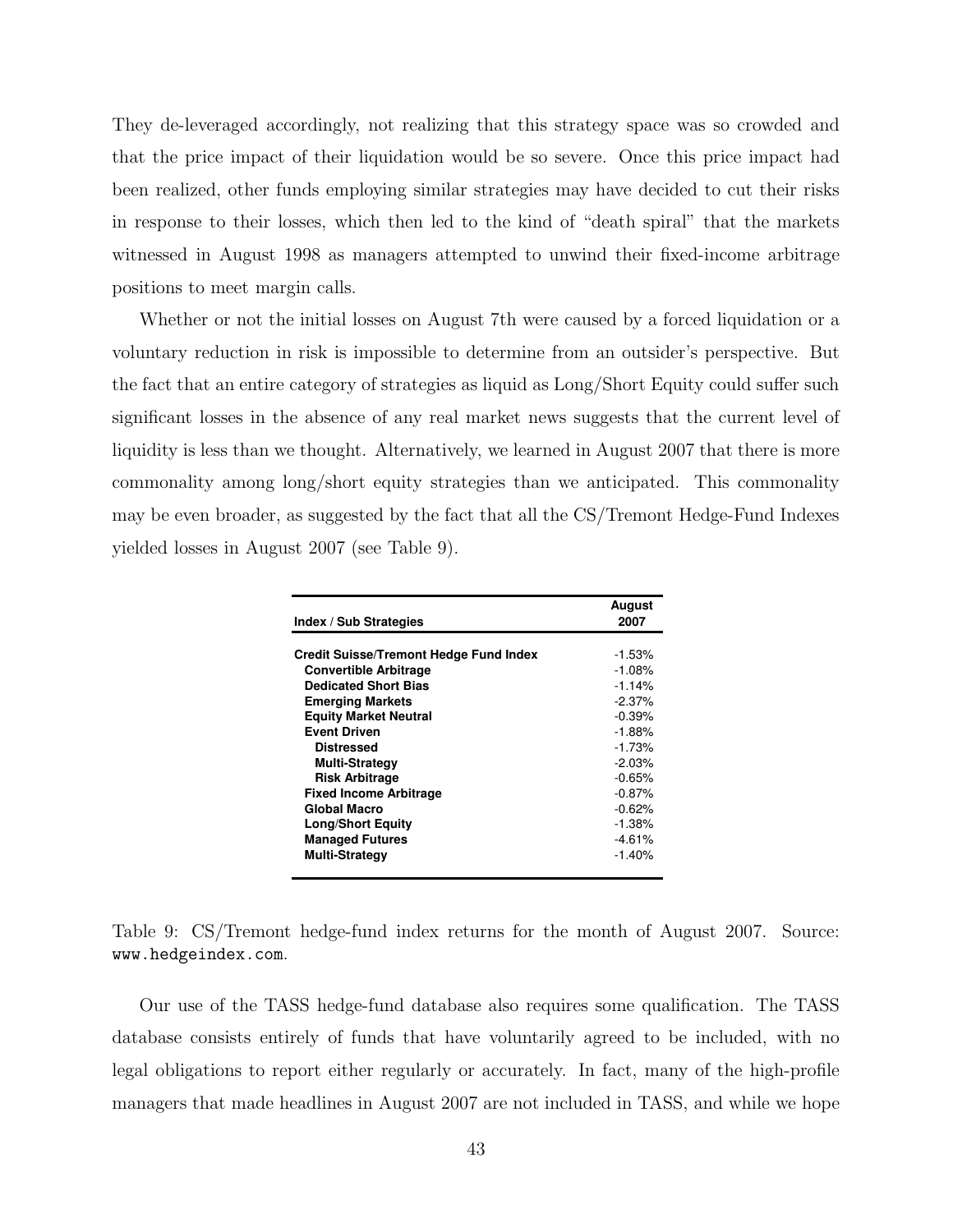They de-leveraged accordingly, not realizing that this strategy space was so crowded and that the price impact of their liquidation would be so severe. Once this price impact had been realized, other funds employing similar strategies may have decided to cut their risks in response to their losses, which then led to the kind of "death spiral" that the markets witnessed in August 1998 as managers attempted to unwind their fixed-income arbitrage positions to meet margin calls.

Whether or not the initial losses on August 7th were caused by a forced liquidation or a voluntary reduction in risk is impossible to determine from an outsider's perspective. But the fact that an entire category of strategies as liquid as Long/Short Equity could suffer such significant losses in the absence of any real market news suggests that the current level of liquidity is less than we thought. Alternatively, we learned in August 2007 that there is more commonality among long/short equity strategies than we anticipated. This commonality may be even broader, as suggested by the fact that all the CS/Tremont Hedge-Fund Indexes yielded losses in August 2007 (see Table 9).

| Index / Sub Strategies | August 2007 |
|---|---|
| **Credit Suisse/Tremont Hedge Fund Index** | -1.53% |
| **Convertible Arbitrage** | -1.08% |
| **Dedicated Short Bias** | -1.14% |
| **Emerging Markets** | -2.37% |
| **Equity Market Neutral** | -0.39% |
| **Event Driven** | -1.88% |
| **Distressed** | -1.73% |
| **Multi-Strategy** | -2.03% |
| **Risk Arbitrage** | -0.65% |
| **Fixed Income Arbitrage** | -0.87% |
| **Global Macro** | -0.62% |
| **Long/Short Equity** | -1.38% |
| **Managed Futures** | -4.61% |
| **Multi-Strategy** | -1.40% |

Table 9: CS/Tremont hedge-fund index returns for the month of August 2007. Source: www.hedgeindex.com.

Our use of the TASS hedge-fund database also requires some qualification. The TASS database consists entirely of funds that have voluntarily agreed to be included, with no legal obligations to report either regularly or accurately. In fact, many of the high-profile managers that made headlines in August 2007 are not included in TASS, and while we hope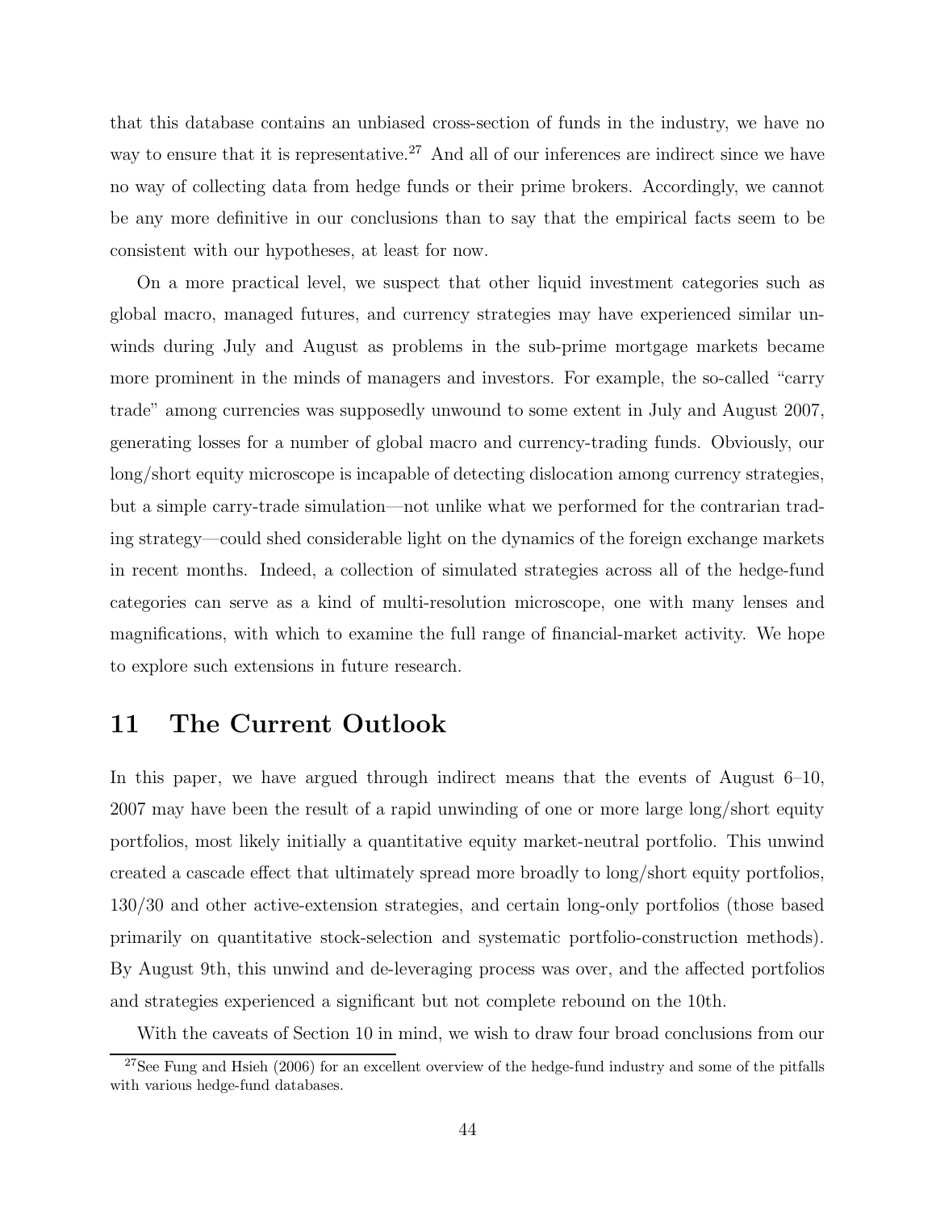that this database contains an unbiased cross-section of funds in the industry, we have no way to ensure that it is representative.[27] And all of our inferences are indirect since we have no way of collecting data from hedge funds or their prime brokers. Accordingly, we cannot be any more definitive in our conclusions than to say that the empirical facts seem to be consistent with our hypotheses, at least for now.

On a more practical level, we suspect that other liquid investment categories such as global macro, managed futures, and currency strategies may have experienced similar unwinds during July and August as problems in the sub-prime mortgage markets became more prominent in the minds of managers and investors. For example, the so-called "carry trade" among currencies was supposedly unwound to some extent in July and August 2007, generating losses for a number of global macro and currency-trading funds. Obviously, our long/short equity microscope is incapable of detecting dislocation among currency strategies, but a simple carry-trade simulation—not unlike what we performed for the contrarian trading strategy—could shed considerable light on the dynamics of the foreign exchange markets in recent months. Indeed, a collection of simulated strategies across all of the hedge-fund categories can serve as a kind of multi-resolution microscope, one with many lenses and magnifications, with which to examine the full range of financial-market activity. We hope to explore such extensions in future research.

# 11 The Current Outlook

In this paper, we have argued through indirect means that the events of August 6–10, 2007 may have been the result of a rapid unwinding of one or more large long/short equity portfolios, most likely initially a quantitative equity market-neutral portfolio. This unwind created a cascade effect that ultimately spread more broadly to long/short equity portfolios, 130/30 and other active-extension strategies, and certain long-only portfolios (those based primarily on quantitative stock-selection and systematic portfolio-construction methods). By August 9th, this unwind and de-leveraging process was over, and the affected portfolios and strategies experienced a significant but not complete rebound on the 10th.

With the caveats of Section 10 in mind, we wish to draw four broad conclusions from our

[27] See Fung and Hsieh (2006) for an excellent overview of the hedge-fund industry and some of the pitfalls with various hedge-fund databases.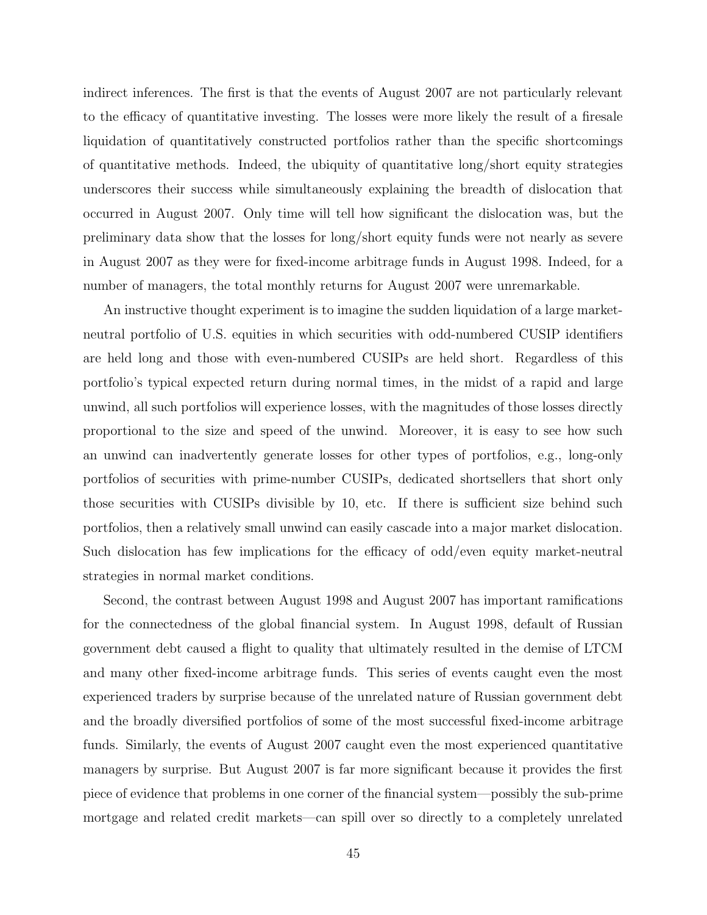indirect inferences. The first is that the events of August 2007 are not particularly relevant to the efficacy of quantitative investing. The losses were more likely the result of a firesale liquidation of quantitatively constructed portfolios rather than the specific shortcomings of quantitative methods. Indeed, the ubiquity of quantitative long/short equity strategies underscores their success while simultaneously explaining the breadth of dislocation that occurred in August 2007. Only time will tell how significant the dislocation was, but the preliminary data show that the losses for long/short equity funds were not nearly as severe in August 2007 as they were for fixed-income arbitrage funds in August 1998. Indeed, for a number of managers, the total monthly returns for August 2007 were unremarkable.

An instructive thought experiment is to imagine the sudden liquidation of a large market-neutral portfolio of U.S. equities in which securities with odd-numbered CUSIP identifiers are held long and those with even-numbered CUSIPs are held short. Regardless of this portfolio's typical expected return during normal times, in the midst of a rapid and large unwind, all such portfolios will experience losses, with the magnitudes of those losses directly proportional to the size and speed of the unwind. Moreover, it is easy to see how such an unwind can inadvertently generate losses for other types of portfolios, e.g., long-only portfolios of securities with prime-number CUSIPs, dedicated shortsellers that short only those securities with CUSIPs divisible by 10, etc. If there is sufficient size behind such portfolios, then a relatively small unwind can easily cascade into a major market dislocation. Such dislocation has few implications for the efficacy of odd/even equity market-neutral strategies in normal market conditions.

Second, the contrast between August 1998 and August 2007 has important ramifications for the connectedness of the global financial system. In August 1998, default of Russian government debt caused a flight to quality that ultimately resulted in the demise of LTCM and many other fixed-income arbitrage funds. This series of events caught even the most experienced traders by surprise because of the unrelated nature of Russian government debt and the broadly diversified portfolios of some of the most successful fixed-income arbitrage funds. Similarly, the events of August 2007 caught even the most experienced quantitative managers by surprise. But August 2007 is far more significant because it provides the first piece of evidence that problems in one corner of the financial system—possibly the sub-prime mortgage and related credit markets—can spill over so directly to a completely unrelated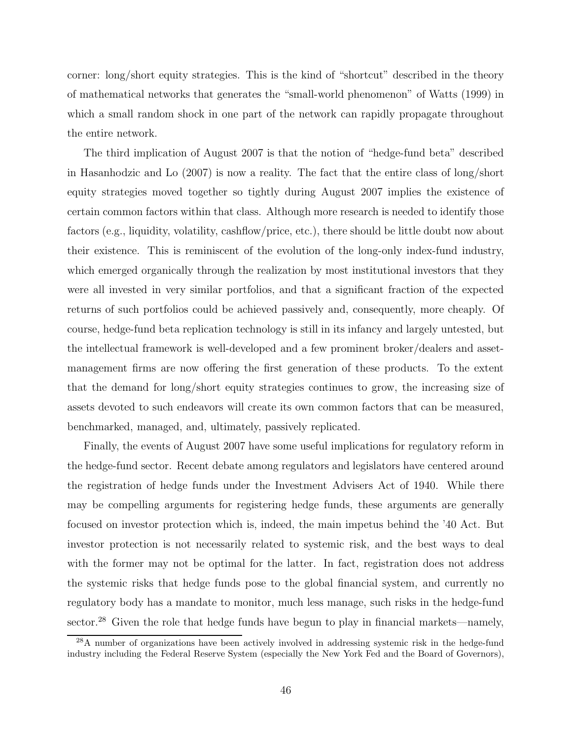corner: long/short equity strategies. This is the kind of "shortcut" described in the theory of mathematical networks that generates the "small-world phenomenon" of Watts (1999) in which a small random shock in one part of the network can rapidly propagate throughout the entire network.

The third implication of August 2007 is that the notion of "hedge-fund beta" described in Hasanhodzic and Lo (2007) is now a reality. The fact that the entire class of long/short equity strategies moved together so tightly during August 2007 implies the existence of certain common factors within that class. Although more research is needed to identify those factors (e.g., liquidity, volatility, cashflow/price, etc.), there should be little doubt now about their existence. This is reminiscent of the evolution of the long-only index-fund industry, which emerged organically through the realization by most institutional investors that they were all invested in very similar portfolios, and that a significant fraction of the expected returns of such portfolios could be achieved passively and, consequently, more cheaply. Of course, hedge-fund beta replication technology is still in its infancy and largely untested, but the intellectual framework is well-developed and a few prominent broker/dealers and asset-management firms are now offering the first generation of these products. To the extent that the demand for long/short equity strategies continues to grow, the increasing size of assets devoted to such endeavors will create its own common factors that can be measured, benchmarked, managed, and, ultimately, passively replicated.

Finally, the events of August 2007 have some useful implications for regulatory reform in the hedge-fund sector. Recent debate among regulators and legislators have centered around the registration of hedge funds under the Investment Advisers Act of 1940. While there may be compelling arguments for registering hedge funds, these arguments are generally focused on investor protection which is, indeed, the main impetus behind the '40 Act. But investor protection is not necessarily related to systemic risk, and the best ways to deal with the former may not be optimal for the latter. In fact, registration does not address the systemic risks that hedge funds pose to the global financial system, and currently no regulatory body has a mandate to monitor, much less manage, such risks in the hedge-fund sector.[28] Given the role that hedge funds have begun to play in financial markets—namely,

[28]A number of organizations have been actively involved in addressing systemic risk in the hedge-fund industry including the Federal Reserve System (especially the New York Fed and the Board of Governors),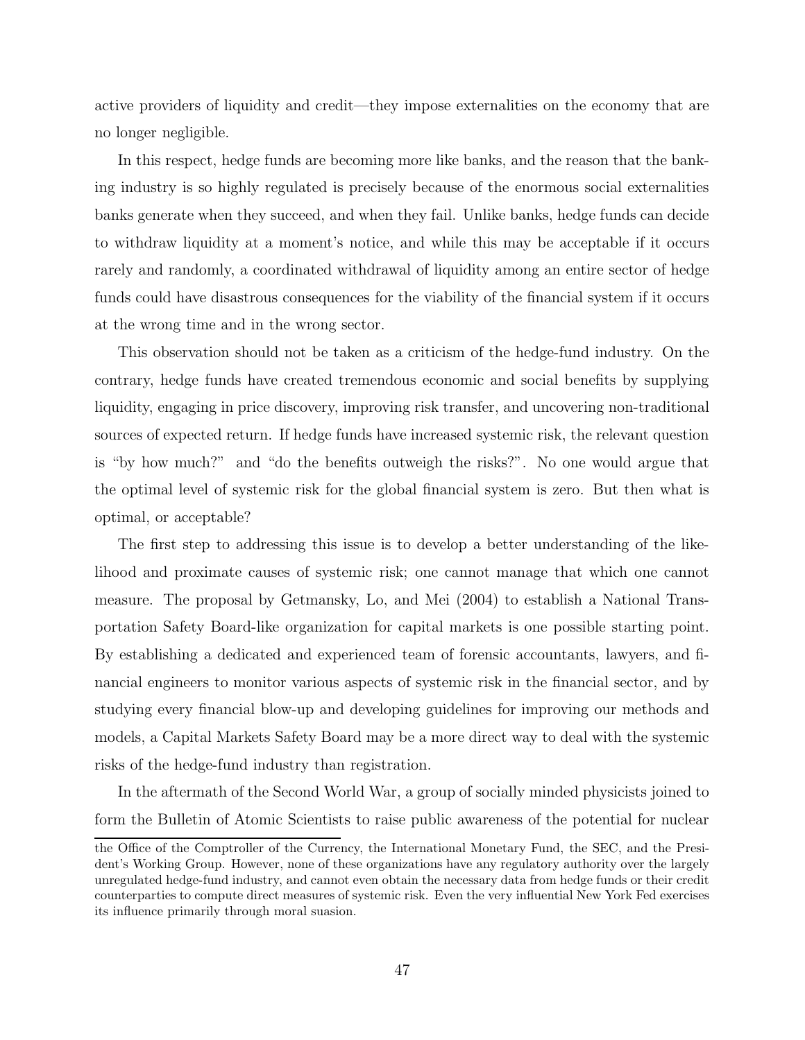active providers of liquidity and credit—they impose externalities on the economy that are no longer negligible.

In this respect, hedge funds are becoming more like banks, and the reason that the banking industry is so highly regulated is precisely because of the enormous social externalities banks generate when they succeed, and when they fail. Unlike banks, hedge funds can decide to withdraw liquidity at a moment's notice, and while this may be acceptable if it occurs rarely and randomly, a coordinated withdrawal of liquidity among an entire sector of hedge funds could have disastrous consequences for the viability of the financial system if it occurs at the wrong time and in the wrong sector.

This observation should not be taken as a criticism of the hedge-fund industry. On the contrary, hedge funds have created tremendous economic and social benefits by supplying liquidity, engaging in price discovery, improving risk transfer, and uncovering non-traditional sources of expected return. If hedge funds have increased systemic risk, the relevant question is "by how much?" and "do the benefits outweigh the risks?". No one would argue that the optimal level of systemic risk for the global financial system is zero. But then what is optimal, or acceptable?

The first step to addressing this issue is to develop a better understanding of the likelihood and proximate causes of systemic risk; one cannot manage that which one cannot measure. The proposal by Getmansky, Lo, and Mei (2004) to establish a National Transportation Safety Board-like organization for capital markets is one possible starting point. By establishing a dedicated and experienced team of forensic accountants, lawyers, and financial engineers to monitor various aspects of systemic risk in the financial sector, and by studying every financial blow-up and developing guidelines for improving our methods and models, a Capital Markets Safety Board may be a more direct way to deal with the systemic risks of the hedge-fund industry than registration.

In the aftermath of the Second World War, a group of socially minded physicists joined to form the Bulletin of Atomic Scientists to raise public awareness of the potential for nuclear

---

the Office of the Comptroller of the Currency, the International Monetary Fund, the SEC, and the President's Working Group. However, none of these organizations have any regulatory authority over the largely unregulated hedge-fund industry, and cannot even obtain the necessary data from hedge funds or their credit counterparties to compute direct measures of systemic risk. Even the very influential New York Fed exercises its influence primarily through moral suasion.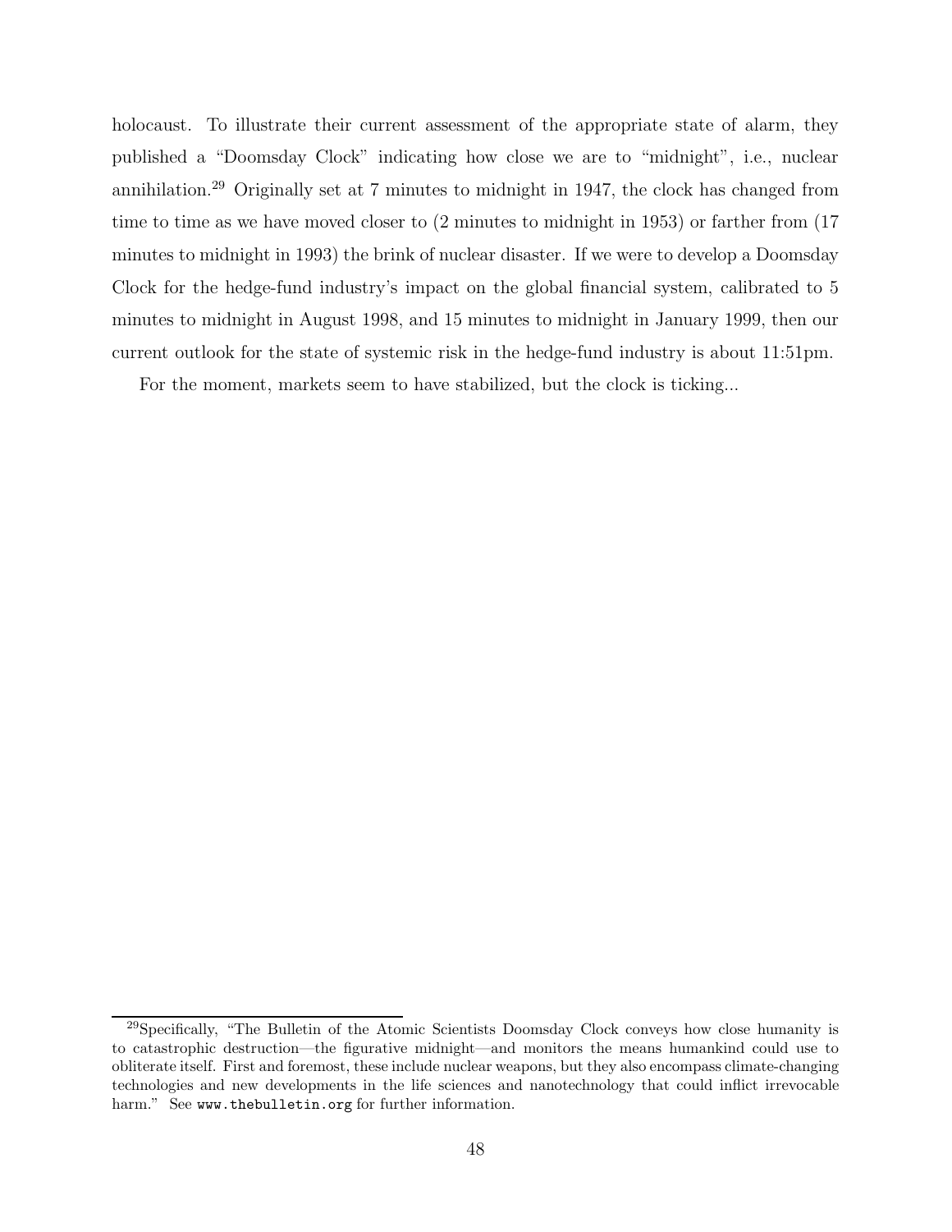holocaust. To illustrate their current assessment of the appropriate state of alarm, they published a "Doomsday Clock" indicating how close we are to "midnight", i.e., nuclear annihilation.[29] Originally set at 7 minutes to midnight in 1947, the clock has changed from time to time as we have moved closer to (2 minutes to midnight in 1953) or farther from (17 minutes to midnight in 1993) the brink of nuclear disaster. If we were to develop a Doomsday Clock for the hedge-fund industry's impact on the global financial system, calibrated to 5 minutes to midnight in August 1998, and 15 minutes to midnight in January 1999, then our current outlook for the state of systemic risk in the hedge-fund industry is about 11:51pm.

For the moment, markets seem to have stabilized, but the clock is ticking...

---

[29] Specifically, "The Bulletin of the Atomic Scientists Doomsday Clock conveys how close humanity is to catastrophic destruction—the figurative midnight—and monitors the means humankind could use to obliterate itself. First and foremost, these include nuclear weapons, but they also encompass climate-changing technologies and new developments in the life sciences and nanotechnology that could inflict irrevocable harm." See `www.thebulletin.org` for further information.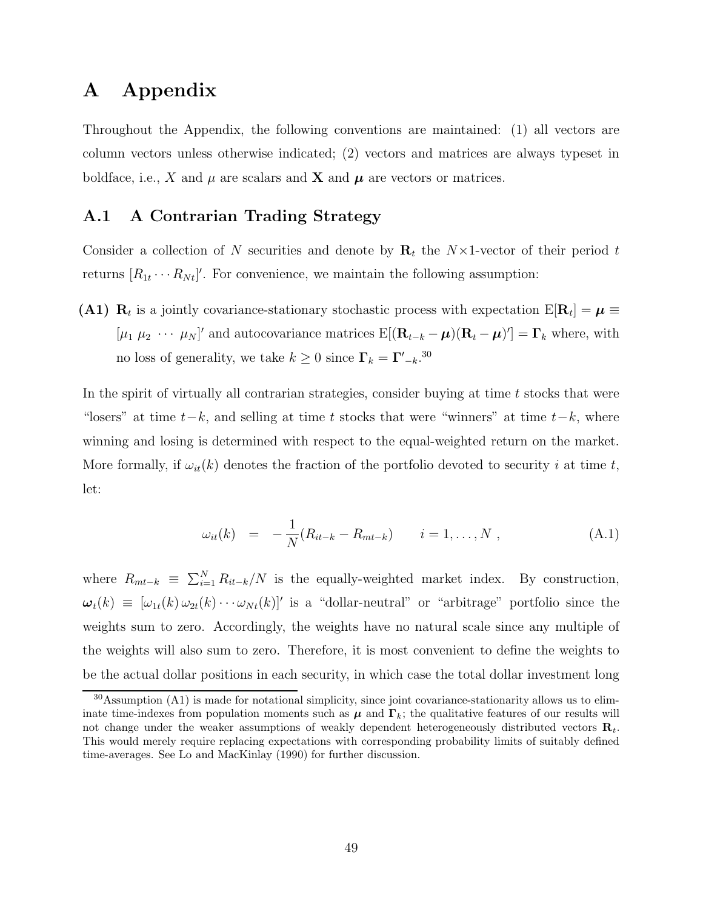# A Appendix

Throughout the Appendix, the following conventions are maintained: (1) all vectors are column vectors unless otherwise indicated; (2) vectors and matrices are always typeset in boldface, i.e., $X$ and $\mu$ are scalars and $\mathbf{X}$ and $\boldsymbol{\mu}$ are vectors or matrices.

## A.1 A Contrarian Trading Strategy

Consider a collection of $N$ securities and denote by $\mathbf{R}_t$ the $N\times 1$-vector of their period $t$ returns $[R_{1t} \cdots R_{Nt}]'$. For convenience, we maintain the following assumption:

**(A1)** $\mathbf{R}_t$ is a jointly covariance-stationary stochastic process with expectation $\mathrm{E}[\mathbf{R}_t] = \boldsymbol{\mu} \equiv [\mu_1 \; \mu_2 \; \cdots \; \mu_N]'$ and autocovariance matrices $\mathrm{E}[(\mathbf{R}_{t-k} - \boldsymbol{\mu})(\mathbf{R}_t - \boldsymbol{\mu})'] = \boldsymbol{\Gamma}_k$ where, with no loss of generality, we take $k \geq 0$ since $\boldsymbol{\Gamma}_k = \boldsymbol{\Gamma}'_{-k}$.[30]

In the spirit of virtually all contrarian strategies, consider buying at time $t$ stocks that were "losers" at time $t-k$, and selling at time $t$ stocks that were "winners" at time $t-k$, where winning and losing is determined with respect to the equal-weighted return on the market. More formally, if $\omega_{it}(k)$ denotes the fraction of the portfolio devoted to security $i$ at time $t$, let:

$$\omega_{it}(k) \quad = \quad -\frac{1}{N}(R_{it-k} - R_{mt-k}) \qquad i = 1, \ldots, N \; , \tag{A.1}$$

where $R_{mt-k} \equiv \sum_{i=1}^{N} R_{it-k}/N$ is the equally-weighted market index. By construction, $\boldsymbol{\omega}_t(k) \equiv [\omega_{1t}(k) \, \omega_{2t}(k) \cdots \omega_{Nt}(k)]'$ is a "dollar-neutral" or "arbitrage" portfolio since the weights sum to zero. Accordingly, the weights have no natural scale since any multiple of the weights will also sum to zero. Therefore, it is most convenient to define the weights to be the actual dollar positions in each security, in which case the total dollar investment long

[30] Assumption (A1) is made for notational simplicity, since joint covariance-stationarity allows us to eliminate time-indexes from population moments such as $\boldsymbol{\mu}$ and $\boldsymbol{\Gamma}_k$; the qualitative features of our results will not change under the weaker assumptions of weakly dependent heterogeneously distributed vectors $\mathbf{R}_t$. This would merely require replacing expectations with corresponding probability limits of suitably defined time-averages. See Lo and MacKinlay (1990) for further discussion.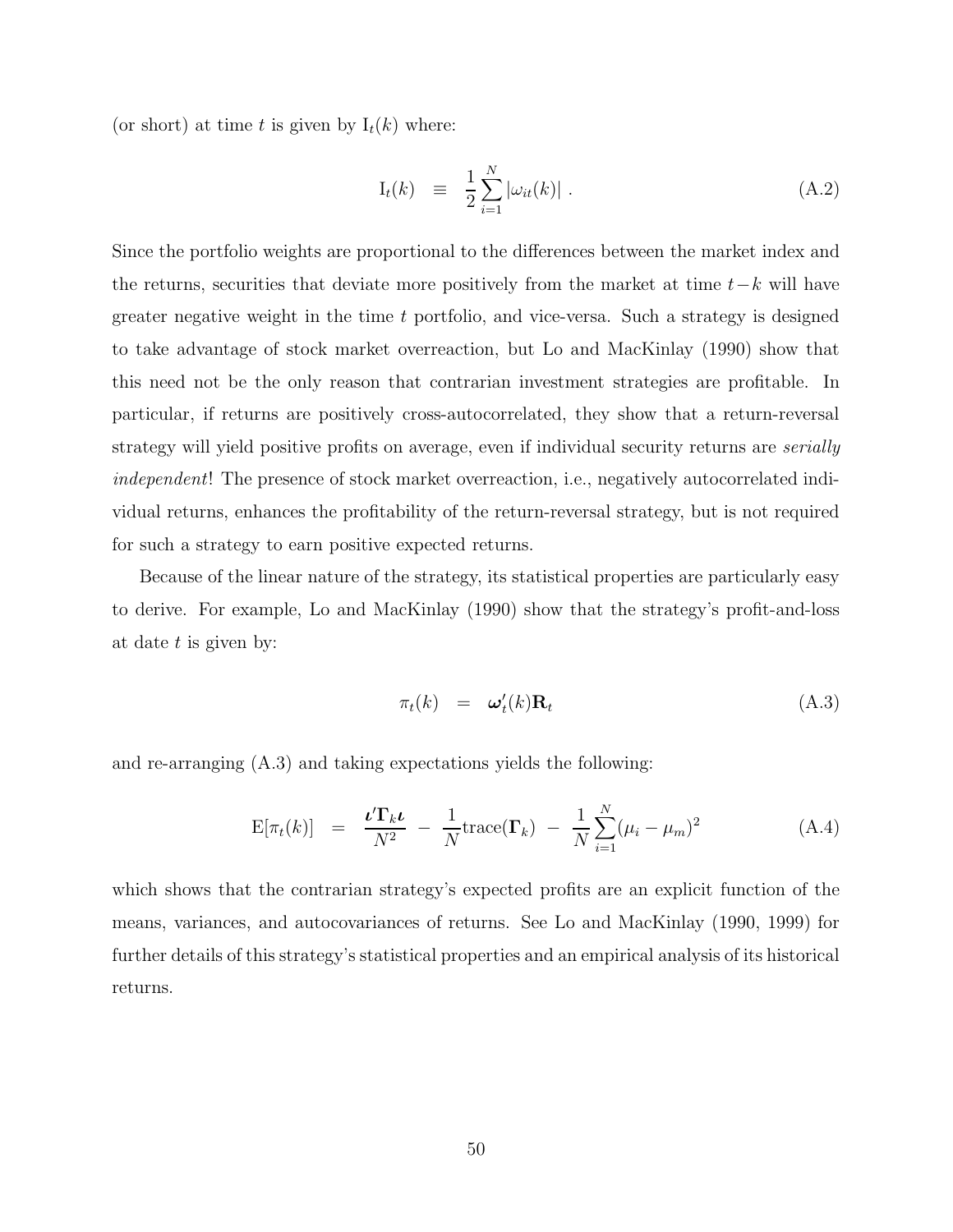(or short) at time $t$ is given by $\mathrm{I}_t(k)$ where:

$$\mathrm{I}_t(k) \quad \equiv \quad \frac{1}{2}\sum_{i=1}^{N} |\omega_{it}(k)| \ . \tag{A.2}$$

Since the portfolio weights are proportional to the differences between the market index and the returns, securities that deviate more positively from the market at time $t-k$ will have greater negative weight in the time $t$ portfolio, and vice-versa. Such a strategy is designed to take advantage of stock market overreaction, but Lo and MacKinlay (1990) show that this need not be the only reason that contrarian investment strategies are profitable. In particular, if returns are positively cross-autocorrelated, they show that a return-reversal strategy will yield positive profits on average, even if individual security returns are *serially independent*! The presence of stock market overreaction, i.e., negatively autocorrelated individual returns, enhances the profitability of the return-reversal strategy, but is not required for such a strategy to earn positive expected returns.

Because of the linear nature of the strategy, its statistical properties are particularly easy to derive. For example, Lo and MacKinlay (1990) show that the strategy's profit-and-loss at date $t$ is given by:

$$\pi_t(k) \quad = \quad \boldsymbol{\omega}_t'(k)\mathbf{R}_t \tag{A.3}$$

and re-arranging (A.3) and taking expectations yields the following:

$$\mathrm{E}[\pi_t(k)] \quad = \quad \frac{\boldsymbol{\iota}'\boldsymbol{\Gamma}_k\boldsymbol{\iota}}{N^2} \ - \ \frac{1}{N}\mathrm{trace}(\boldsymbol{\Gamma}_k) \ - \ \frac{1}{N}\sum_{i=1}^{N}(\mu_i - \mu_m)^2 \tag{A.4}$$

which shows that the contrarian strategy's expected profits are an explicit function of the means, variances, and autocovariances of returns. See Lo and MacKinlay (1990, 1999) for further details of this strategy's statistical properties and an empirical analysis of its historical returns.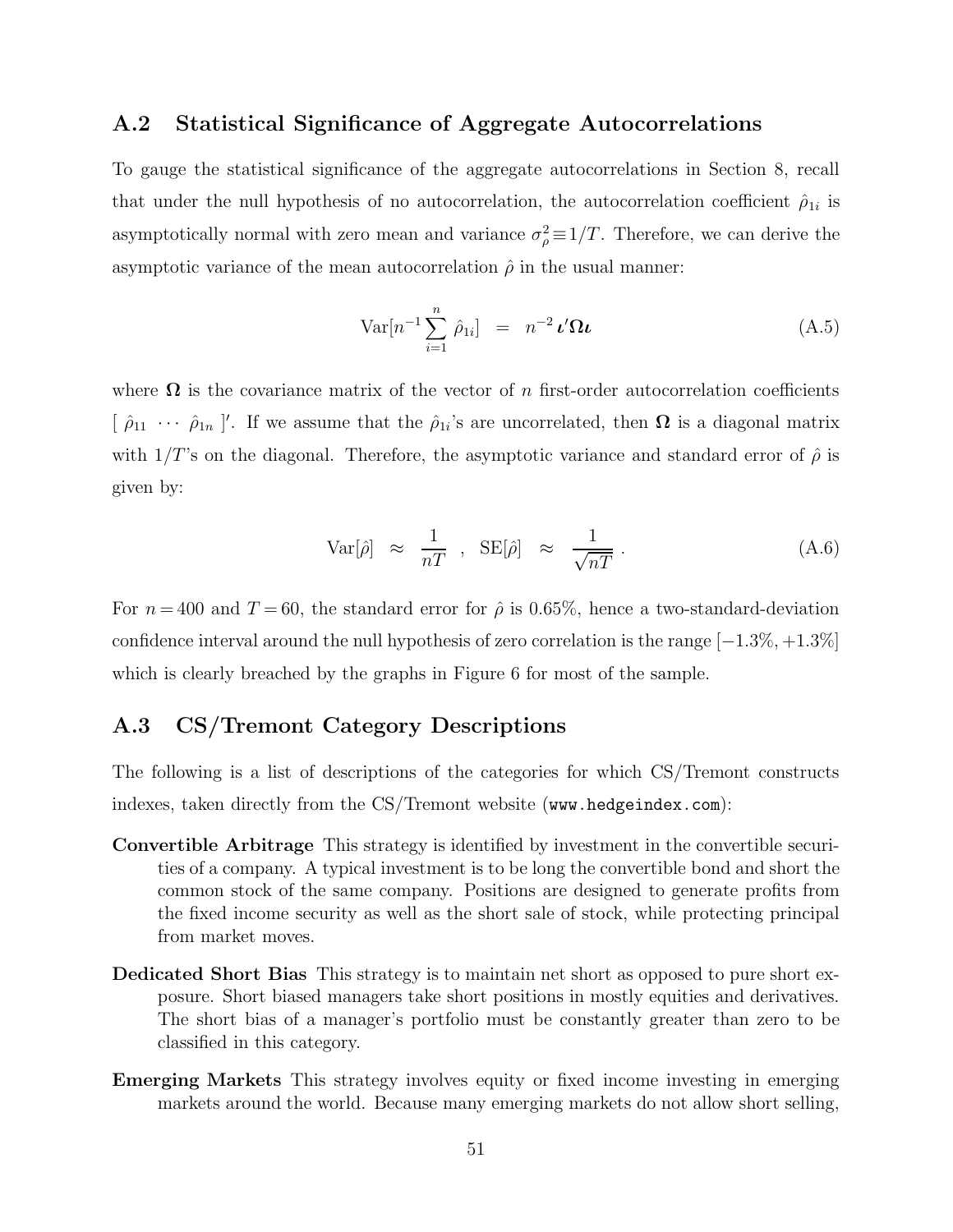## A.2 Statistical Significance of Aggregate Autocorrelations

To gauge the statistical significance of the aggregate autocorrelations in Section 8, recall that under the null hypothesis of no autocorrelation, the autocorrelation coefficient $\hat{\rho}_{1i}$ is asymptotically normal with zero mean and variance $\sigma_\rho^2 \equiv 1/T$. Therefore, we can derive the asymptotic variance of the mean autocorrelation $\hat{\rho}$ in the usual manner:

$$\text{Var}[n^{-1}\sum_{i=1}^{n} \hat{\rho}_{1i}] \quad = \quad n^{-2}\,\boldsymbol{\iota}'\boldsymbol{\Omega}\boldsymbol{\iota} \tag{A.5}$$

where $\boldsymbol{\Omega}$ is the covariance matrix of the vector of $n$ first-order autocorrelation coefficients $[\ \hat{\rho}_{11}\ \cdots\ \hat{\rho}_{1n}\ ]'$. If we assume that the $\hat{\rho}_{1i}$'s are uncorrelated, then $\boldsymbol{\Omega}$ is a diagonal matrix with $1/T$'s on the diagonal. Therefore, the asymptotic variance and standard error of $\hat{\rho}$ is given by:

$$\text{Var}[\hat{\rho}] \;\approx\; \frac{1}{nT} \;\;,\;\; \text{SE}[\hat{\rho}] \;\approx\; \frac{1}{\sqrt{nT}}\;. \tag{A.6}$$

For $n = 400$ and $T = 60$, the standard error for $\hat{\rho}$ is 0.65%, hence a two-standard-deviation confidence interval around the null hypothesis of zero correlation is the range $[-1.3\%, +1.3\%]$ which is clearly breached by the graphs in Figure 6 for most of the sample.

## A.3 CS/Tremont Category Descriptions

The following is a list of descriptions of the categories for which CS/Tremont constructs indexes, taken directly from the CS/Tremont website (www.hedgeindex.com):

**Convertible Arbitrage** This strategy is identified by investment in the convertible securities of a company. A typical investment is to be long the convertible bond and short the common stock of the same company. Positions are designed to generate profits from the fixed income security as well as the short sale of stock, while protecting principal from market moves.

**Dedicated Short Bias** This strategy is to maintain net short as opposed to pure short exposure. Short biased managers take short positions in mostly equities and derivatives. The short bias of a manager's portfolio must be constantly greater than zero to be classified in this category.

**Emerging Markets** This strategy involves equity or fixed income investing in emerging markets around the world. Because many emerging markets do not allow short selling,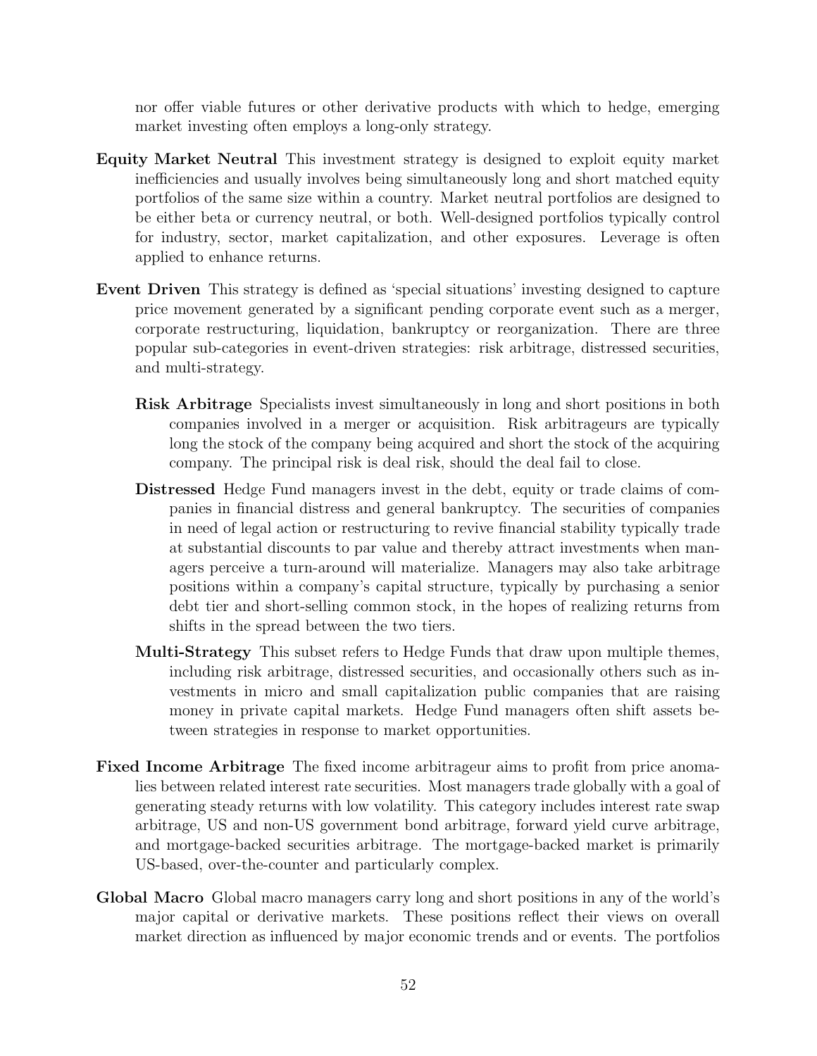nor offer viable futures or other derivative products with which to hedge, emerging market investing often employs a long-only strategy.

**Equity Market Neutral** This investment strategy is designed to exploit equity market inefficiencies and usually involves being simultaneously long and short matched equity portfolios of the same size within a country. Market neutral portfolios are designed to be either beta or currency neutral, or both. Well-designed portfolios typically control for industry, sector, market capitalization, and other exposures. Leverage is often applied to enhance returns.

**Event Driven** This strategy is defined as 'special situations' investing designed to capture price movement generated by a significant pending corporate event such as a merger, corporate restructuring, liquidation, bankruptcy or reorganization. There are three popular sub-categories in event-driven strategies: risk arbitrage, distressed securities, and multi-strategy.

**Risk Arbitrage** Specialists invest simultaneously in long and short positions in both companies involved in a merger or acquisition. Risk arbitrageurs are typically long the stock of the company being acquired and short the stock of the acquiring company. The principal risk is deal risk, should the deal fail to close.

**Distressed** Hedge Fund managers invest in the debt, equity or trade claims of companies in financial distress and general bankruptcy. The securities of companies in need of legal action or restructuring to revive financial stability typically trade at substantial discounts to par value and thereby attract investments when managers perceive a turn-around will materialize. Managers may also take arbitrage positions within a company's capital structure, typically by purchasing a senior debt tier and short-selling common stock, in the hopes of realizing returns from shifts in the spread between the two tiers.

**Multi-Strategy** This subset refers to Hedge Funds that draw upon multiple themes, including risk arbitrage, distressed securities, and occasionally others such as investments in micro and small capitalization public companies that are raising money in private capital markets. Hedge Fund managers often shift assets between strategies in response to market opportunities.

**Fixed Income Arbitrage** The fixed income arbitrageur aims to profit from price anomalies between related interest rate securities. Most managers trade globally with a goal of generating steady returns with low volatility. This category includes interest rate swap arbitrage, US and non-US government bond arbitrage, forward yield curve arbitrage, and mortgage-backed securities arbitrage. The mortgage-backed market is primarily US-based, over-the-counter and particularly complex.

**Global Macro** Global macro managers carry long and short positions in any of the world's major capital or derivative markets. These positions reflect their views on overall market direction as influenced by major economic trends and or events. The portfolios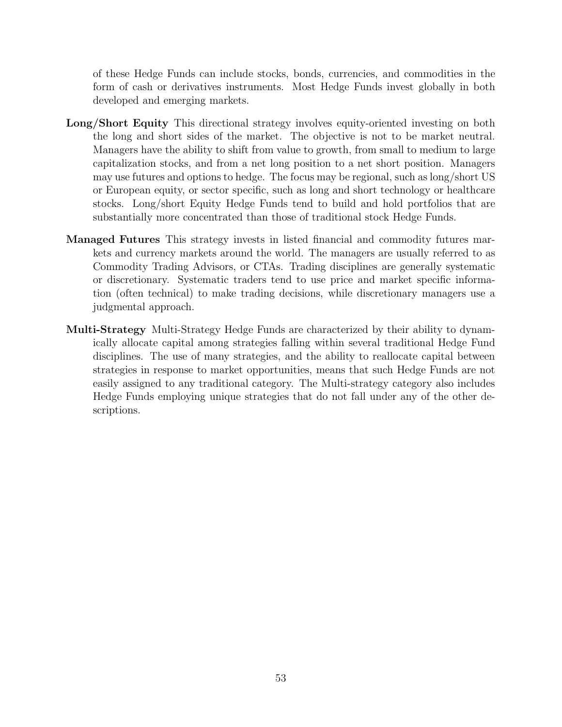of these Hedge Funds can include stocks, bonds, currencies, and commodities in the form of cash or derivatives instruments. Most Hedge Funds invest globally in both developed and emerging markets.

**Long/Short Equity** This directional strategy involves equity-oriented investing on both the long and short sides of the market. The objective is not to be market neutral. Managers have the ability to shift from value to growth, from small to medium to large capitalization stocks, and from a net long position to a net short position. Managers may use futures and options to hedge. The focus may be regional, such as long/short US or European equity, or sector specific, such as long and short technology or healthcare stocks. Long/short Equity Hedge Funds tend to build and hold portfolios that are substantially more concentrated than those of traditional stock Hedge Funds.

**Managed Futures** This strategy invests in listed financial and commodity futures markets and currency markets around the world. The managers are usually referred to as Commodity Trading Advisors, or CTAs. Trading disciplines are generally systematic or discretionary. Systematic traders tend to use price and market specific information (often technical) to make trading decisions, while discretionary managers use a judgmental approach.

**Multi-Strategy** Multi-Strategy Hedge Funds are characterized by their ability to dynamically allocate capital among strategies falling within several traditional Hedge Fund disciplines. The use of many strategies, and the ability to reallocate capital between strategies in response to market opportunities, means that such Hedge Funds are not easily assigned to any traditional category. The Multi-strategy category also includes Hedge Funds employing unique strategies that do not fall under any of the other descriptions.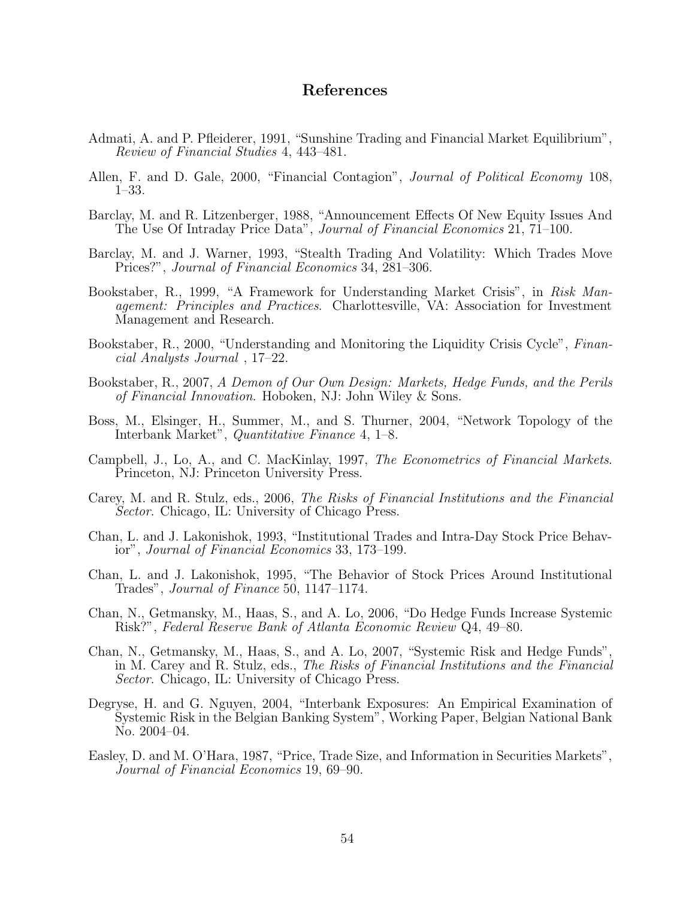## References

Admati, A. and P. Pfleiderer, 1991, "Sunshine Trading and Financial Market Equilibrium", *Review of Financial Studies* 4, 443–481.

Allen, F. and D. Gale, 2000, "Financial Contagion", *Journal of Political Economy* 108, 1–33.

Barclay, M. and R. Litzenberger, 1988, "Announcement Effects Of New Equity Issues And The Use Of Intraday Price Data", *Journal of Financial Economics* 21, 71–100.

Barclay, M. and J. Warner, 1993, "Stealth Trading And Volatility: Which Trades Move Prices?", *Journal of Financial Economics* 34, 281–306.

Bookstaber, R., 1999, "A Framework for Understanding Market Crisis", in *Risk Management: Principles and Practices*. Charlottesville, VA: Association for Investment Management and Research.

Bookstaber, R., 2000, "Understanding and Monitoring the Liquidity Crisis Cycle", *Financial Analysts Journal* , 17–22.

Bookstaber, R., 2007, *A Demon of Our Own Design: Markets, Hedge Funds, and the Perils of Financial Innovation*. Hoboken, NJ: John Wiley & Sons.

Boss, M., Elsinger, H., Summer, M., and S. Thurner, 2004, "Network Topology of the Interbank Market", *Quantitative Finance* 4, 1–8.

Campbell, J., Lo, A., and C. MacKinlay, 1997, *The Econometrics of Financial Markets*. Princeton, NJ: Princeton University Press.

Carey, M. and R. Stulz, eds., 2006, *The Risks of Financial Institutions and the Financial Sector*. Chicago, IL: University of Chicago Press.

Chan, L. and J. Lakonishok, 1993, "Institutional Trades and Intra-Day Stock Price Behavior", *Journal of Financial Economics* 33, 173–199.

Chan, L. and J. Lakonishok, 1995, "The Behavior of Stock Prices Around Institutional Trades", *Journal of Finance* 50, 1147–1174.

Chan, N., Getmansky, M., Haas, S., and A. Lo, 2006, "Do Hedge Funds Increase Systemic Risk?", *Federal Reserve Bank of Atlanta Economic Review* Q4, 49–80.

Chan, N., Getmansky, M., Haas, S., and A. Lo, 2007, "Systemic Risk and Hedge Funds", in M. Carey and R. Stulz, eds., *The Risks of Financial Institutions and the Financial Sector*. Chicago, IL: University of Chicago Press.

Degryse, H. and G. Nguyen, 2004, "Interbank Exposures: An Empirical Examination of Systemic Risk in the Belgian Banking System", Working Paper, Belgian National Bank No. 2004–04.

Easley, D. and M. O'Hara, 1987, "Price, Trade Size, and Information in Securities Markets", *Journal of Financial Economics* 19, 69–90.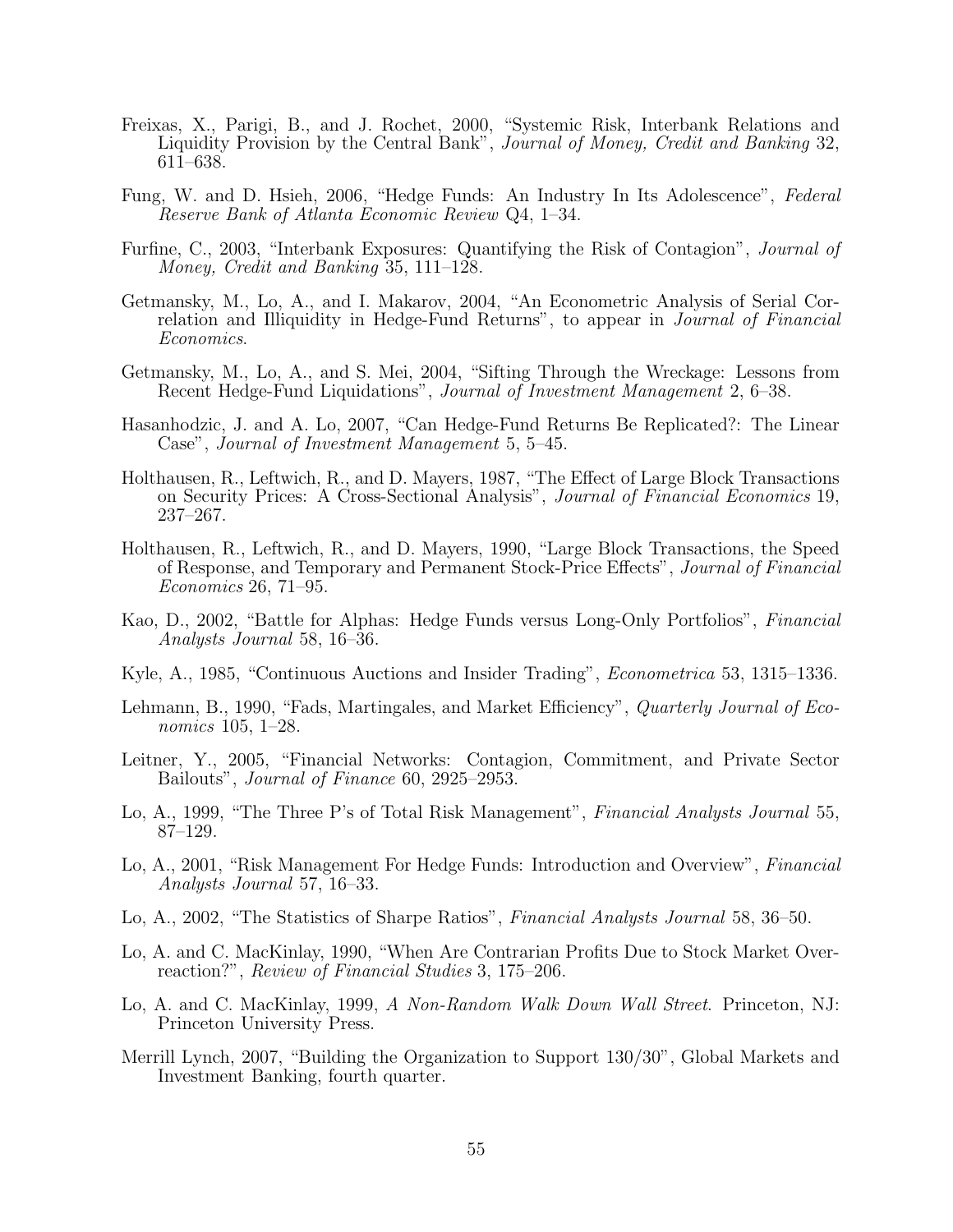Freixas, X., Parigi, B., and J. Rochet, 2000, "Systemic Risk, Interbank Relations and Liquidity Provision by the Central Bank", *Journal of Money, Credit and Banking* 32, 611–638.

Fung, W. and D. Hsieh, 2006, "Hedge Funds: An Industry In Its Adolescence", *Federal Reserve Bank of Atlanta Economic Review* Q4, 1–34.

Furfine, C., 2003, "Interbank Exposures: Quantifying the Risk of Contagion", *Journal of Money, Credit and Banking* 35, 111–128.

Getmansky, M., Lo, A., and I. Makarov, 2004, "An Econometric Analysis of Serial Correlation and Illiquidity in Hedge-Fund Returns", to appear in *Journal of Financial Economics*.

Getmansky, M., Lo, A., and S. Mei, 2004, "Sifting Through the Wreckage: Lessons from Recent Hedge-Fund Liquidations", *Journal of Investment Management* 2, 6–38.

Hasanhodzic, J. and A. Lo, 2007, "Can Hedge-Fund Returns Be Replicated?: The Linear Case", *Journal of Investment Management* 5, 5–45.

Holthausen, R., Leftwich, R., and D. Mayers, 1987, "The Effect of Large Block Transactions on Security Prices: A Cross-Sectional Analysis", *Journal of Financial Economics* 19, 237–267.

Holthausen, R., Leftwich, R., and D. Mayers, 1990, "Large Block Transactions, the Speed of Response, and Temporary and Permanent Stock-Price Effects", *Journal of Financial Economics* 26, 71–95.

Kao, D., 2002, "Battle for Alphas: Hedge Funds versus Long-Only Portfolios", *Financial Analysts Journal* 58, 16–36.

Kyle, A., 1985, "Continuous Auctions and Insider Trading", *Econometrica* 53, 1315–1336.

Lehmann, B., 1990, "Fads, Martingales, and Market Efficiency", *Quarterly Journal of Economics* 105, 1–28.

Leitner, Y., 2005, "Financial Networks: Contagion, Commitment, and Private Sector Bailouts", *Journal of Finance* 60, 2925–2953.

Lo, A., 1999, "The Three P's of Total Risk Management", *Financial Analysts Journal* 55, 87–129.

Lo, A., 2001, "Risk Management For Hedge Funds: Introduction and Overview", *Financial Analysts Journal* 57, 16–33.

Lo, A., 2002, "The Statistics of Sharpe Ratios", *Financial Analysts Journal* 58, 36–50.

Lo, A. and C. MacKinlay, 1990, "When Are Contrarian Profits Due to Stock Market Overreaction?", *Review of Financial Studies* 3, 175–206.

Lo, A. and C. MacKinlay, 1999, *A Non-Random Walk Down Wall Street*. Princeton, NJ: Princeton University Press.

Merrill Lynch, 2007, "Building the Organization to Support 130/30", Global Markets and Investment Banking, fourth quarter.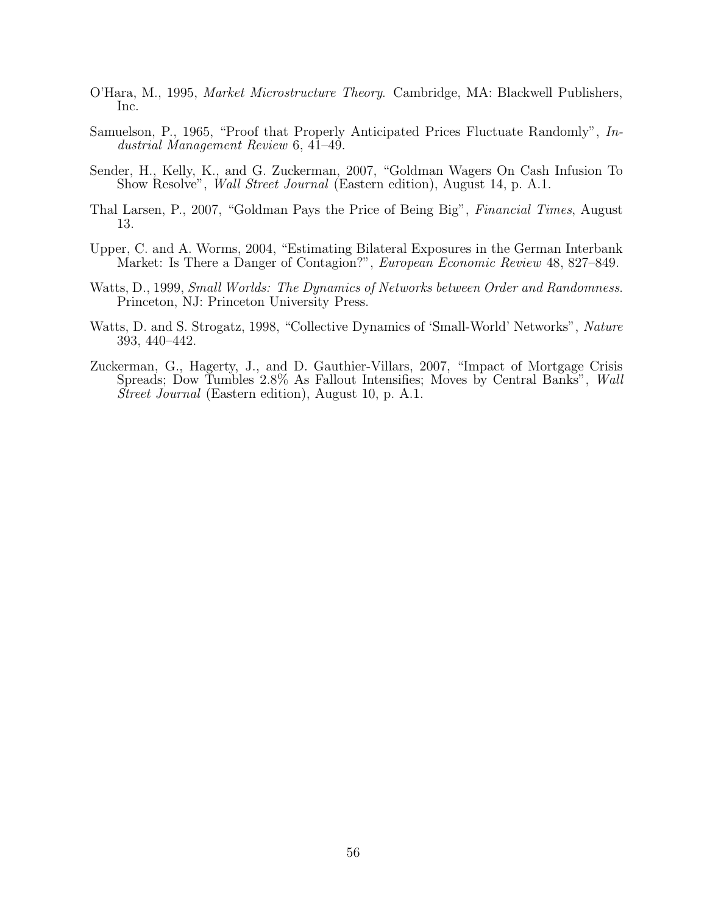O'Hara, M., 1995, *Market Microstructure Theory*. Cambridge, MA: Blackwell Publishers, Inc.

Samuelson, P., 1965, "Proof that Properly Anticipated Prices Fluctuate Randomly", *Industrial Management Review* 6, 41–49.

Sender, H., Kelly, K., and G. Zuckerman, 2007, "Goldman Wagers On Cash Infusion To Show Resolve", *Wall Street Journal* (Eastern edition), August 14, p. A.1.

Thal Larsen, P., 2007, "Goldman Pays the Price of Being Big", *Financial Times*, August 13.

Upper, C. and A. Worms, 2004, "Estimating Bilateral Exposures in the German Interbank Market: Is There a Danger of Contagion?", *European Economic Review* 48, 827–849.

Watts, D., 1999, *Small Worlds: The Dynamics of Networks between Order and Randomness*. Princeton, NJ: Princeton University Press.

Watts, D. and S. Strogatz, 1998, "Collective Dynamics of 'Small-World' Networks", *Nature* 393, 440–442.

Zuckerman, G., Hagerty, J., and D. Gauthier-Villars, 2007, "Impact of Mortgage Crisis Spreads; Dow Tumbles 2.8% As Fallout Intensifies; Moves by Central Banks", *Wall Street Journal* (Eastern edition), August 10, p. A.1.